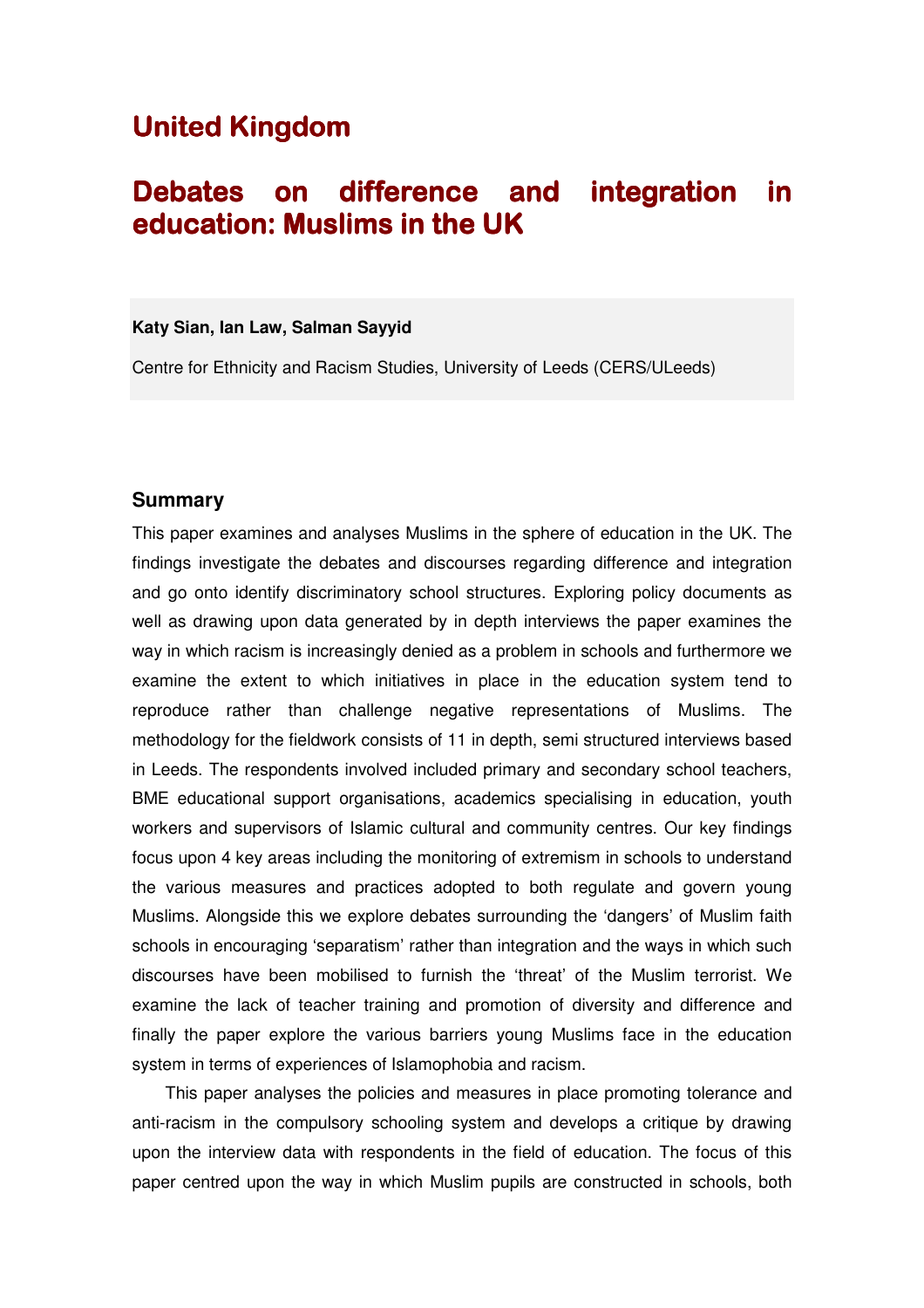# United Kingdom

# Debates on difference and integration in education: Muslims in the UK

**Katy Sian, Ian Law, Salman Sayyid**

Centre for Ethnicity and Racism Studies, University of Leeds (CERS/ULeeds)

## Summary

This paper examines and analyses Muslims in the sphere of education in the UK. The findings investigate the debates and discourses regarding difference and integration and go onto identify discriminatory school structures. Exploring policy documents as well as drawing upon data generated by in depth interviews the paper examines the way in which racism is increasingly denied as a problem in schools and furthermore we examine the extent to which initiatives in place in the education system tend to reproduce rather than challenge negative representations of Muslims. The methodology for the fieldwork consists of 11 in depth, semi structured interviews based in Leeds. The respondents involved included primary and secondary school teachers, BME educational support organisations, academics specialising in education, youth workers and supervisors of Islamic cultural and community centres. Our key findings focus upon 4 key areas including the monitoring of extremism in schools to understand the various measures and practices adopted to both regulate and govern young Muslims. Alongside this we explore debates surrounding the 'dangers' of Muslim faith schools in encouraging 'separatism' rather than integration and the ways in which such discourses have been mobilised to furnish the 'threat' of the Muslim terrorist. We examine the lack of teacher training and promotion of diversity and difference and finally the paper explore the various barriers young Muslims face in the education system in terms of experiences of Islamophobia and racism.

This paper analyses the policies and measures in place promoting tolerance and anti-racism in the compulsory schooling system and develops a critique by drawing upon the interview data with respondents in the field of education. The focus of this paper centred upon the way in which Muslim pupils are constructed in schools, both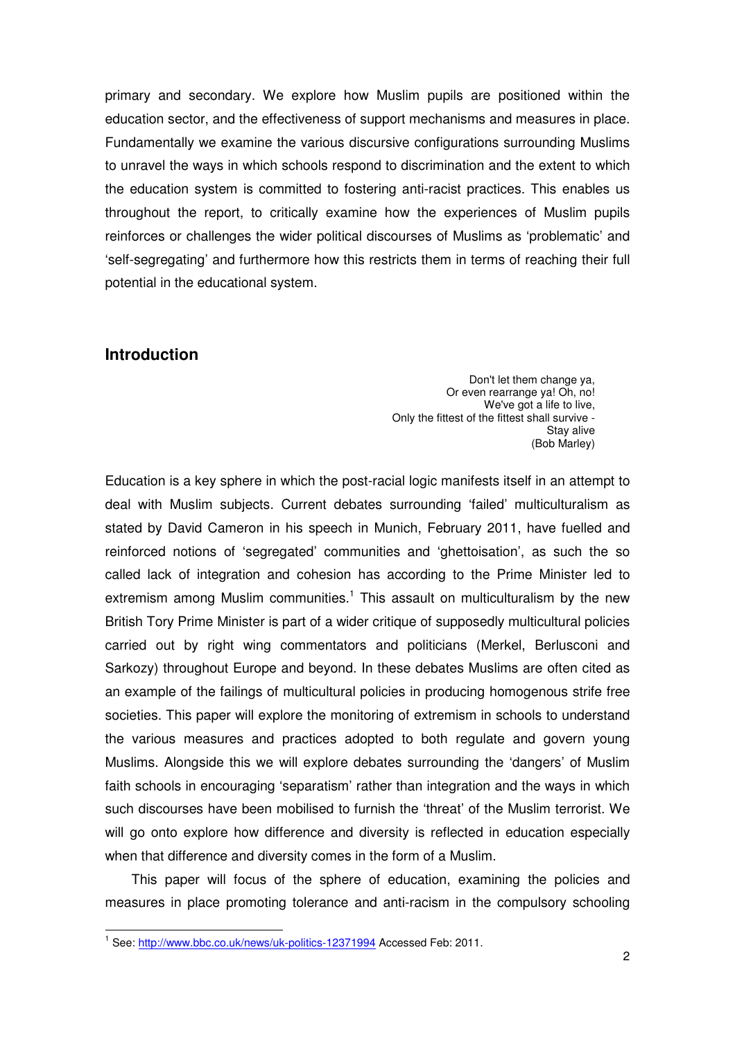primary and secondary. We explore how Muslim pupils are positioned within the education sector, and the effectiveness of support mechanisms and measures in place. Fundamentally we examine the various discursive configurations surrounding Muslims to unravel the ways in which schools respond to discrimination and the extent to which the education system is committed to fostering anti-racist practices. This enables us throughout the report, to critically examine how the experiences of Muslim pupils reinforces or challenges the wider political discourses of Muslims as 'problematic' and 'self-segregating' and furthermore how this restricts them in terms of reaching their full potential in the educational system.

## Introduction

> Don't let them change ya,
> Or even rearrange ya! Oh, no!
> We've got a life to live,
> Only the fittest of the fittest shall survive -
> Stay alive
> (Bob Marley)

Education is a key sphere in which the post-racial logic manifests itself in an attempt to deal with Muslim subjects. Current debates surrounding 'failed' multiculturalism as stated by David Cameron in his speech in Munich, February 2011, have fuelled and reinforced notions of 'segregated' communities and 'ghettoisation', as such the so called lack of integration and cohesion has according to the Prime Minister led to extremism among Muslim communities.[1] This assault on multiculturalism by the new British Tory Prime Minister is part of a wider critique of supposedly multicultural policies carried out by right wing commentators and politicians (Merkel, Berlusconi and Sarkozy) throughout Europe and beyond. In these debates Muslims are often cited as an example of the failings of multicultural policies in producing homogenous strife free societies. This paper will explore the monitoring of extremism in schools to understand the various measures and practices adopted to both regulate and govern young Muslims. Alongside this we will explore debates surrounding the 'dangers' of Muslim faith schools in encouraging 'separatism' rather than integration and the ways in which such discourses have been mobilised to furnish the 'threat' of the Muslim terrorist. We will go onto explore how difference and diversity is reflected in education especially when that difference and diversity comes in the form of a Muslim.

This paper will focus of the sphere of education, examining the policies and measures in place promoting tolerance and anti-racism in the compulsory schooling

---

[1] See: http://www.bbc.co.uk/news/uk-politics-12371994 Accessed Feb: 2011.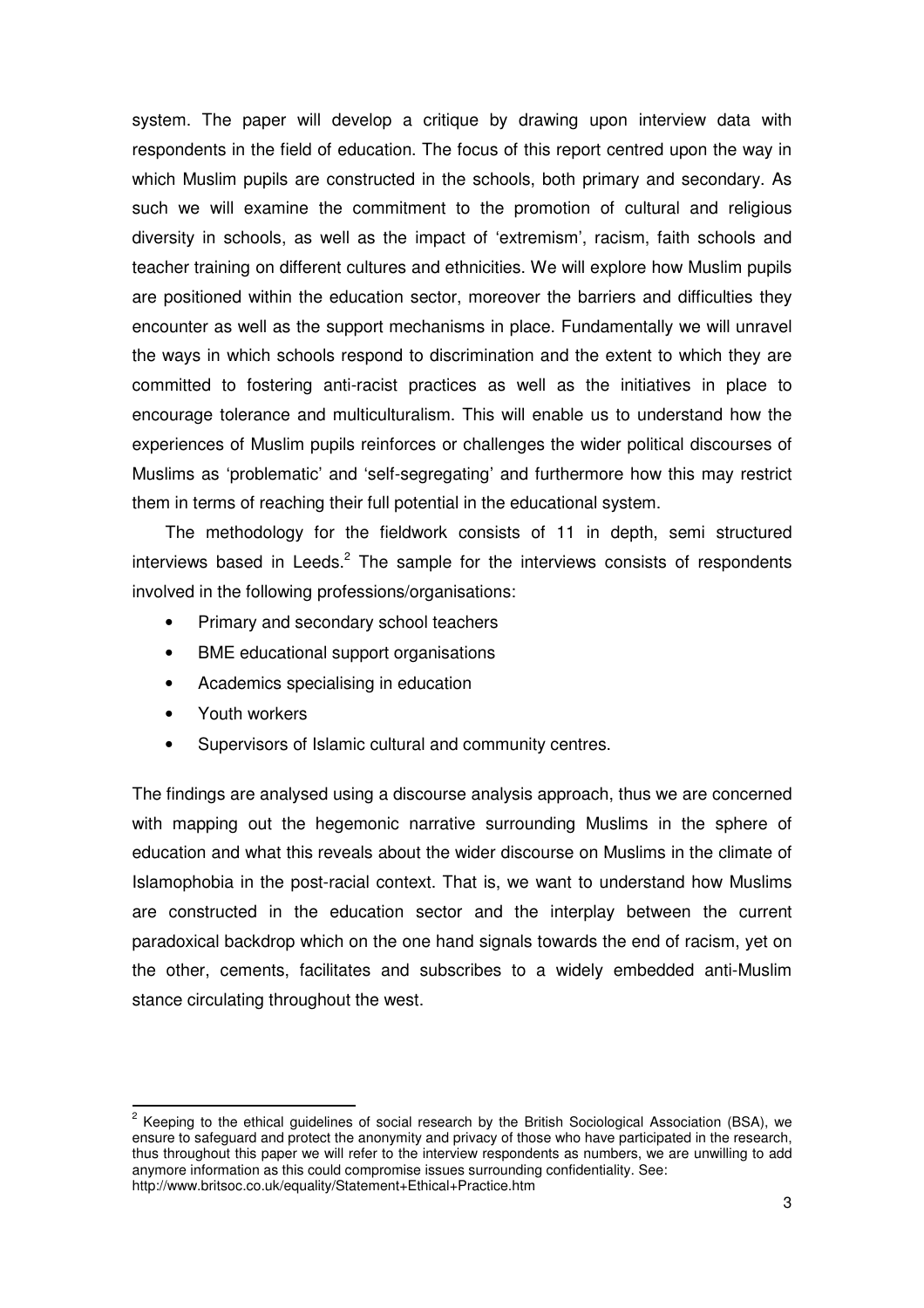system. The paper will develop a critique by drawing upon interview data with respondents in the field of education. The focus of this report centred upon the way in which Muslim pupils are constructed in the schools, both primary and secondary. As such we will examine the commitment to the promotion of cultural and religious diversity in schools, as well as the impact of 'extremism', racism, faith schools and teacher training on different cultures and ethnicities. We will explore how Muslim pupils are positioned within the education sector, moreover the barriers and difficulties they encounter as well as the support mechanisms in place. Fundamentally we will unravel the ways in which schools respond to discrimination and the extent to which they are committed to fostering anti-racist practices as well as the initiatives in place to encourage tolerance and multiculturalism. This will enable us to understand how the experiences of Muslim pupils reinforces or challenges the wider political discourses of Muslims as 'problematic' and 'self-segregating' and furthermore how this may restrict them in terms of reaching their full potential in the educational system.

The methodology for the fieldwork consists of 11 in depth, semi structured interviews based in Leeds.[2] The sample for the interviews consists of respondents involved in the following professions/organisations:

- Primary and secondary school teachers
- BME educational support organisations
- Academics specialising in education
- Youth workers
- Supervisors of Islamic cultural and community centres.

The findings are analysed using a discourse analysis approach, thus we are concerned with mapping out the hegemonic narrative surrounding Muslims in the sphere of education and what this reveals about the wider discourse on Muslims in the climate of Islamophobia in the post-racial context. That is, we want to understand how Muslims are constructed in the education sector and the interplay between the current paradoxical backdrop which on the one hand signals towards the end of racism, yet on the other, cements, facilitates and subscribes to a widely embedded anti-Muslim stance circulating throughout the west.

[2] Keeping to the ethical guidelines of social research by the British Sociological Association (BSA), we ensure to safeguard and protect the anonymity and privacy of those who have participated in the research, thus throughout this paper we will refer to the interview respondents as numbers, we are unwilling to add anymore information as this could compromise issues surrounding confidentiality. See: http://www.britsoc.co.uk/equality/Statement+Ethical+Practice.htm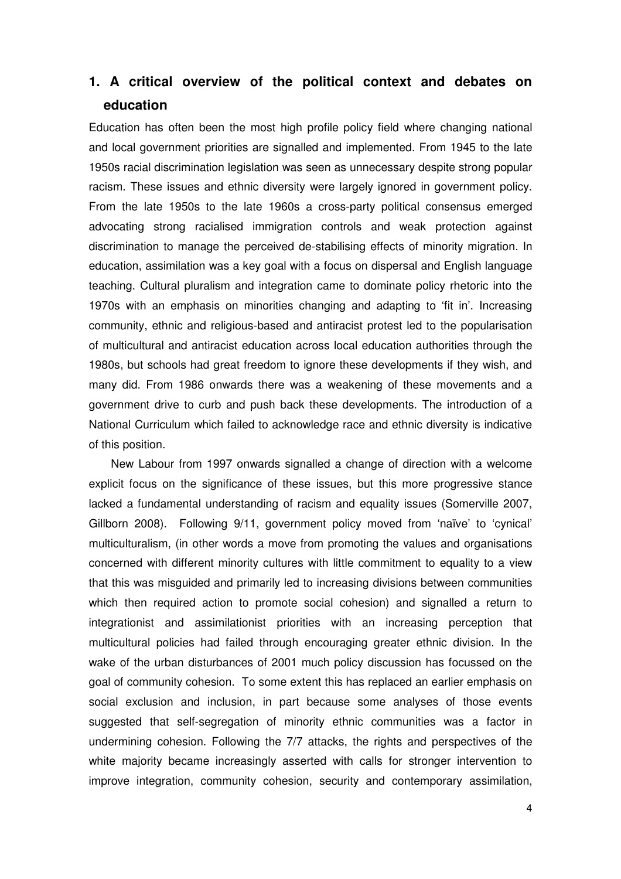## 1. A critical overview of the political context and debates on education

Education has often been the most high profile policy field where changing national and local government priorities are signalled and implemented. From 1945 to the late 1950s racial discrimination legislation was seen as unnecessary despite strong popular racism. These issues and ethnic diversity were largely ignored in government policy. From the late 1950s to the late 1960s a cross-party political consensus emerged advocating strong racialised immigration controls and weak protection against discrimination to manage the perceived de-stabilising effects of minority migration. In education, assimilation was a key goal with a focus on dispersal and English language teaching. Cultural pluralism and integration came to dominate policy rhetoric into the 1970s with an emphasis on minorities changing and adapting to 'fit in'. Increasing community, ethnic and religious-based and antiracist protest led to the popularisation of multicultural and antiracist education across local education authorities through the 1980s, but schools had great freedom to ignore these developments if they wish, and many did. From 1986 onwards there was a weakening of these movements and a government drive to curb and push back these developments. The introduction of a National Curriculum which failed to acknowledge race and ethnic diversity is indicative of this position.

New Labour from 1997 onwards signalled a change of direction with a welcome explicit focus on the significance of these issues, but this more progressive stance lacked a fundamental understanding of racism and equality issues (Somerville 2007, Gillborn 2008). Following 9/11, government policy moved from 'naïve' to 'cynical' multiculturalism, (in other words a move from promoting the values and organisations concerned with different minority cultures with little commitment to equality to a view that this was misguided and primarily led to increasing divisions between communities which then required action to promote social cohesion) and signalled a return to integrationist and assimilationist priorities with an increasing perception that multicultural policies had failed through encouraging greater ethnic division. In the wake of the urban disturbances of 2001 much policy discussion has focussed on the goal of community cohesion. To some extent this has replaced an earlier emphasis on social exclusion and inclusion, in part because some analyses of those events suggested that self-segregation of minority ethnic communities was a factor in undermining cohesion. Following the 7/7 attacks, the rights and perspectives of the white majority became increasingly asserted with calls for stronger intervention to improve integration, community cohesion, security and contemporary assimilation,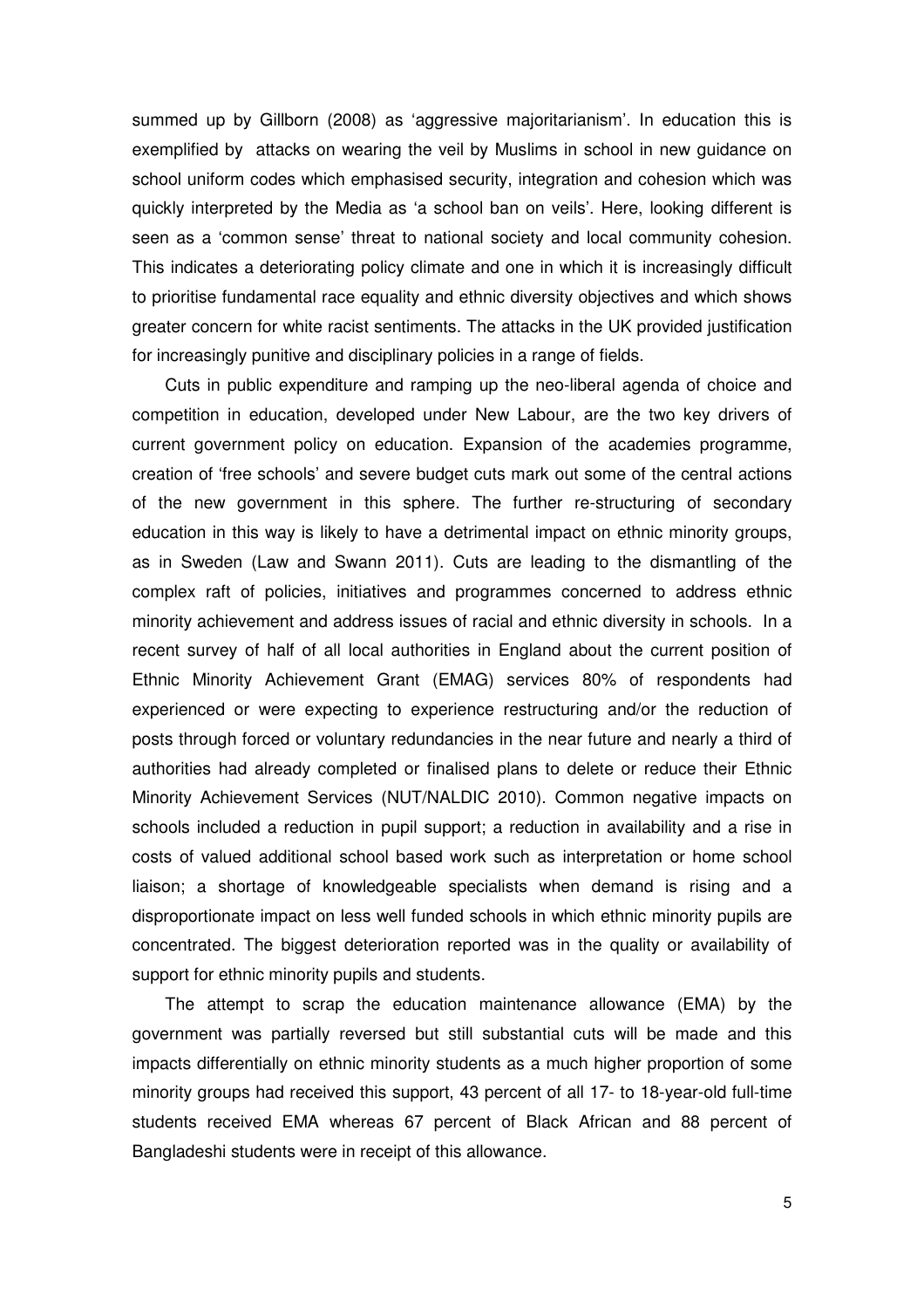summed up by Gillborn (2008) as 'aggressive majoritarianism'. In education this is exemplified by attacks on wearing the veil by Muslims in school in new guidance on school uniform codes which emphasised security, integration and cohesion which was quickly interpreted by the Media as 'a school ban on veils'. Here, looking different is seen as a 'common sense' threat to national society and local community cohesion. This indicates a deteriorating policy climate and one in which it is increasingly difficult to prioritise fundamental race equality and ethnic diversity objectives and which shows greater concern for white racist sentiments. The attacks in the UK provided justification for increasingly punitive and disciplinary policies in a range of fields.

Cuts in public expenditure and ramping up the neo-liberal agenda of choice and competition in education, developed under New Labour, are the two key drivers of current government policy on education. Expansion of the academies programme, creation of 'free schools' and severe budget cuts mark out some of the central actions of the new government in this sphere. The further re-structuring of secondary education in this way is likely to have a detrimental impact on ethnic minority groups, as in Sweden (Law and Swann 2011). Cuts are leading to the dismantling of the complex raft of policies, initiatives and programmes concerned to address ethnic minority achievement and address issues of racial and ethnic diversity in schools. In a recent survey of half of all local authorities in England about the current position of Ethnic Minority Achievement Grant (EMAG) services 80% of respondents had experienced or were expecting to experience restructuring and/or the reduction of posts through forced or voluntary redundancies in the near future and nearly a third of authorities had already completed or finalised plans to delete or reduce their Ethnic Minority Achievement Services (NUT/NALDIC 2010). Common negative impacts on schools included a reduction in pupil support; a reduction in availability and a rise in costs of valued additional school based work such as interpretation or home school liaison; a shortage of knowledgeable specialists when demand is rising and a disproportionate impact on less well funded schools in which ethnic minority pupils are concentrated. The biggest deterioration reported was in the quality or availability of support for ethnic minority pupils and students.

The attempt to scrap the education maintenance allowance (EMA) by the government was partially reversed but still substantial cuts will be made and this impacts differentially on ethnic minority students as a much higher proportion of some minority groups had received this support, 43 percent of all 17- to 18-year-old full-time students received EMA whereas 67 percent of Black African and 88 percent of Bangladeshi students were in receipt of this allowance.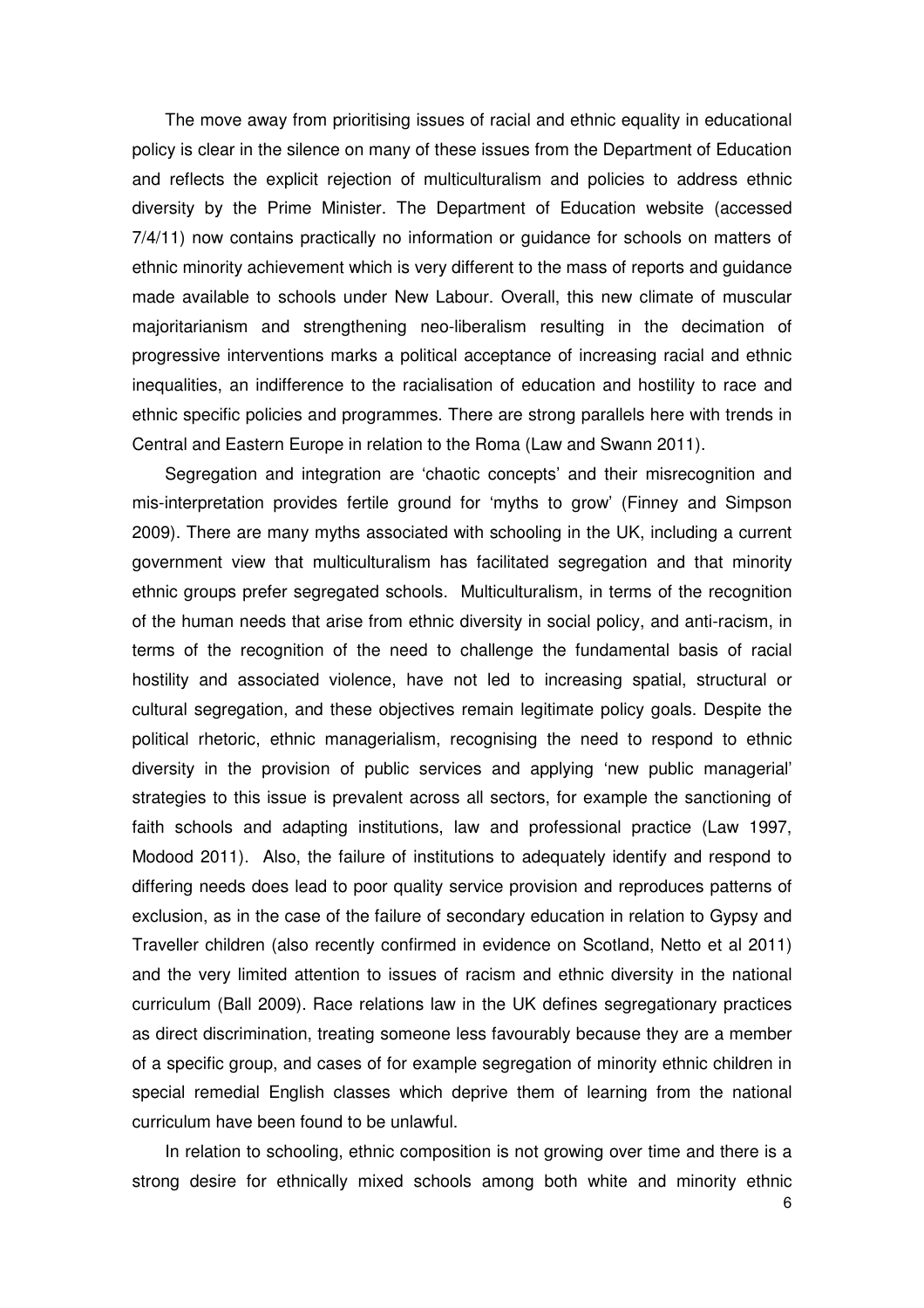The move away from prioritising issues of racial and ethnic equality in educational policy is clear in the silence on many of these issues from the Department of Education and reflects the explicit rejection of multiculturalism and policies to address ethnic diversity by the Prime Minister. The Department of Education website (accessed 7/4/11) now contains practically no information or guidance for schools on matters of ethnic minority achievement which is very different to the mass of reports and guidance made available to schools under New Labour. Overall, this new climate of muscular majoritarianism and strengthening neo-liberalism resulting in the decimation of progressive interventions marks a political acceptance of increasing racial and ethnic inequalities, an indifference to the racialisation of education and hostility to race and ethnic specific policies and programmes. There are strong parallels here with trends in Central and Eastern Europe in relation to the Roma (Law and Swann 2011).

Segregation and integration are 'chaotic concepts' and their misrecognition and mis-interpretation provides fertile ground for 'myths to grow' (Finney and Simpson 2009). There are many myths associated with schooling in the UK, including a current government view that multiculturalism has facilitated segregation and that minority ethnic groups prefer segregated schools. Multiculturalism, in terms of the recognition of the human needs that arise from ethnic diversity in social policy, and anti-racism, in terms of the recognition of the need to challenge the fundamental basis of racial hostility and associated violence, have not led to increasing spatial, structural or cultural segregation, and these objectives remain legitimate policy goals. Despite the political rhetoric, ethnic managerialism, recognising the need to respond to ethnic diversity in the provision of public services and applying 'new public managerial' strategies to this issue is prevalent across all sectors, for example the sanctioning of faith schools and adapting institutions, law and professional practice (Law 1997, Modood 2011). Also, the failure of institutions to adequately identify and respond to differing needs does lead to poor quality service provision and reproduces patterns of exclusion, as in the case of the failure of secondary education in relation to Gypsy and Traveller children (also recently confirmed in evidence on Scotland, Netto et al 2011) and the very limited attention to issues of racism and ethnic diversity in the national curriculum (Ball 2009). Race relations law in the UK defines segregationary practices as direct discrimination, treating someone less favourably because they are a member of a specific group, and cases of for example segregation of minority ethnic children in special remedial English classes which deprive them of learning from the national curriculum have been found to be unlawful.

In relation to schooling, ethnic composition is not growing over time and there is a strong desire for ethnically mixed schools among both white and minority ethnic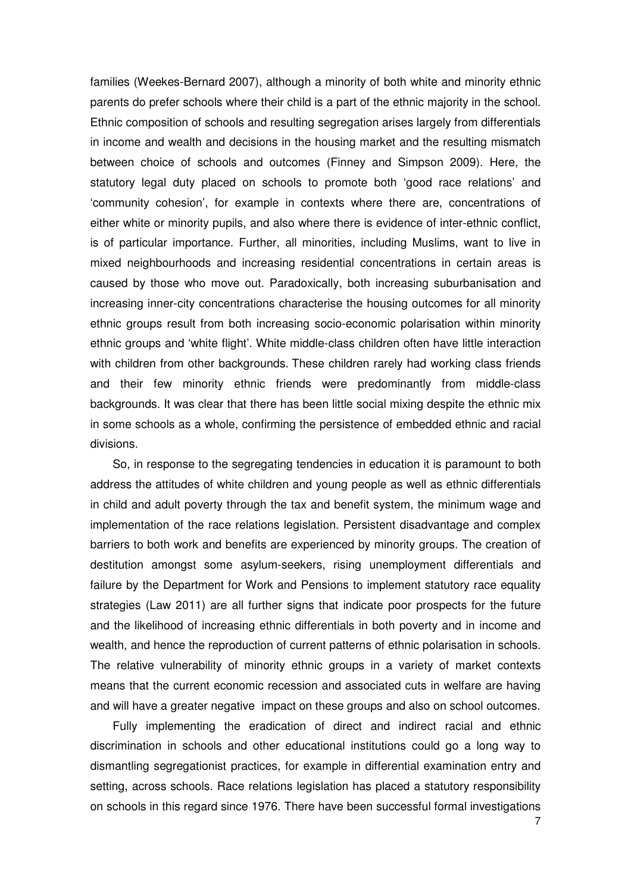families (Weekes-Bernard 2007), although a minority of both white and minority ethnic parents do prefer schools where their child is a part of the ethnic majority in the school. Ethnic composition of schools and resulting segregation arises largely from differentials in income and wealth and decisions in the housing market and the resulting mismatch between choice of schools and outcomes (Finney and Simpson 2009). Here, the statutory legal duty placed on schools to promote both 'good race relations' and 'community cohesion', for example in contexts where there are, concentrations of either white or minority pupils, and also where there is evidence of inter-ethnic conflict, is of particular importance. Further, all minorities, including Muslims, want to live in mixed neighbourhoods and increasing residential concentrations in certain areas is caused by those who move out. Paradoxically, both increasing suburbanisation and increasing inner-city concentrations characterise the housing outcomes for all minority ethnic groups result from both increasing socio-economic polarisation within minority ethnic groups and 'white flight'. White middle-class children often have little interaction with children from other backgrounds. These children rarely had working class friends and their few minority ethnic friends were predominantly from middle-class backgrounds. It was clear that there has been little social mixing despite the ethnic mix in some schools as a whole, confirming the persistence of embedded ethnic and racial divisions.

So, in response to the segregating tendencies in education it is paramount to both address the attitudes of white children and young people as well as ethnic differentials in child and adult poverty through the tax and benefit system, the minimum wage and implementation of the race relations legislation. Persistent disadvantage and complex barriers to both work and benefits are experienced by minority groups. The creation of destitution amongst some asylum-seekers, rising unemployment differentials and failure by the Department for Work and Pensions to implement statutory race equality strategies (Law 2011) are all further signs that indicate poor prospects for the future and the likelihood of increasing ethnic differentials in both poverty and in income and wealth, and hence the reproduction of current patterns of ethnic polarisation in schools. The relative vulnerability of minority ethnic groups in a variety of market contexts means that the current economic recession and associated cuts in welfare are having and will have a greater negative impact on these groups and also on school outcomes.

Fully implementing the eradication of direct and indirect racial and ethnic discrimination in schools and other educational institutions could go a long way to dismantling segregationist practices, for example in differential examination entry and setting, across schools. Race relations legislation has placed a statutory responsibility on schools in this regard since 1976. There have been successful formal investigations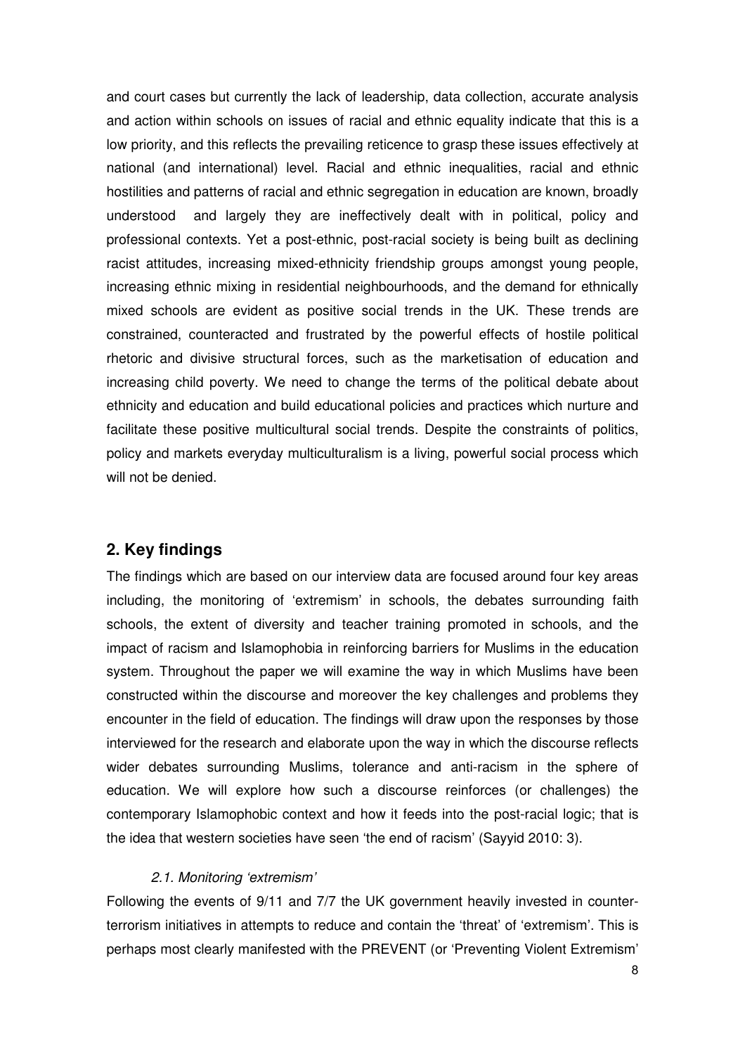and court cases but currently the lack of leadership, data collection, accurate analysis and action within schools on issues of racial and ethnic equality indicate that this is a low priority, and this reflects the prevailing reticence to grasp these issues effectively at national (and international) level. Racial and ethnic inequalities, racial and ethnic hostilities and patterns of racial and ethnic segregation in education are known, broadly understood and largely they are ineffectively dealt with in political, policy and professional contexts. Yet a post-ethnic, post-racial society is being built as declining racist attitudes, increasing mixed-ethnicity friendship groups amongst young people, increasing ethnic mixing in residential neighbourhoods, and the demand for ethnically mixed schools are evident as positive social trends in the UK. These trends are constrained, counteracted and frustrated by the powerful effects of hostile political rhetoric and divisive structural forces, such as the marketisation of education and increasing child poverty. We need to change the terms of the political debate about ethnicity and education and build educational policies and practices which nurture and facilitate these positive multicultural social trends. Despite the constraints of politics, policy and markets everyday multiculturalism is a living, powerful social process which will not be denied.

## 2. Key findings

The findings which are based on our interview data are focused around four key areas including, the monitoring of 'extremism' in schools, the debates surrounding faith schools, the extent of diversity and teacher training promoted in schools, and the impact of racism and Islamophobia in reinforcing barriers for Muslims in the education system. Throughout the paper we will examine the way in which Muslims have been constructed within the discourse and moreover the key challenges and problems they encounter in the field of education. The findings will draw upon the responses by those interviewed for the research and elaborate upon the way in which the discourse reflects wider debates surrounding Muslims, tolerance and anti-racism in the sphere of education. We will explore how such a discourse reinforces (or challenges) the contemporary Islamophobic context and how it feeds into the post-racial logic; that is the idea that western societies have seen 'the end of racism' (Sayyid 2010: 3).

### *2.1. Monitoring 'extremism'*

Following the events of 9/11 and 7/7 the UK government heavily invested in counter-terrorism initiatives in attempts to reduce and contain the 'threat' of 'extremism'. This is perhaps most clearly manifested with the PREVENT (or 'Preventing Violent Extremism'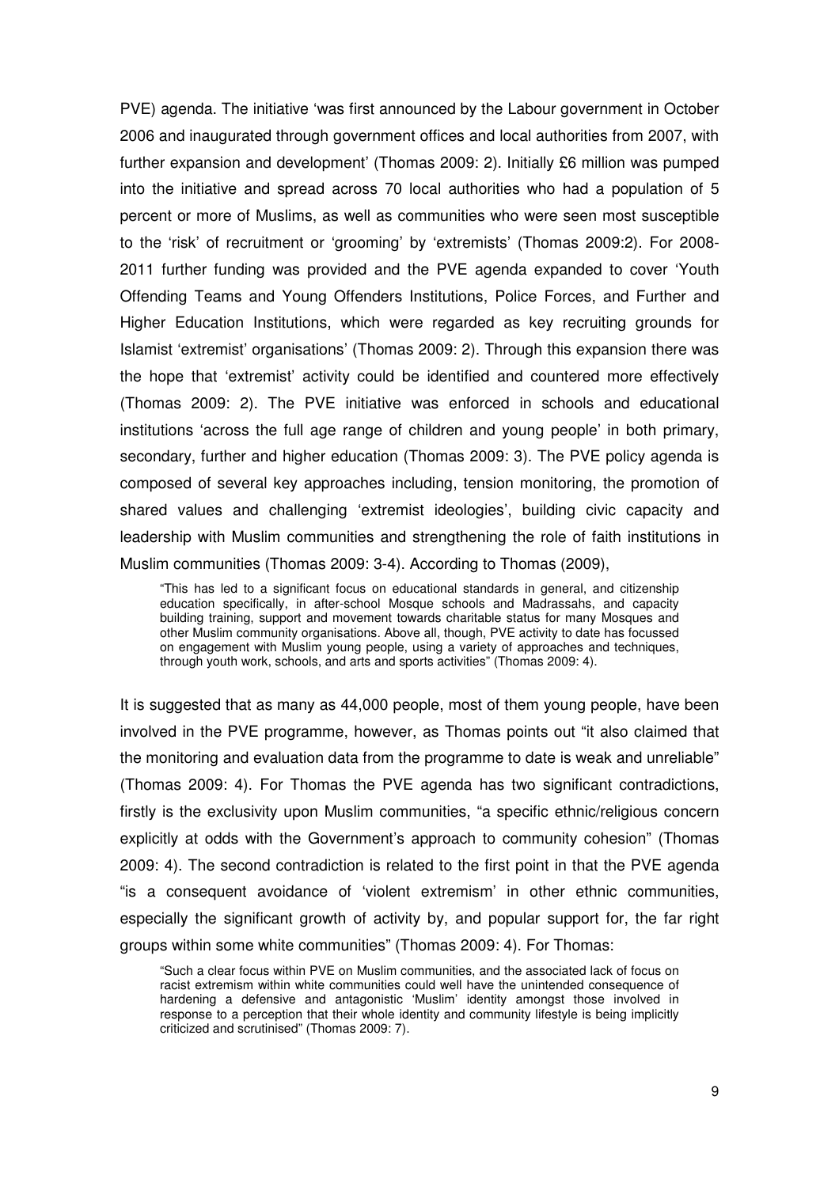PVE) agenda. The initiative 'was first announced by the Labour government in October 2006 and inaugurated through government offices and local authorities from 2007, with further expansion and development' (Thomas 2009: 2). Initially £6 million was pumped into the initiative and spread across 70 local authorities who had a population of 5 percent or more of Muslims, as well as communities who were seen most susceptible to the 'risk' of recruitment or 'grooming' by 'extremists' (Thomas 2009:2). For 2008-2011 further funding was provided and the PVE agenda expanded to cover 'Youth Offending Teams and Young Offenders Institutions, Police Forces, and Further and Higher Education Institutions, which were regarded as key recruiting grounds for Islamist 'extremist' organisations' (Thomas 2009: 2). Through this expansion there was the hope that 'extremist' activity could be identified and countered more effectively (Thomas 2009: 2). The PVE initiative was enforced in schools and educational institutions 'across the full age range of children and young people' in both primary, secondary, further and higher education (Thomas 2009: 3). The PVE policy agenda is composed of several key approaches including, tension monitoring, the promotion of shared values and challenging 'extremist ideologies', building civic capacity and leadership with Muslim communities and strengthening the role of faith institutions in Muslim communities (Thomas 2009: 3-4). According to Thomas (2009),

> "This has led to a significant focus on educational standards in general, and citizenship education specifically, in after-school Mosque schools and Madrassahs, and capacity building training, support and movement towards charitable status for many Mosques and other Muslim community organisations. Above all, though, PVE activity to date has focussed on engagement with Muslim young people, using a variety of approaches and techniques, through youth work, schools, and arts and sports activities" (Thomas 2009: 4).

It is suggested that as many as 44,000 people, most of them young people, have been involved in the PVE programme, however, as Thomas points out "it also claimed that the monitoring and evaluation data from the programme to date is weak and unreliable" (Thomas 2009: 4). For Thomas the PVE agenda has two significant contradictions, firstly is the exclusivity upon Muslim communities, "a specific ethnic/religious concern explicitly at odds with the Government's approach to community cohesion" (Thomas 2009: 4). The second contradiction is related to the first point in that the PVE agenda "is a consequent avoidance of 'violent extremism' in other ethnic communities, especially the significant growth of activity by, and popular support for, the far right groups within some white communities" (Thomas 2009: 4). For Thomas:

> "Such a clear focus within PVE on Muslim communities, and the associated lack of focus on racist extremism within white communities could well have the unintended consequence of hardening a defensive and antagonistic 'Muslim' identity amongst those involved in response to a perception that their whole identity and community lifestyle is being implicitly criticized and scrutinised" (Thomas 2009: 7).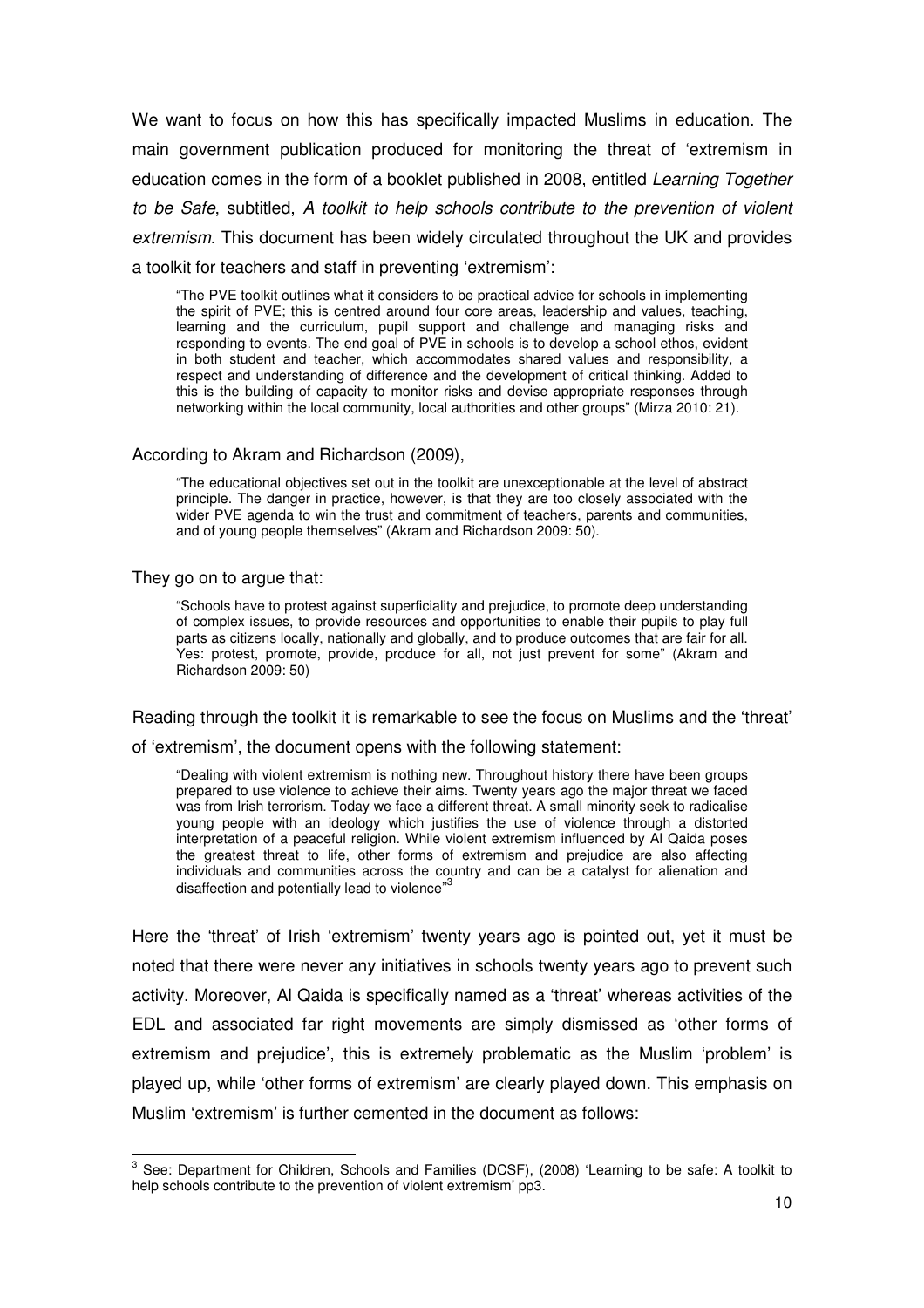We want to focus on how this has specifically impacted Muslims in education. The main government publication produced for monitoring the threat of 'extremism in education comes in the form of a booklet published in 2008, entitled *Learning Together to be Safe*, subtitled, *A toolkit to help schools contribute to the prevention of violent extremism*. This document has been widely circulated throughout the UK and provides a toolkit for teachers and staff in preventing 'extremism':

> "The PVE toolkit outlines what it considers to be practical advice for schools in implementing the spirit of PVE; this is centred around four core areas, leadership and values, teaching, learning and the curriculum, pupil support and challenge and managing risks and responding to events. The end goal of PVE in schools is to develop a school ethos, evident in both student and teacher, which accommodates shared values and responsibility, a respect and understanding of difference and the development of critical thinking. Added to this is the building of capacity to monitor risks and devise appropriate responses through networking within the local community, local authorities and other groups" (Mirza 2010: 21).

According to Akram and Richardson (2009),

> "The educational objectives set out in the toolkit are unexceptionable at the level of abstract principle. The danger in practice, however, is that they are too closely associated with the wider PVE agenda to win the trust and commitment of teachers, parents and communities, and of young people themselves" (Akram and Richardson 2009: 50).

They go on to argue that:

> "Schools have to protest against superficiality and prejudice, to promote deep understanding of complex issues, to provide resources and opportunities to enable their pupils to play full parts as citizens locally, nationally and globally, and to produce outcomes that are fair for all. Yes: protest, promote, provide, produce for all, not just prevent for some" (Akram and Richardson 2009: 50)

Reading through the toolkit it is remarkable to see the focus on Muslims and the 'threat' of 'extremism', the document opens with the following statement:

> "Dealing with violent extremism is nothing new. Throughout history there have been groups prepared to use violence to achieve their aims. Twenty years ago the major threat we faced was from Irish terrorism. Today we face a different threat. A small minority seek to radicalise young people with an ideology which justifies the use of violence through a distorted interpretation of a peaceful religion. While violent extremism influenced by Al Qaida poses the greatest threat to life, other forms of extremism and prejudice are also affecting individuals and communities across the country and can be a catalyst for alienation and disaffection and potentially lead to violence"[3]

Here the 'threat' of Irish 'extremism' twenty years ago is pointed out, yet it must be noted that there were never any initiatives in schools twenty years ago to prevent such activity. Moreover, Al Qaida is specifically named as a 'threat' whereas activities of the EDL and associated far right movements are simply dismissed as 'other forms of extremism and prejudice', this is extremely problematic as the Muslim 'problem' is played up, while 'other forms of extremism' are clearly played down. This emphasis on Muslim 'extremism' is further cemented in the document as follows:

[3] See: Department for Children, Schools and Families (DCSF), (2008) 'Learning to be safe: A toolkit to help schools contribute to the prevention of violent extremism' pp3.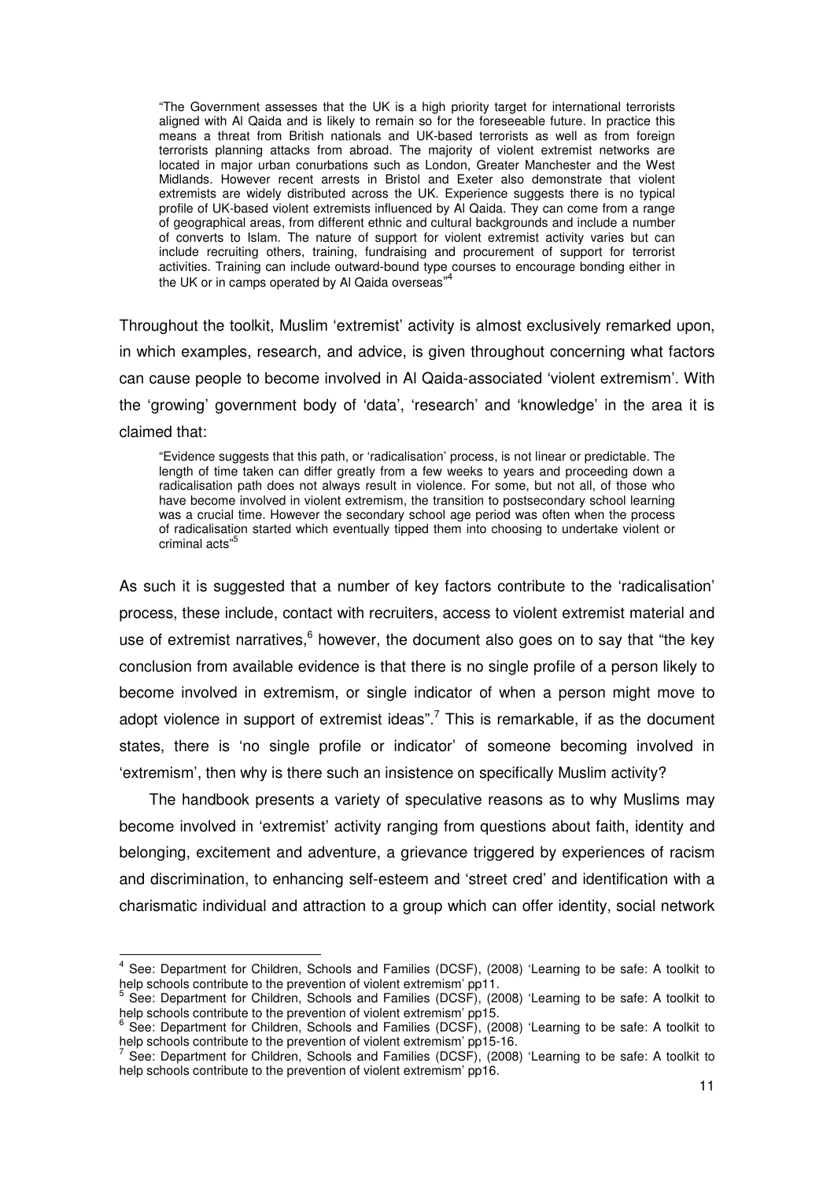> "The Government assesses that the UK is a high priority target for international terrorists aligned with Al Qaida and is likely to remain so for the foreseeable future. In practice this means a threat from British nationals and UK-based terrorists as well as from foreign terrorists planning attacks from abroad. The majority of violent extremist networks are located in major urban conurbations such as London, Greater Manchester and the West Midlands. However recent arrests in Bristol and Exeter also demonstrate that violent extremists are widely distributed across the UK. Experience suggests there is no typical profile of UK-based violent extremists influenced by Al Qaida. They can come from a range of geographical areas, from different ethnic and cultural backgrounds and include a number of converts to Islam. The nature of support for violent extremist activity varies but can include recruiting others, training, fundraising and procurement of support for terrorist activities. Training can include outward-bound type courses to encourage bonding either in the UK or in camps operated by Al Qaida overseas"[4]

Throughout the toolkit, Muslim 'extremist' activity is almost exclusively remarked upon, in which examples, research, and advice, is given throughout concerning what factors can cause people to become involved in Al Qaida-associated 'violent extremism'. With the 'growing' government body of 'data', 'research' and 'knowledge' in the area it is claimed that:

> "Evidence suggests that this path, or 'radicalisation' process, is not linear or predictable. The length of time taken can differ greatly from a few weeks to years and proceeding down a radicalisation path does not always result in violence. For some, but not all, of those who have become involved in violent extremism, the transition to postsecondary school learning was a crucial time. However the secondary school age period was often when the process of radicalisation started which eventually tipped them into choosing to undertake violent or criminal acts"[5]

As such it is suggested that a number of key factors contribute to the 'radicalisation' process, these include, contact with recruiters, access to violent extremist material and use of extremist narratives,[6] however, the document also goes on to say that "the key conclusion from available evidence is that there is no single profile of a person likely to become involved in extremism, or single indicator of when a person might move to adopt violence in support of extremist ideas".[7] This is remarkable, if as the document states, there is 'no single profile or indicator' of someone becoming involved in 'extremism', then why is there such an insistence on specifically Muslim activity?

The handbook presents a variety of speculative reasons as to why Muslims may become involved in 'extremist' activity ranging from questions about faith, identity and belonging, excitement and adventure, a grievance triggered by experiences of racism and discrimination, to enhancing self-esteem and 'street cred' and identification with a charismatic individual and attraction to a group which can offer identity, social network

---

[4] See: Department for Children, Schools and Families (DCSF), (2008) 'Learning to be safe: A toolkit to help schools contribute to the prevention of violent extremism' pp11.

[5] See: Department for Children, Schools and Families (DCSF), (2008) 'Learning to be safe: A toolkit to help schools contribute to the prevention of violent extremism' pp15.

[6] See: Department for Children, Schools and Families (DCSF), (2008) 'Learning to be safe: A toolkit to help schools contribute to the prevention of violent extremism' pp15-16.

[7] See: Department for Children, Schools and Families (DCSF), (2008) 'Learning to be safe: A toolkit to help schools contribute to the prevention of violent extremism' pp16.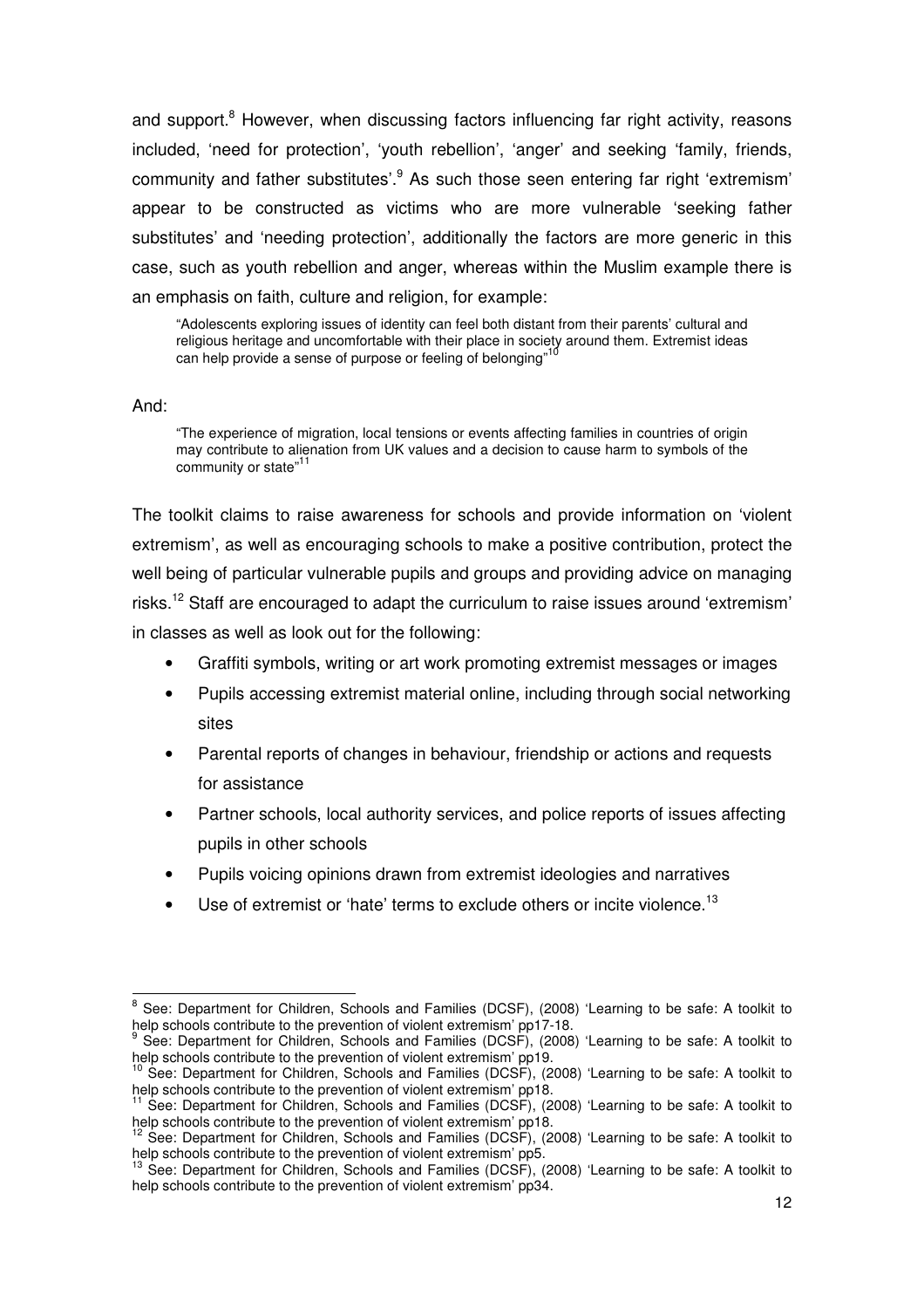and support.[8] However, when discussing factors influencing far right activity, reasons included, 'need for protection', 'youth rebellion', 'anger' and seeking 'family, friends, community and father substitutes'.[9] As such those seen entering far right 'extremism' appear to be constructed as victims who are more vulnerable 'seeking father substitutes' and 'needing protection', additionally the factors are more generic in this case, such as youth rebellion and anger, whereas within the Muslim example there is an emphasis on faith, culture and religion, for example:

> "Adolescents exploring issues of identity can feel both distant from their parents' cultural and religious heritage and uncomfortable with their place in society around them. Extremist ideas can help provide a sense of purpose or feeling of belonging"[10]

And:

> "The experience of migration, local tensions or events affecting families in countries of origin may contribute to alienation from UK values and a decision to cause harm to symbols of the community or state"[11]

The toolkit claims to raise awareness for schools and provide information on 'violent extremism', as well as encouraging schools to make a positive contribution, protect the well being of particular vulnerable pupils and groups and providing advice on managing risks.[12] Staff are encouraged to adapt the curriculum to raise issues around 'extremism' in classes as well as look out for the following:

- Graffiti symbols, writing or art work promoting extremist messages or images
- Pupils accessing extremist material online, including through social networking sites
- Parental reports of changes in behaviour, friendship or actions and requests for assistance
- Partner schools, local authority services, and police reports of issues affecting pupils in other schools
- Pupils voicing opinions drawn from extremist ideologies and narratives
- Use of extremist or 'hate' terms to exclude others or incite violence.[13]

---

[8] See: Department for Children, Schools and Families (DCSF), (2008) 'Learning to be safe: A toolkit to help schools contribute to the prevention of violent extremism' pp17-18.

[9] See: Department for Children, Schools and Families (DCSF), (2008) 'Learning to be safe: A toolkit to help schools contribute to the prevention of violent extremism' pp19.

[10] See: Department for Children, Schools and Families (DCSF), (2008) 'Learning to be safe: A toolkit to help schools contribute to the prevention of violent extremism' pp18.

[11] See: Department for Children, Schools and Families (DCSF), (2008) 'Learning to be safe: A toolkit to help schools contribute to the prevention of violent extremism' pp18.

[12] See: Department for Children, Schools and Families (DCSF), (2008) 'Learning to be safe: A toolkit to help schools contribute to the prevention of violent extremism' pp5.

[13] See: Department for Children, Schools and Families (DCSF), (2008) 'Learning to be safe: A toolkit to help schools contribute to the prevention of violent extremism' pp34.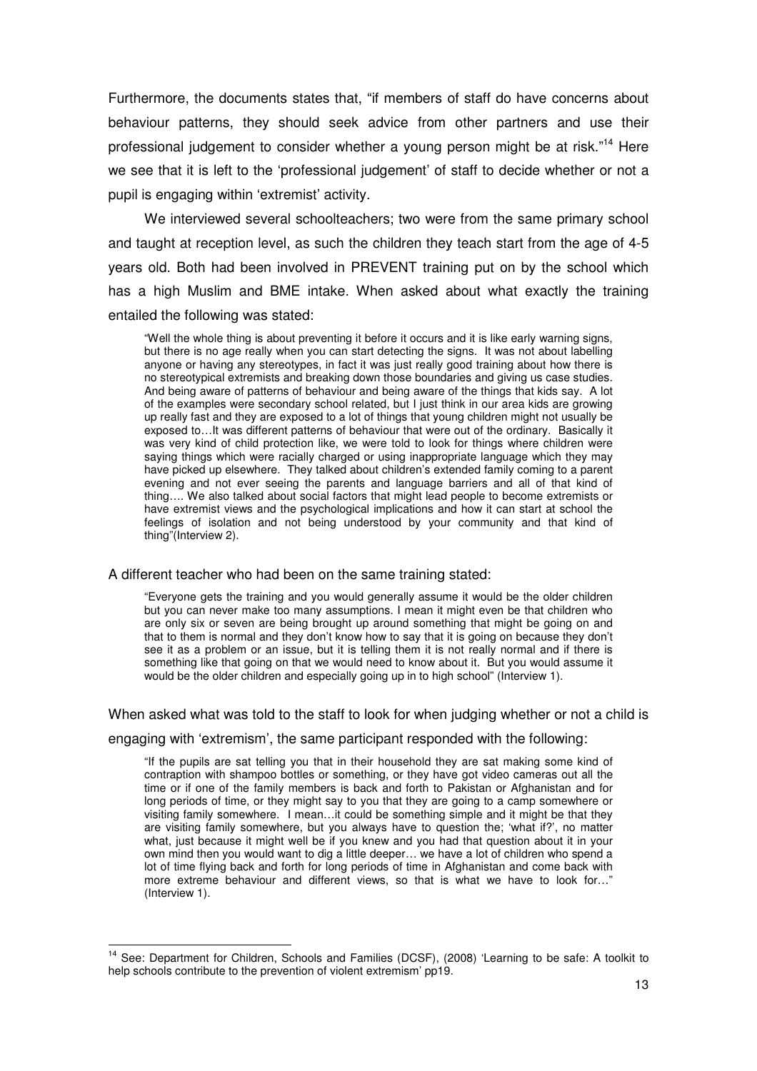Furthermore, the documents states that, "if members of staff do have concerns about behaviour patterns, they should seek advice from other partners and use their professional judgement to consider whether a young person might be at risk."[14] Here we see that it is left to the 'professional judgement' of staff to decide whether or not a pupil is engaging within 'extremist' activity.

We interviewed several schoolteachers; two were from the same primary school and taught at reception level, as such the children they teach start from the age of 4-5 years old. Both had been involved in PREVENT training put on by the school which has a high Muslim and BME intake. When asked about what exactly the training entailed the following was stated:

> "Well the whole thing is about preventing it before it occurs and it is like early warning signs, but there is no age really when you can start detecting the signs. It was not about labelling anyone or having any stereotypes, in fact it was just really good training about how there is no stereotypical extremists and breaking down those boundaries and giving us case studies. And being aware of patterns of behaviour and being aware of the things that kids say. A lot of the examples were secondary school related, but I just think in our area kids are growing up really fast and they are exposed to a lot of things that young children might not usually be exposed to…It was different patterns of behaviour that were out of the ordinary. Basically it was very kind of child protection like, we were told to look for things where children were saying things which were racially charged or using inappropriate language which they may have picked up elsewhere. They talked about children's extended family coming to a parent evening and not ever seeing the parents and language barriers and all of that kind of thing…. We also talked about social factors that might lead people to become extremists or have extremist views and the psychological implications and how it can start at school the feelings of isolation and not being understood by your community and that kind of thing"(Interview 2).

A different teacher who had been on the same training stated:

> "Everyone gets the training and you would generally assume it would be the older children but you can never make too many assumptions. I mean it might even be that children who are only six or seven are being brought up around something that might be going on and that to them is normal and they don't know how to say that it is going on because they don't see it as a problem or an issue, but it is telling them it is not really normal and if there is something like that going on that we would need to know about it. But you would assume it would be the older children and especially going up in to high school" (Interview 1).

When asked what was told to the staff to look for when judging whether or not a child is engaging with 'extremism', the same participant responded with the following:

> "If the pupils are sat telling you that in their household they are sat making some kind of contraption with shampoo bottles or something, or they have got video cameras out all the time or if one of the family members is back and forth to Pakistan or Afghanistan and for long periods of time, or they might say to you that they are going to a camp somewhere or visiting family somewhere. I mean…it could be something simple and it might be that they are visiting family somewhere, but you always have to question the; 'what if?', no matter what, just because it might well be if you knew and you had that question about it in your own mind then you would want to dig a little deeper… we have a lot of children who spend a lot of time flying back and forth for long periods of time in Afghanistan and come back with more extreme behaviour and different views, so that is what we have to look for…" (Interview 1).

---

[14] See: Department for Children, Schools and Families (DCSF), (2008) 'Learning to be safe: A toolkit to help schools contribute to the prevention of violent extremism' pp19.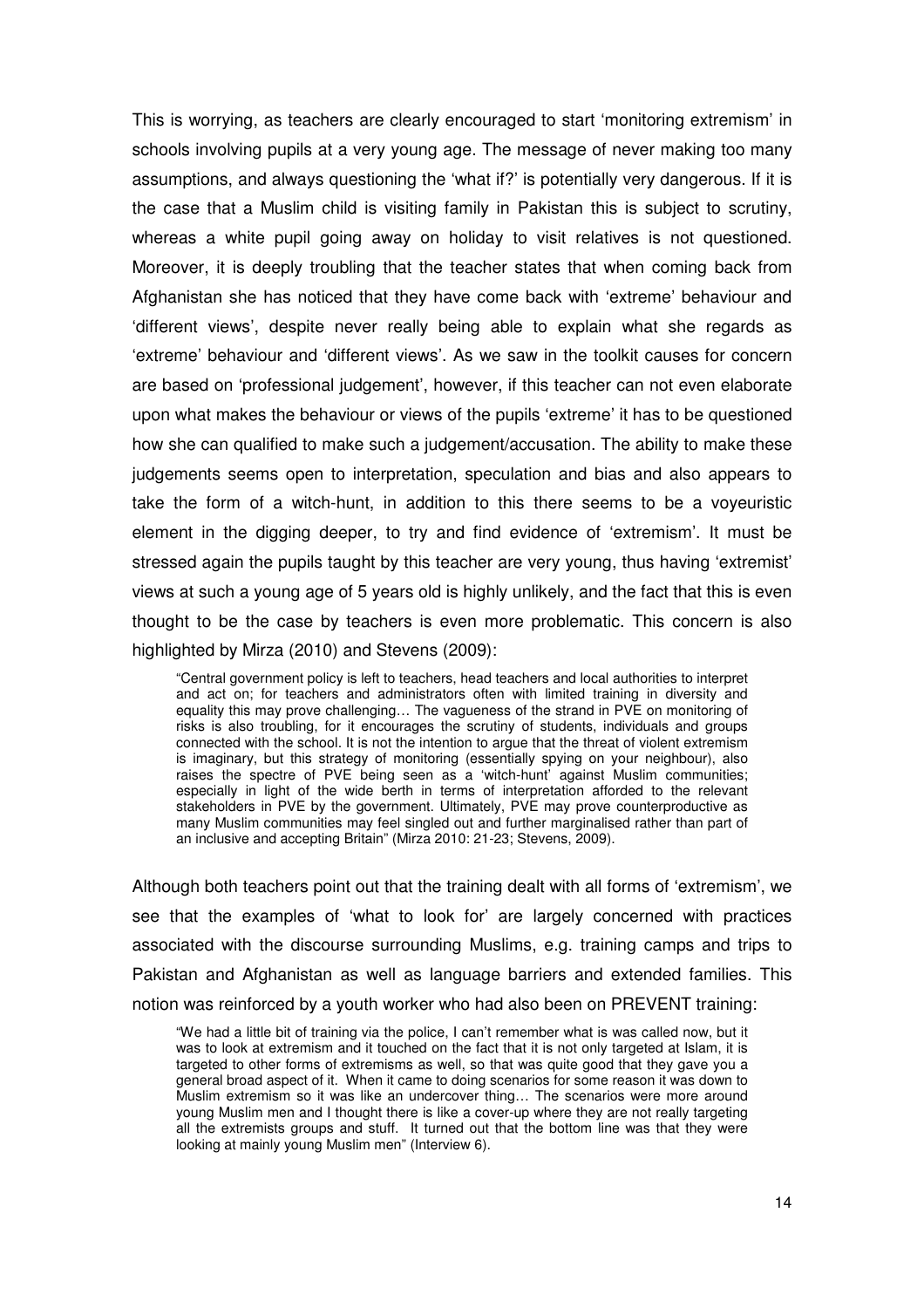This is worrying, as teachers are clearly encouraged to start 'monitoring extremism' in schools involving pupils at a very young age. The message of never making too many assumptions, and always questioning the 'what if?' is potentially very dangerous. If it is the case that a Muslim child is visiting family in Pakistan this is subject to scrutiny, whereas a white pupil going away on holiday to visit relatives is not questioned. Moreover, it is deeply troubling that the teacher states that when coming back from Afghanistan she has noticed that they have come back with 'extreme' behaviour and 'different views', despite never really being able to explain what she regards as 'extreme' behaviour and 'different views'. As we saw in the toolkit causes for concern are based on 'professional judgement', however, if this teacher can not even elaborate upon what makes the behaviour or views of the pupils 'extreme' it has to be questioned how she can qualified to make such a judgement/accusation. The ability to make these judgements seems open to interpretation, speculation and bias and also appears to take the form of a witch-hunt, in addition to this there seems to be a voyeuristic element in the digging deeper, to try and find evidence of 'extremism'. It must be stressed again the pupils taught by this teacher are very young, thus having 'extremist' views at such a young age of 5 years old is highly unlikely, and the fact that this is even thought to be the case by teachers is even more problematic. This concern is also highlighted by Mirza (2010) and Stevens (2009):

> "Central government policy is left to teachers, head teachers and local authorities to interpret and act on; for teachers and administrators often with limited training in diversity and equality this may prove challenging… The vagueness of the strand in PVE on monitoring of risks is also troubling, for it encourages the scrutiny of students, individuals and groups connected with the school. It is not the intention to argue that the threat of violent extremism is imaginary, but this strategy of monitoring (essentially spying on your neighbour), also raises the spectre of PVE being seen as a 'witch-hunt' against Muslim communities; especially in light of the wide berth in terms of interpretation afforded to the relevant stakeholders in PVE by the government. Ultimately, PVE may prove counterproductive as many Muslim communities may feel singled out and further marginalised rather than part of an inclusive and accepting Britain" (Mirza 2010: 21-23; Stevens, 2009).

Although both teachers point out that the training dealt with all forms of 'extremism', we see that the examples of 'what to look for' are largely concerned with practices associated with the discourse surrounding Muslims, e.g. training camps and trips to Pakistan and Afghanistan as well as language barriers and extended families. This notion was reinforced by a youth worker who had also been on PREVENT training:

> "We had a little bit of training via the police, I can't remember what is was called now, but it was to look at extremism and it touched on the fact that it is not only targeted at Islam, it is targeted to other forms of extremisms as well, so that was quite good that they gave you a general broad aspect of it. When it came to doing scenarios for some reason it was down to Muslim extremism so it was like an undercover thing… The scenarios were more around young Muslim men and I thought there is like a cover-up where they are not really targeting all the extremists groups and stuff. It turned out that the bottom line was that they were looking at mainly young Muslim men" (Interview 6).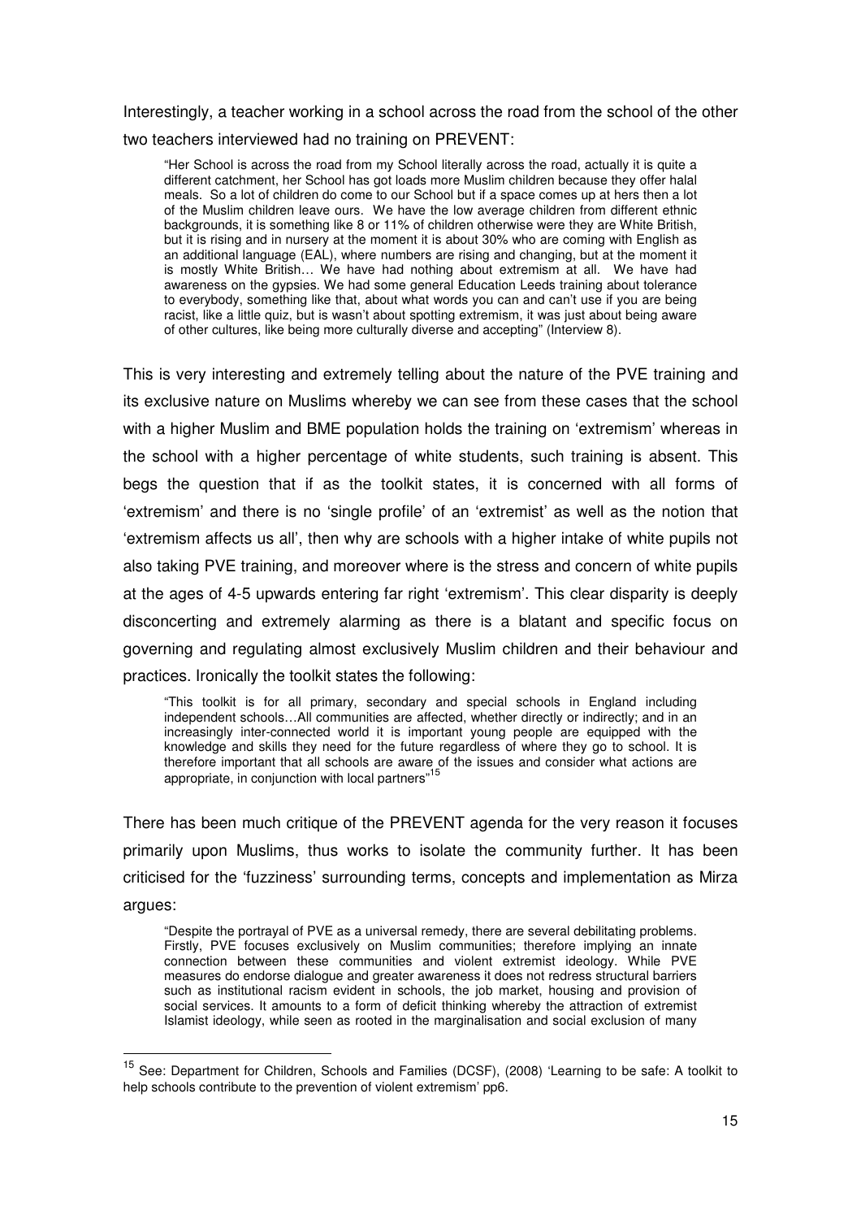Interestingly, a teacher working in a school across the road from the school of the other two teachers interviewed had no training on PREVENT:

> "Her School is across the road from my School literally across the road, actually it is quite a different catchment, her School has got loads more Muslim children because they offer halal meals. So a lot of children do come to our School but if a space comes up at hers then a lot of the Muslim children leave ours. We have the low average children from different ethnic backgrounds, it is something like 8 or 11% of children otherwise were they are White British, but it is rising and in nursery at the moment it is about 30% who are coming with English as an additional language (EAL), where numbers are rising and changing, but at the moment it is mostly White British… We have had nothing about extremism at all. We have had awareness on the gypsies. We had some general Education Leeds training about tolerance to everybody, something like that, about what words you can and can't use if you are being racist, like a little quiz, but is wasn't about spotting extremism, it was just about being aware of other cultures, like being more culturally diverse and accepting" (Interview 8).

This is very interesting and extremely telling about the nature of the PVE training and its exclusive nature on Muslims whereby we can see from these cases that the school with a higher Muslim and BME population holds the training on 'extremism' whereas in the school with a higher percentage of white students, such training is absent. This begs the question that if as the toolkit states, it is concerned with all forms of 'extremism' and there is no 'single profile' of an 'extremist' as well as the notion that 'extremism affects us all', then why are schools with a higher intake of white pupils not also taking PVE training, and moreover where is the stress and concern of white pupils at the ages of 4-5 upwards entering far right 'extremism'. This clear disparity is deeply disconcerting and extremely alarming as there is a blatant and specific focus on governing and regulating almost exclusively Muslim children and their behaviour and practices. Ironically the toolkit states the following:

> "This toolkit is for all primary, secondary and special schools in England including independent schools…All communities are affected, whether directly or indirectly; and in an increasingly inter-connected world it is important young people are equipped with the knowledge and skills they need for the future regardless of where they go to school. It is therefore important that all schools are aware of the issues and consider what actions are appropriate, in conjunction with local partners"[15]

There has been much critique of the PREVENT agenda for the very reason it focuses primarily upon Muslims, thus works to isolate the community further. It has been criticised for the 'fuzziness' surrounding terms, concepts and implementation as Mirza argues:

> "Despite the portrayal of PVE as a universal remedy, there are several debilitating problems. Firstly, PVE focuses exclusively on Muslim communities; therefore implying an innate connection between these communities and violent extremist ideology. While PVE measures do endorse dialogue and greater awareness it does not redress structural barriers such as institutional racism evident in schools, the job market, housing and provision of social services. It amounts to a form of deficit thinking whereby the attraction of extremist Islamist ideology, while seen as rooted in the marginalisation and social exclusion of many

[15] See: Department for Children, Schools and Families (DCSF), (2008) 'Learning to be safe: A toolkit to help schools contribute to the prevention of violent extremism' pp6.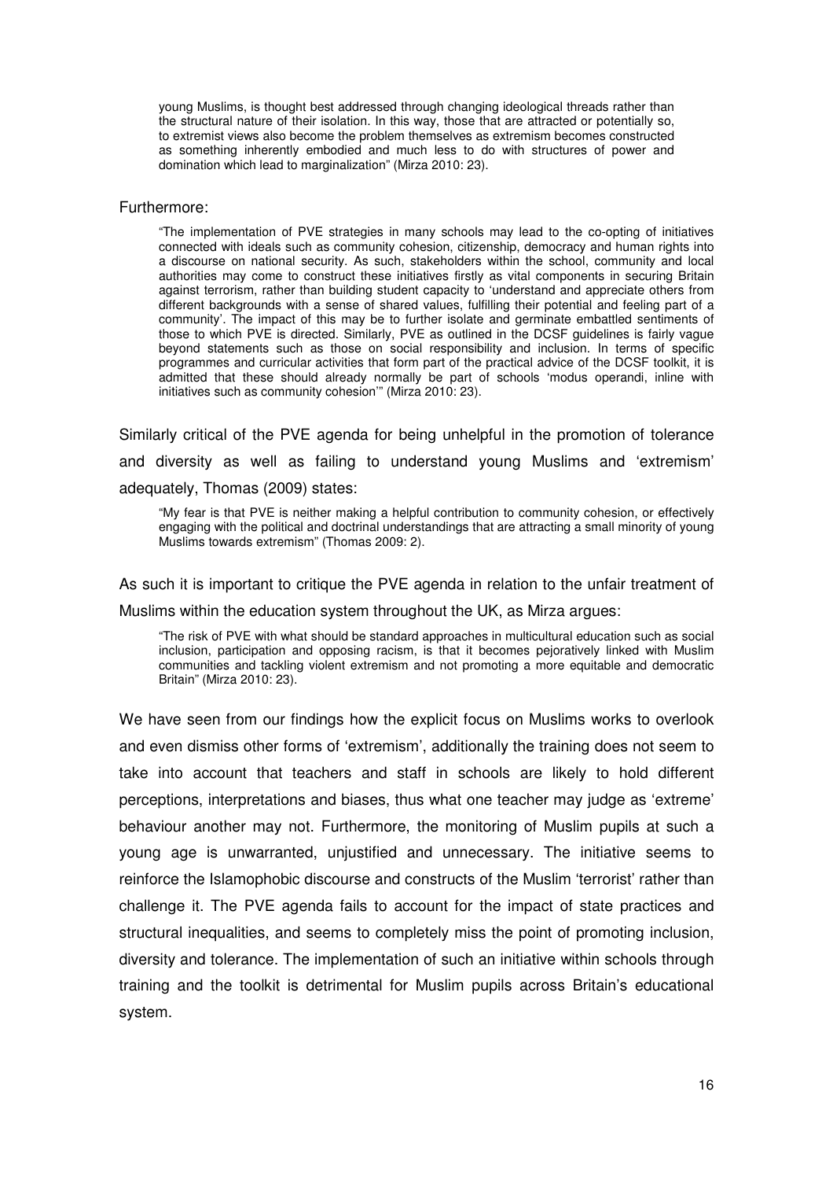> young Muslims, is thought best addressed through changing ideological threads rather than the structural nature of their isolation. In this way, those that are attracted or potentially so, to extremist views also become the problem themselves as extremism becomes constructed as something inherently embodied and much less to do with structures of power and domination which lead to marginalization" (Mirza 2010: 23).

Furthermore:

> "The implementation of PVE strategies in many schools may lead to the co-opting of initiatives connected with ideals such as community cohesion, citizenship, democracy and human rights into a discourse on national security. As such, stakeholders within the school, community and local authorities may come to construct these initiatives firstly as vital components in securing Britain against terrorism, rather than building student capacity to 'understand and appreciate others from different backgrounds with a sense of shared values, fulfilling their potential and feeling part of a community'. The impact of this may be to further isolate and germinate embattled sentiments of those to which PVE is directed. Similarly, PVE as outlined in the DCSF guidelines is fairly vague beyond statements such as those on social responsibility and inclusion. In terms of specific programmes and curricular activities that form part of the practical advice of the DCSF toolkit, it is admitted that these should already normally be part of schools 'modus operandi, inline with initiatives such as community cohesion'" (Mirza 2010: 23).

Similarly critical of the PVE agenda for being unhelpful in the promotion of tolerance and diversity as well as failing to understand young Muslims and 'extremism' adequately, Thomas (2009) states:

> "My fear is that PVE is neither making a helpful contribution to community cohesion, or effectively engaging with the political and doctrinal understandings that are attracting a small minority of young Muslims towards extremism" (Thomas 2009: 2).

As such it is important to critique the PVE agenda in relation to the unfair treatment of Muslims within the education system throughout the UK, as Mirza argues:

> "The risk of PVE with what should be standard approaches in multicultural education such as social inclusion, participation and opposing racism, is that it becomes pejoratively linked with Muslim communities and tackling violent extremism and not promoting a more equitable and democratic Britain" (Mirza 2010: 23).

We have seen from our findings how the explicit focus on Muslims works to overlook and even dismiss other forms of 'extremism', additionally the training does not seem to take into account that teachers and staff in schools are likely to hold different perceptions, interpretations and biases, thus what one teacher may judge as 'extreme' behaviour another may not. Furthermore, the monitoring of Muslim pupils at such a young age is unwarranted, unjustified and unnecessary. The initiative seems to reinforce the Islamophobic discourse and constructs of the Muslim 'terrorist' rather than challenge it. The PVE agenda fails to account for the impact of state practices and structural inequalities, and seems to completely miss the point of promoting inclusion, diversity and tolerance. The implementation of such an initiative within schools through training and the toolkit is detrimental for Muslim pupils across Britain's educational system.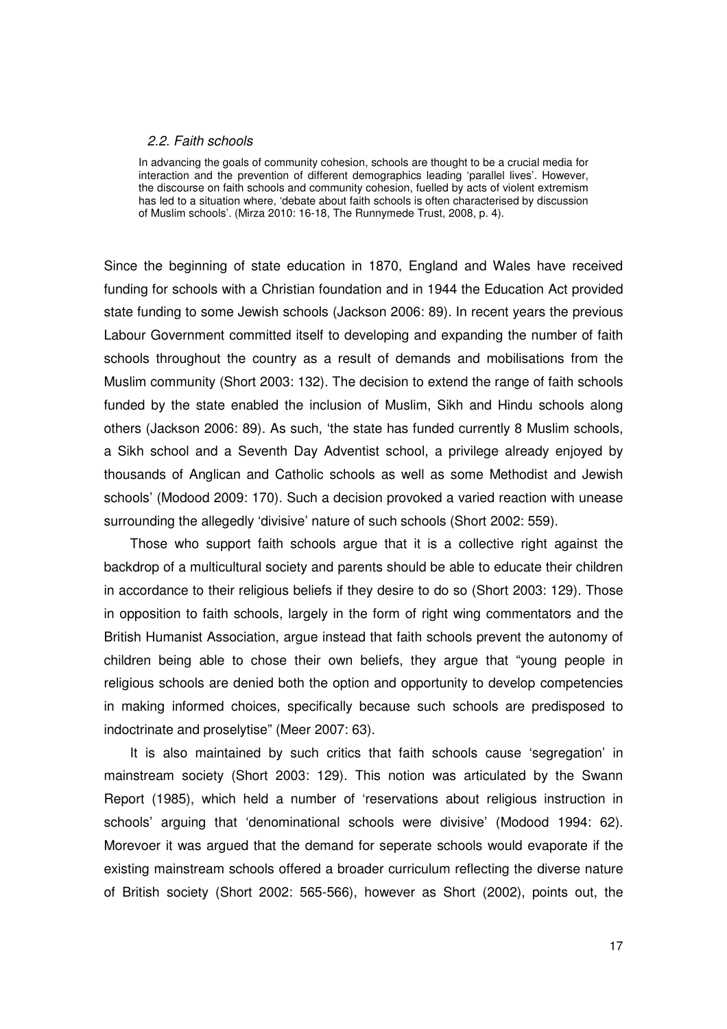### *2.2. Faith schools*

> In advancing the goals of community cohesion, schools are thought to be a crucial media for interaction and the prevention of different demographics leading 'parallel lives'. However, the discourse on faith schools and community cohesion, fuelled by acts of violent extremism has led to a situation where, 'debate about faith schools is often characterised by discussion of Muslim schools'. (Mirza 2010: 16-18, The Runnymede Trust, 2008, p. 4).

Since the beginning of state education in 1870, England and Wales have received funding for schools with a Christian foundation and in 1944 the Education Act provided state funding to some Jewish schools (Jackson 2006: 89). In recent years the previous Labour Government committed itself to developing and expanding the number of faith schools throughout the country as a result of demands and mobilisations from the Muslim community (Short 2003: 132). The decision to extend the range of faith schools funded by the state enabled the inclusion of Muslim, Sikh and Hindu schools along others (Jackson 2006: 89). As such, 'the state has funded currently 8 Muslim schools, a Sikh school and a Seventh Day Adventist school, a privilege already enjoyed by thousands of Anglican and Catholic schools as well as some Methodist and Jewish schools' (Modood 2009: 170). Such a decision provoked a varied reaction with unease surrounding the allegedly 'divisive' nature of such schools (Short 2002: 559).

Those who support faith schools argue that it is a collective right against the backdrop of a multicultural society and parents should be able to educate their children in accordance to their religious beliefs if they desire to do so (Short 2003: 129). Those in opposition to faith schools, largely in the form of right wing commentators and the British Humanist Association, argue instead that faith schools prevent the autonomy of children being able to chose their own beliefs, they argue that "young people in religious schools are denied both the option and opportunity to develop competencies in making informed choices, specifically because such schools are predisposed to indoctrinate and proselytise" (Meer 2007: 63).

It is also maintained by such critics that faith schools cause 'segregation' in mainstream society (Short 2003: 129). This notion was articulated by the Swann Report (1985), which held a number of 'reservations about religious instruction in schools' arguing that 'denominational schools were divisive' (Modood 1994: 62). Morevoer it was argued that the demand for seperate schools would evaporate if the existing mainstream schools offered a broader curriculum reflecting the diverse nature of British society (Short 2002: 565-566), however as Short (2002), points out, the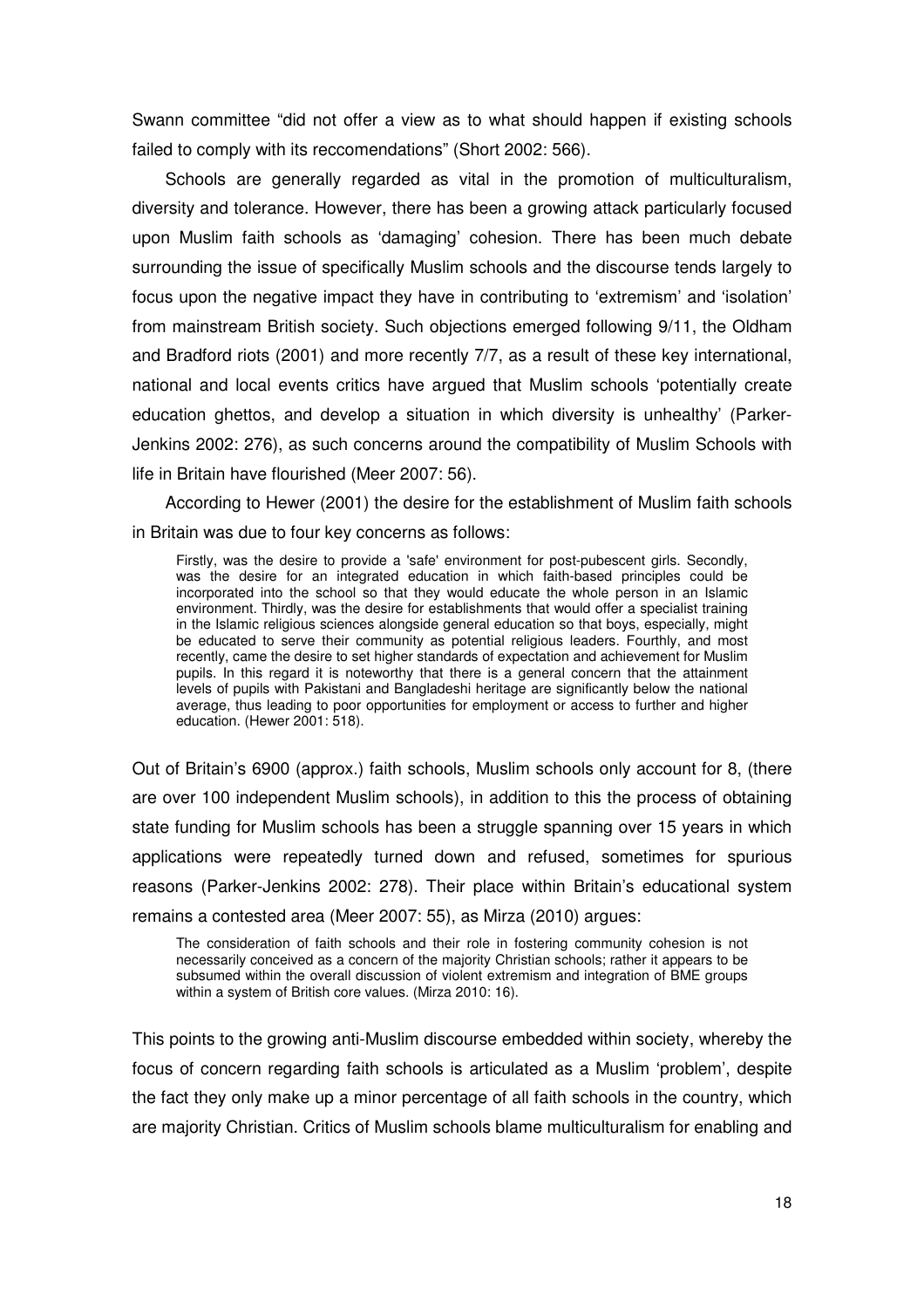Swann committee "did not offer a view as to what should happen if existing schools failed to comply with its reccomendations" (Short 2002: 566).

Schools are generally regarded as vital in the promotion of multiculturalism, diversity and tolerance. However, there has been a growing attack particularly focused upon Muslim faith schools as 'damaging' cohesion. There has been much debate surrounding the issue of specifically Muslim schools and the discourse tends largely to focus upon the negative impact they have in contributing to 'extremism' and 'isolation' from mainstream British society. Such objections emerged following 9/11, the Oldham and Bradford riots (2001) and more recently 7/7, as a result of these key international, national and local events critics have argued that Muslim schools 'potentially create education ghettos, and develop a situation in which diversity is unhealthy' (Parker-Jenkins 2002: 276), as such concerns around the compatibility of Muslim Schools with life in Britain have flourished (Meer 2007: 56).

According to Hewer (2001) the desire for the establishment of Muslim faith schools in Britain was due to four key concerns as follows:

> Firstly, was the desire to provide a 'safe' environment for post-pubescent girls. Secondly, was the desire for an integrated education in which faith-based principles could be incorporated into the school so that they would educate the whole person in an Islamic environment. Thirdly, was the desire for establishments that would offer a specialist training in the Islamic religious sciences alongside general education so that boys, especially, might be educated to serve their community as potential religious leaders. Fourthly, and most recently, came the desire to set higher standards of expectation and achievement for Muslim pupils. In this regard it is noteworthy that there is a general concern that the attainment levels of pupils with Pakistani and Bangladeshi heritage are significantly below the national average, thus leading to poor opportunities for employment or access to further and higher education. (Hewer 2001: 518).

Out of Britain's 6900 (approx.) faith schools, Muslim schools only account for 8, (there are over 100 independent Muslim schools), in addition to this the process of obtaining state funding for Muslim schools has been a struggle spanning over 15 years in which applications were repeatedly turned down and refused, sometimes for spurious reasons (Parker-Jenkins 2002: 278). Their place within Britain's educational system remains a contested area (Meer 2007: 55), as Mirza (2010) argues:

> The consideration of faith schools and their role in fostering community cohesion is not necessarily conceived as a concern of the majority Christian schools; rather it appears to be subsumed within the overall discussion of violent extremism and integration of BME groups within a system of British core values. (Mirza 2010: 16).

This points to the growing anti-Muslim discourse embedded within society, whereby the focus of concern regarding faith schools is articulated as a Muslim 'problem', despite the fact they only make up a minor percentage of all faith schools in the country, which are majority Christian. Critics of Muslim schools blame multiculturalism for enabling and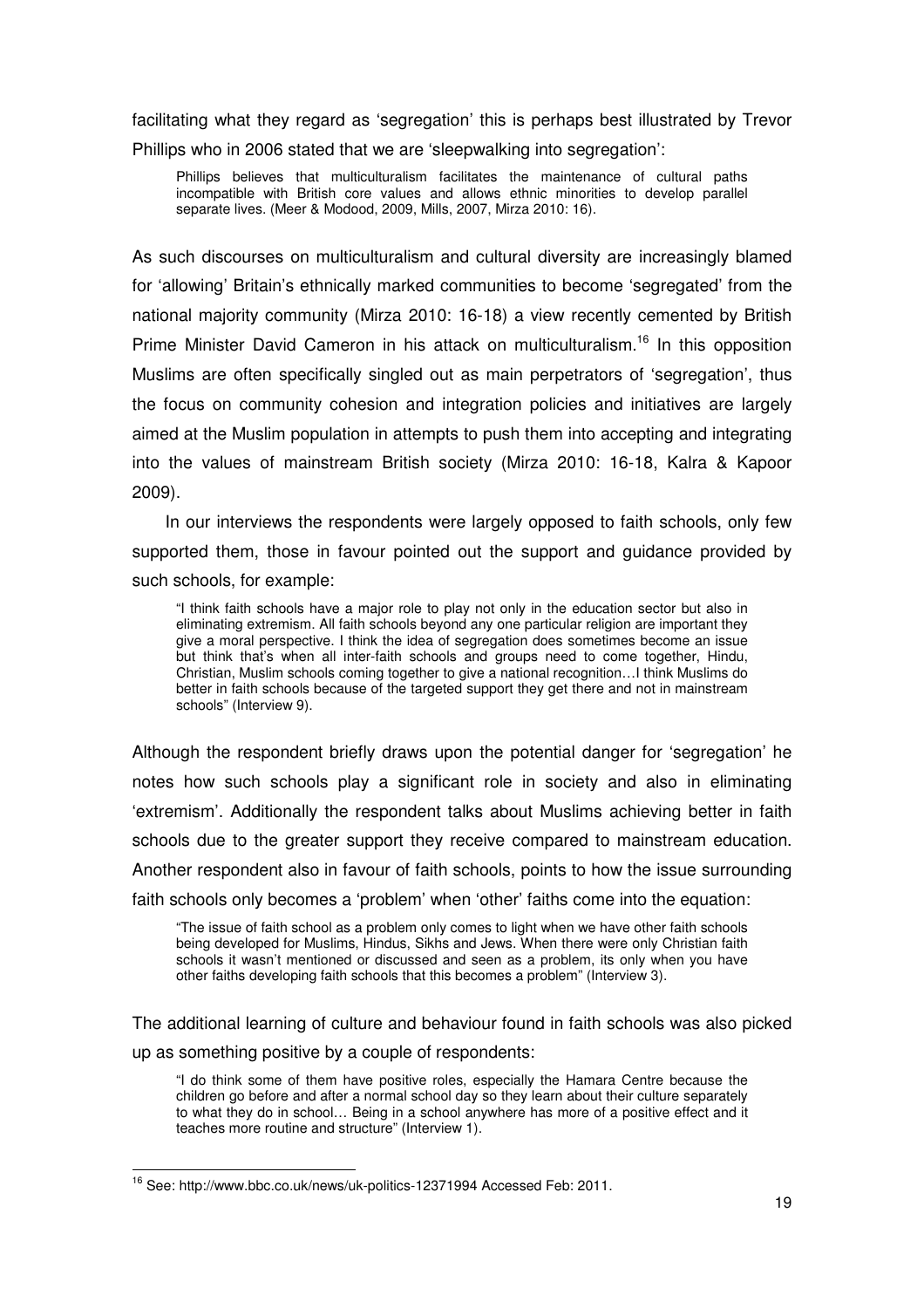facilitating what they regard as 'segregation' this is perhaps best illustrated by Trevor Phillips who in 2006 stated that we are 'sleepwalking into segregation':

> Phillips believes that multiculturalism facilitates the maintenance of cultural paths incompatible with British core values and allows ethnic minorities to develop parallel separate lives. (Meer & Modood, 2009, Mills, 2007, Mirza 2010: 16).

As such discourses on multiculturalism and cultural diversity are increasingly blamed for 'allowing' Britain's ethnically marked communities to become 'segregated' from the national majority community (Mirza 2010: 16-18) a view recently cemented by British Prime Minister David Cameron in his attack on multiculturalism.[16] In this opposition Muslims are often specifically singled out as main perpetrators of 'segregation', thus the focus on community cohesion and integration policies and initiatives are largely aimed at the Muslim population in attempts to push them into accepting and integrating into the values of mainstream British society (Mirza 2010: 16-18, Kalra & Kapoor 2009).

In our interviews the respondents were largely opposed to faith schools, only few supported them, those in favour pointed out the support and guidance provided by such schools, for example:

> "I think faith schools have a major role to play not only in the education sector but also in eliminating extremism. All faith schools beyond any one particular religion are important they give a moral perspective. I think the idea of segregation does sometimes become an issue but think that's when all inter-faith schools and groups need to come together, Hindu, Christian, Muslim schools coming together to give a national recognition…I think Muslims do better in faith schools because of the targeted support they get there and not in mainstream schools" (Interview 9).

Although the respondent briefly draws upon the potential danger for 'segregation' he notes how such schools play a significant role in society and also in eliminating 'extremism'. Additionally the respondent talks about Muslims achieving better in faith schools due to the greater support they receive compared to mainstream education. Another respondent also in favour of faith schools, points to how the issue surrounding faith schools only becomes a 'problem' when 'other' faiths come into the equation:

> "The issue of faith school as a problem only comes to light when we have other faith schools being developed for Muslims, Hindus, Sikhs and Jews. When there were only Christian faith schools it wasn't mentioned or discussed and seen as a problem, its only when you have other faiths developing faith schools that this becomes a problem" (Interview 3).

The additional learning of culture and behaviour found in faith schools was also picked up as something positive by a couple of respondents:

> "I do think some of them have positive roles, especially the Hamara Centre because the children go before and after a normal school day so they learn about their culture separately to what they do in school… Being in a school anywhere has more of a positive effect and it teaches more routine and structure" (Interview 1).

---

[16] See: http://www.bbc.co.uk/news/uk-politics-12371994 Accessed Feb: 2011.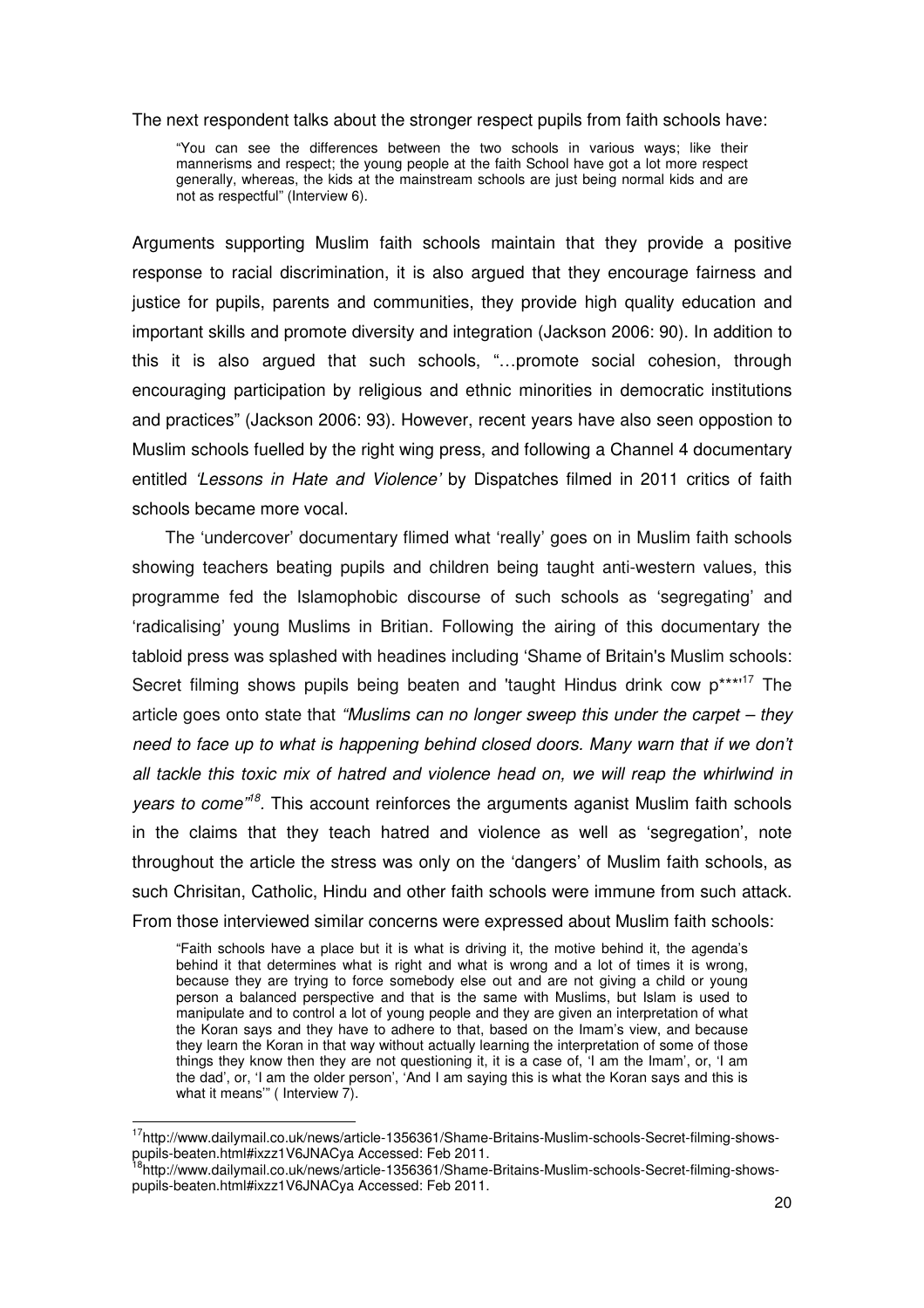The next respondent talks about the stronger respect pupils from faith schools have:

> "You can see the differences between the two schools in various ways; like their mannerisms and respect; the young people at the faith School have got a lot more respect generally, whereas, the kids at the mainstream schools are just being normal kids and are not as respectful" (Interview 6).

Arguments supporting Muslim faith schools maintain that they provide a positive response to racial discrimination, it is also argued that they encourage fairness and justice for pupils, parents and communities, they provide high quality education and important skills and promote diversity and integration (Jackson 2006: 90). In addition to this it is also argued that such schools, "…promote social cohesion, through encouraging participation by religious and ethnic minorities in democratic institutions and practices" (Jackson 2006: 93). However, recent years have also seen oppostion to Muslim schools fuelled by the right wing press, and following a Channel 4 documentary entitled *'Lessons in Hate and Violence'* by Dispatches filmed in 2011 critics of faith schools became more vocal.

The 'undercover' documentary flimed what 'really' goes on in Muslim faith schools showing teachers beating pupils and children being taught anti-western values, this programme fed the Islamophobic discourse of such schools as 'segregating' and 'radicalising' young Muslims in Britian. Following the airing of this documentary the tabloid press was splashed with headines including 'Shame of Britain's Muslim schools: Secret filming shows pupils being beaten and 'taught Hindus drink cow p***'[17] The article goes onto state that *"Muslims can no longer sweep this under the carpet – they need to face up to what is happening behind closed doors. Many warn that if we don't all tackle this toxic mix of hatred and violence head on, we will reap the whirlwind in years to come"*[18]. This account reinforces the arguments aganist Muslim faith schools in the claims that they teach hatred and violence as well as 'segregation', note throughout the article the stress was only on the 'dangers' of Muslim faith schools, as such Chrisitan, Catholic, Hindu and other faith schools were immune from such attack. From those interviewed similar concerns were expressed about Muslim faith schools:

> "Faith schools have a place but it is what is driving it, the motive behind it, the agenda's behind it that determines what is right and what is wrong and a lot of times it is wrong, because they are trying to force somebody else out and are not giving a child or young person a balanced perspective and that is the same with Muslims, but Islam is used to manipulate and to control a lot of young people and they are given an interpretation of what the Koran says and they have to adhere to that, based on the Imam's view, and because they learn the Koran in that way without actually learning the interpretation of some of those things they know then they are not questioning it, it is a case of, 'I am the Imam', or, 'I am the dad', or, 'I am the older person', 'And I am saying this is what the Koran says and this is what it means'" ( Interview 7).

---

[17] http://www.dailymail.co.uk/news/article-1356361/Shame-Britains-Muslim-schools-Secret-filming-shows-pupils-beaten.html#ixzz1V6JNACya Accessed: Feb 2011.

[18] http://www.dailymail.co.uk/news/article-1356361/Shame-Britains-Muslim-schools-Secret-filming-shows-pupils-beaten.html#ixzz1V6JNACya Accessed: Feb 2011.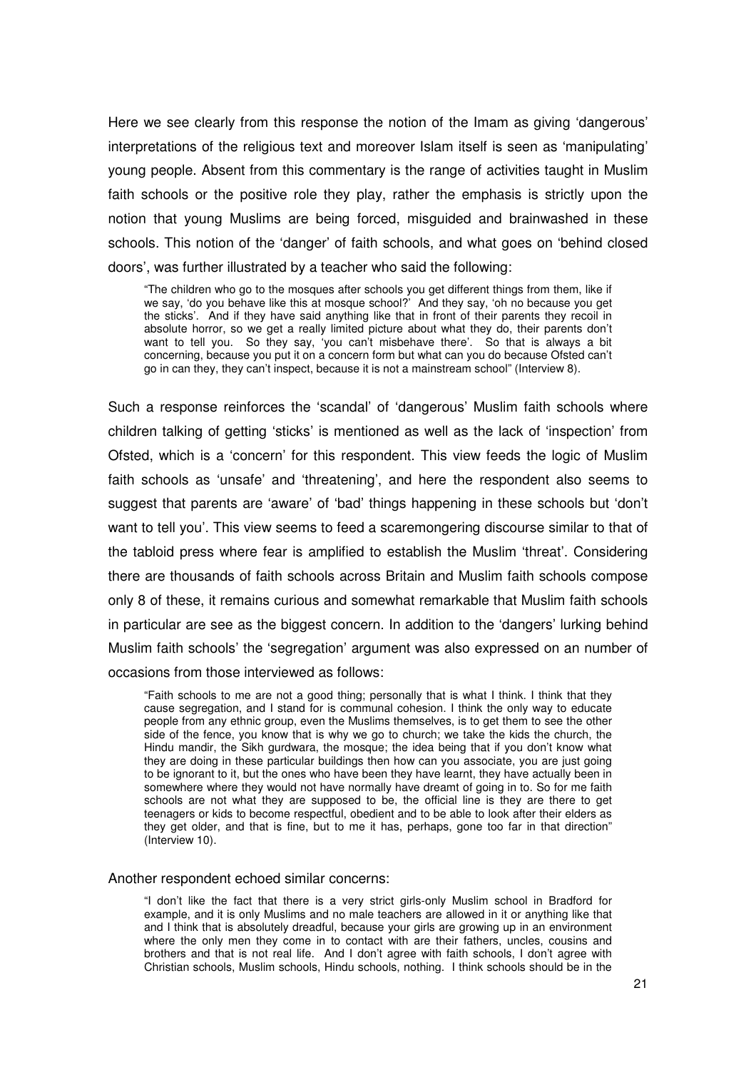Here we see clearly from this response the notion of the Imam as giving 'dangerous' interpretations of the religious text and moreover Islam itself is seen as 'manipulating' young people. Absent from this commentary is the range of activities taught in Muslim faith schools or the positive role they play, rather the emphasis is strictly upon the notion that young Muslims are being forced, misguided and brainwashed in these schools. This notion of the 'danger' of faith schools, and what goes on 'behind closed doors', was further illustrated by a teacher who said the following:

> "The children who go to the mosques after schools you get different things from them, like if we say, 'do you behave like this at mosque school?' And they say, 'oh no because you get the sticks'. And if they have said anything like that in front of their parents they recoil in absolute horror, so we get a really limited picture about what they do, their parents don't want to tell you. So they say, 'you can't misbehave there'. So that is always a bit concerning, because you put it on a concern form but what can you do because Ofsted can't go in can they, they can't inspect, because it is not a mainstream school" (Interview 8).

Such a response reinforces the 'scandal' of 'dangerous' Muslim faith schools where children talking of getting 'sticks' is mentioned as well as the lack of 'inspection' from Ofsted, which is a 'concern' for this respondent. This view feeds the logic of Muslim faith schools as 'unsafe' and 'threatening', and here the respondent also seems to suggest that parents are 'aware' of 'bad' things happening in these schools but 'don't want to tell you'. This view seems to feed a scaremongering discourse similar to that of the tabloid press where fear is amplified to establish the Muslim 'threat'. Considering there are thousands of faith schools across Britain and Muslim faith schools compose only 8 of these, it remains curious and somewhat remarkable that Muslim faith schools in particular are see as the biggest concern. In addition to the 'dangers' lurking behind Muslim faith schools' the 'segregation' argument was also expressed on an number of occasions from those interviewed as follows:

> "Faith schools to me are not a good thing; personally that is what I think. I think that they cause segregation, and I stand for is communal cohesion. I think the only way to educate people from any ethnic group, even the Muslims themselves, is to get them to see the other side of the fence, you know that is why we go to church; we take the kids the church, the Hindu mandir, the Sikh gurdwara, the mosque; the idea being that if you don't know what they are doing in these particular buildings then how can you associate, you are just going to be ignorant to it, but the ones who have been they have learnt, they have actually been in somewhere where they would not have normally have dreamt of going in to. So for me faith schools are not what they are supposed to be, the official line is they are there to get teenagers or kids to become respectful, obedient and to be able to look after their elders as they get older, and that is fine, but to me it has, perhaps, gone too far in that direction" (Interview 10).

Another respondent echoed similar concerns:

> "I don't like the fact that there is a very strict girls-only Muslim school in Bradford for example, and it is only Muslims and no male teachers are allowed in it or anything like that and I think that is absolutely dreadful, because your girls are growing up in an environment where the only men they come in to contact with are their fathers, uncles, cousins and brothers and that is not real life. And I don't agree with faith schools, I don't agree with Christian schools, Muslim schools, Hindu schools, nothing. I think schools should be in the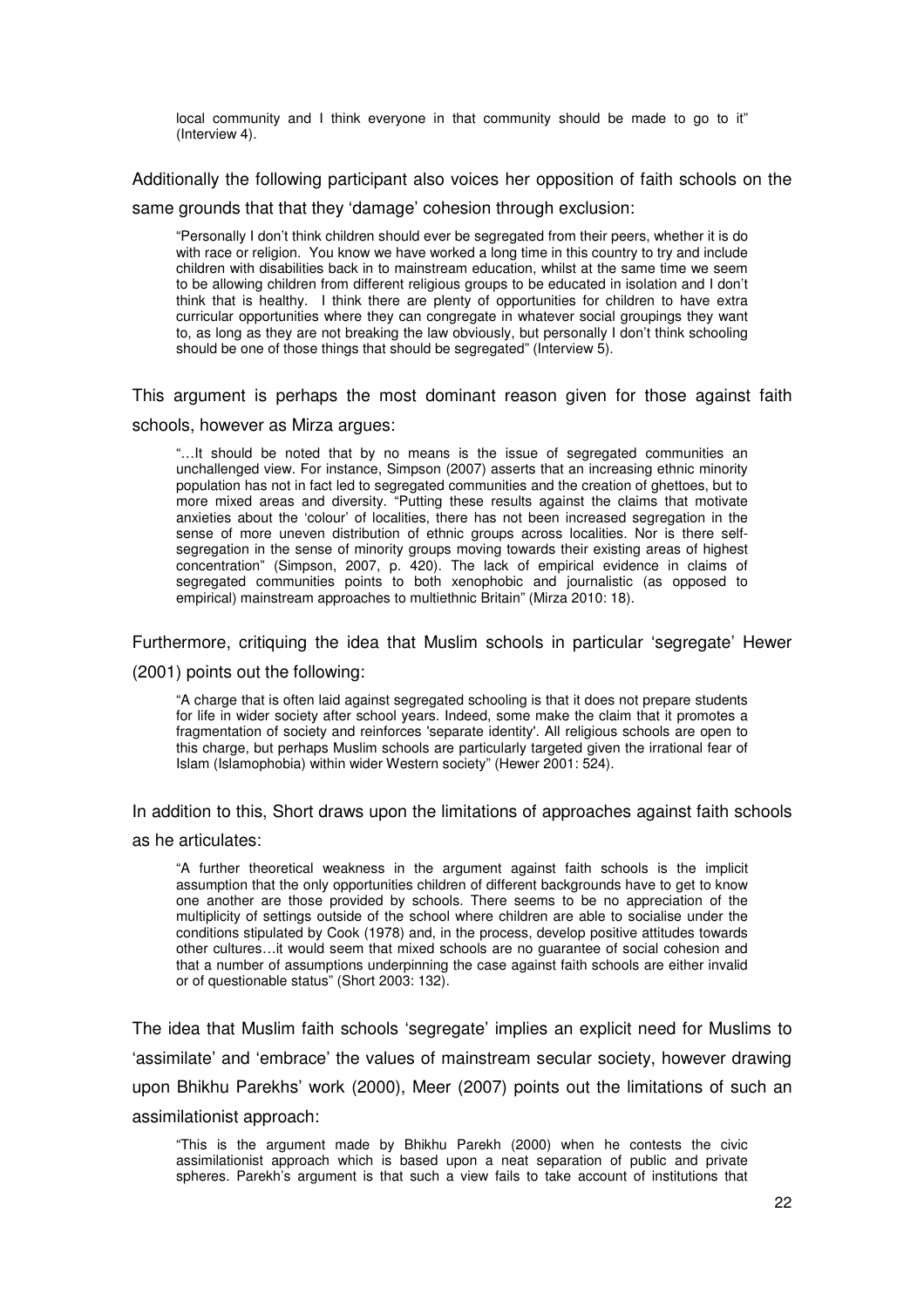> local community and I think everyone in that community should be made to go to it" (Interview 4).

Additionally the following participant also voices her opposition of faith schools on the same grounds that that they 'damage' cohesion through exclusion:

> "Personally I don't think children should ever be segregated from their peers, whether it is do with race or religion. You know we have worked a long time in this country to try and include children with disabilities back in to mainstream education, whilst at the same time we seem to be allowing children from different religious groups to be educated in isolation and I don't think that is healthy. I think there are plenty of opportunities for children to have extra curricular opportunities where they can congregate in whatever social groupings they want to, as long as they are not breaking the law obviously, but personally I don't think schooling should be one of those things that should be segregated" (Interview 5).

This argument is perhaps the most dominant reason given for those against faith schools, however as Mirza argues:

> "…It should be noted that by no means is the issue of segregated communities an unchallenged view. For instance, Simpson (2007) asserts that an increasing ethnic minority population has not in fact led to segregated communities and the creation of ghettoes, but to more mixed areas and diversity. "Putting these results against the claims that motivate anxieties about the 'colour' of localities, there has not been increased segregation in the sense of more uneven distribution of ethnic groups across localities. Nor is there self-segregation in the sense of minority groups moving towards their existing areas of highest concentration" (Simpson, 2007, p. 420). The lack of empirical evidence in claims of segregated communities points to both xenophobic and journalistic (as opposed to empirical) mainstream approaches to multiethnic Britain" (Mirza 2010: 18).

Furthermore, critiquing the idea that Muslim schools in particular 'segregate' Hewer (2001) points out the following:

> "A charge that is often laid against segregated schooling is that it does not prepare students for life in wider society after school years. Indeed, some make the claim that it promotes a fragmentation of society and reinforces 'separate identity'. All religious schools are open to this charge, but perhaps Muslim schools are particularly targeted given the irrational fear of Islam (Islamophobia) within wider Western society" (Hewer 2001: 524).

In addition to this, Short draws upon the limitations of approaches against faith schools as he articulates:

> "A further theoretical weakness in the argument against faith schools is the implicit assumption that the only opportunities children of different backgrounds have to get to know one another are those provided by schools. There seems to be no appreciation of the multiplicity of settings outside of the school where children are able to socialise under the conditions stipulated by Cook (1978) and, in the process, develop positive attitudes towards other cultures…it would seem that mixed schools are no guarantee of social cohesion and that a number of assumptions underpinning the case against faith schools are either invalid or of questionable status" (Short 2003: 132).

The idea that Muslim faith schools 'segregate' implies an explicit need for Muslims to 'assimilate' and 'embrace' the values of mainstream secular society, however drawing upon Bhikhu Parekhs' work (2000), Meer (2007) points out the limitations of such an assimilationist approach:

> "This is the argument made by Bhikhu Parekh (2000) when he contests the civic assimilationist approach which is based upon a neat separation of public and private spheres. Parekh's argument is that such a view fails to take account of institutions that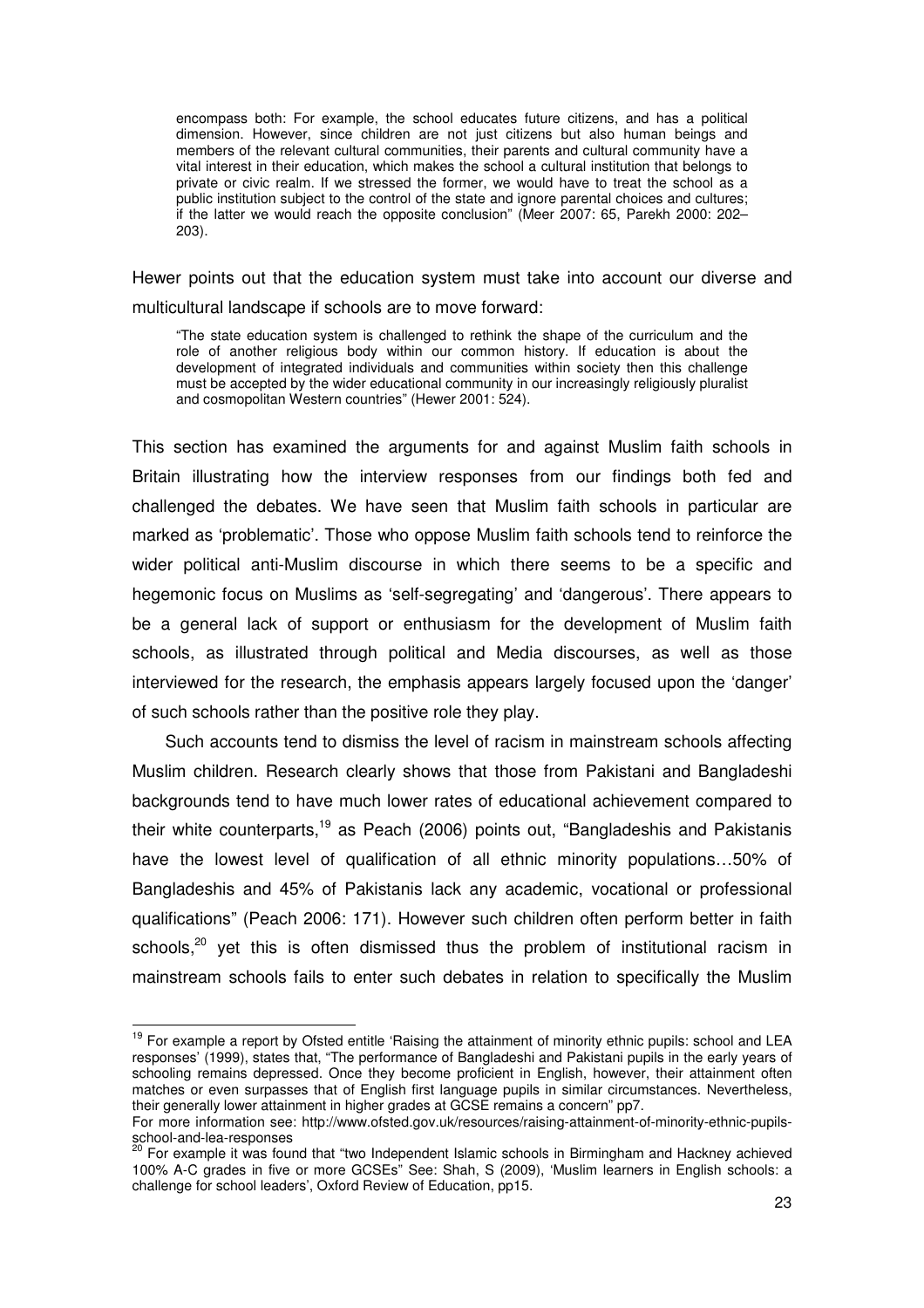> encompass both: For example, the school educates future citizens, and has a political dimension. However, since children are not just citizens but also human beings and members of the relevant cultural communities, their parents and cultural community have a vital interest in their education, which makes the school a cultural institution that belongs to private or civic realm. If we stressed the former, we would have to treat the school as a public institution subject to the control of the state and ignore parental choices and cultures; if the latter we would reach the opposite conclusion" (Meer 2007: 65, Parekh 2000: 202–203).

Hewer points out that the education system must take into account our diverse and multicultural landscape if schools are to move forward:

> "The state education system is challenged to rethink the shape of the curriculum and the role of another religious body within our common history. If education is about the development of integrated individuals and communities within society then this challenge must be accepted by the wider educational community in our increasingly religiously pluralist and cosmopolitan Western countries" (Hewer 2001: 524).

This section has examined the arguments for and against Muslim faith schools in Britain illustrating how the interview responses from our findings both fed and challenged the debates. We have seen that Muslim faith schools in particular are marked as 'problematic'. Those who oppose Muslim faith schools tend to reinforce the wider political anti-Muslim discourse in which there seems to be a specific and hegemonic focus on Muslims as 'self-segregating' and 'dangerous'. There appears to be a general lack of support or enthusiasm for the development of Muslim faith schools, as illustrated through political and Media discourses, as well as those interviewed for the research, the emphasis appears largely focused upon the 'danger' of such schools rather than the positive role they play.

Such accounts tend to dismiss the level of racism in mainstream schools affecting Muslim children. Research clearly shows that those from Pakistani and Bangladeshi backgrounds tend to have much lower rates of educational achievement compared to their white counterparts,[19] as Peach (2006) points out, "Bangladeshis and Pakistanis have the lowest level of qualification of all ethnic minority populations…50% of Bangladeshis and 45% of Pakistanis lack any academic, vocational or professional qualifications" (Peach 2006: 171). However such children often perform better in faith schools,[20] yet this is often dismissed thus the problem of institutional racism in mainstream schools fails to enter such debates in relation to specifically the Muslim

---

[19] For example a report by Ofsted entitle 'Raising the attainment of minority ethnic pupils: school and LEA responses' (1999), states that, "The performance of Bangladeshi and Pakistani pupils in the early years of schooling remains depressed. Once they become proficient in English, however, their attainment often matches or even surpasses that of English first language pupils in similar circumstances. Nevertheless, their generally lower attainment in higher grades at GCSE remains a concern" pp7.
For more information see: http://www.ofsted.gov.uk/resources/raising-attainment-of-minority-ethnic-pupils-school-and-lea-responses

[20] For example it was found that "two Independent Islamic schools in Birmingham and Hackney achieved 100% A-C grades in five or more GCSEs" See: Shah, S (2009), 'Muslim learners in English schools: a challenge for school leaders', Oxford Review of Education, pp15.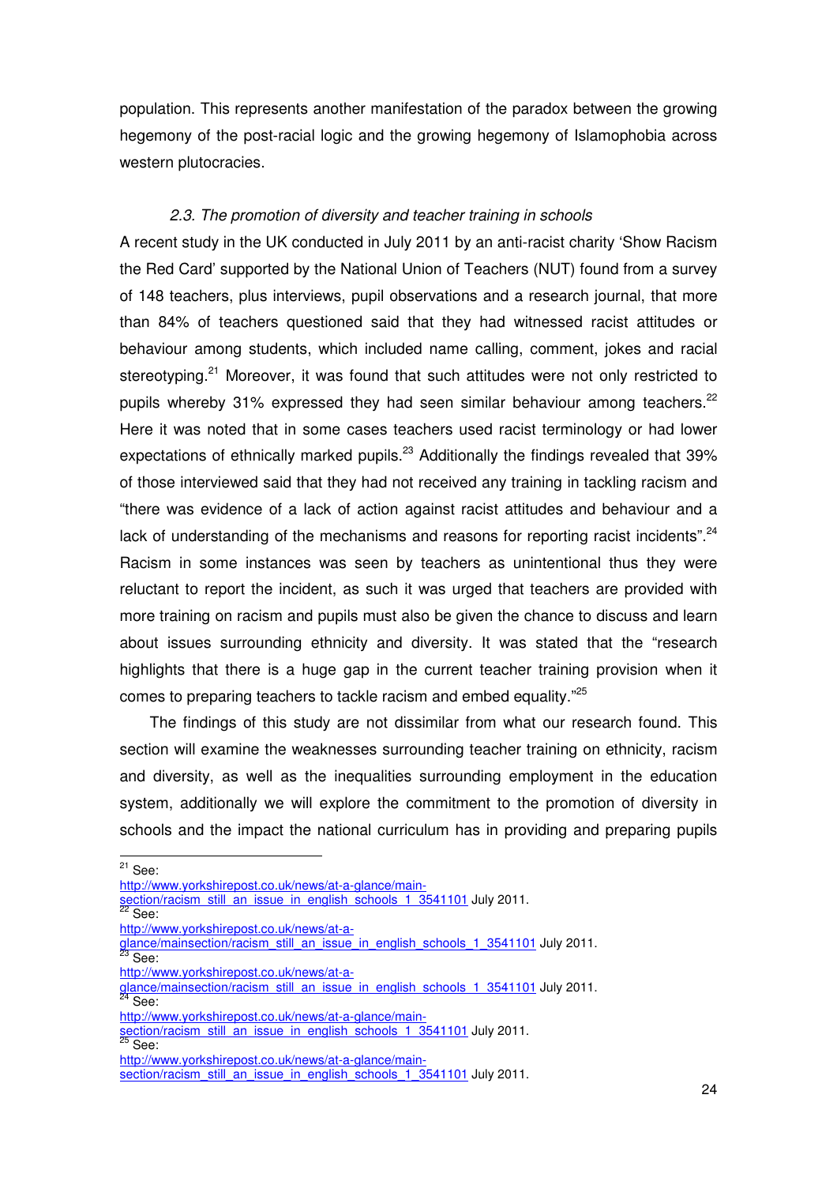population. This represents another manifestation of the paradox between the growing hegemony of the post-racial logic and the growing hegemony of Islamophobia across western plutocracies.

### *2.3. The promotion of diversity and teacher training in schools*

A recent study in the UK conducted in July 2011 by an anti-racist charity 'Show Racism the Red Card' supported by the National Union of Teachers (NUT) found from a survey of 148 teachers, plus interviews, pupil observations and a research journal, that more than 84% of teachers questioned said that they had witnessed racist attitudes or behaviour among students, which included name calling, comment, jokes and racial stereotyping.[21] Moreover, it was found that such attitudes were not only restricted to pupils whereby 31% expressed they had seen similar behaviour among teachers.[22] Here it was noted that in some cases teachers used racist terminology or had lower expectations of ethnically marked pupils.[23] Additionally the findings revealed that 39% of those interviewed said that they had not received any training in tackling racism and "there was evidence of a lack of action against racist attitudes and behaviour and a lack of understanding of the mechanisms and reasons for reporting racist incidents".[24] Racism in some instances was seen by teachers as unintentional thus they were reluctant to report the incident, as such it was urged that teachers are provided with more training on racism and pupils must also be given the chance to discuss and learn about issues surrounding ethnicity and diversity. It was stated that the "research highlights that there is a huge gap in the current teacher training provision when it comes to preparing teachers to tackle racism and embed equality."[25]

The findings of this study are not dissimilar from what our research found. This section will examine the weaknesses surrounding teacher training on ethnicity, racism and diversity, as well as the inequalities surrounding employment in the education system, additionally we will explore the commitment to the promotion of diversity in schools and the impact the national curriculum has in providing and preparing pupils

---

[21] See: http://www.yorkshirepost.co.uk/news/at-a-glance/main-section/racism_still_an_issue_in_english_schools_1_3541101 July 2011.

[22] See: http://www.yorkshirepost.co.uk/news/at-a-glance/mainsection/racism_still_an_issue_in_english_schools_1_3541101 July 2011.

[23] See: http://www.yorkshirepost.co.uk/news/at-a-glance/mainsection/racism_still_an_issue_in_english_schools_1_3541101 July 2011.

[24] See: http://www.yorkshirepost.co.uk/news/at-a-glance/main-section/racism_still_an_issue_in_english_schools_1_3541101 July 2011.

[25] See: http://www.yorkshirepost.co.uk/news/at-a-glance/main-section/racism_still_an_issue_in_english_schools_1_3541101 July 2011.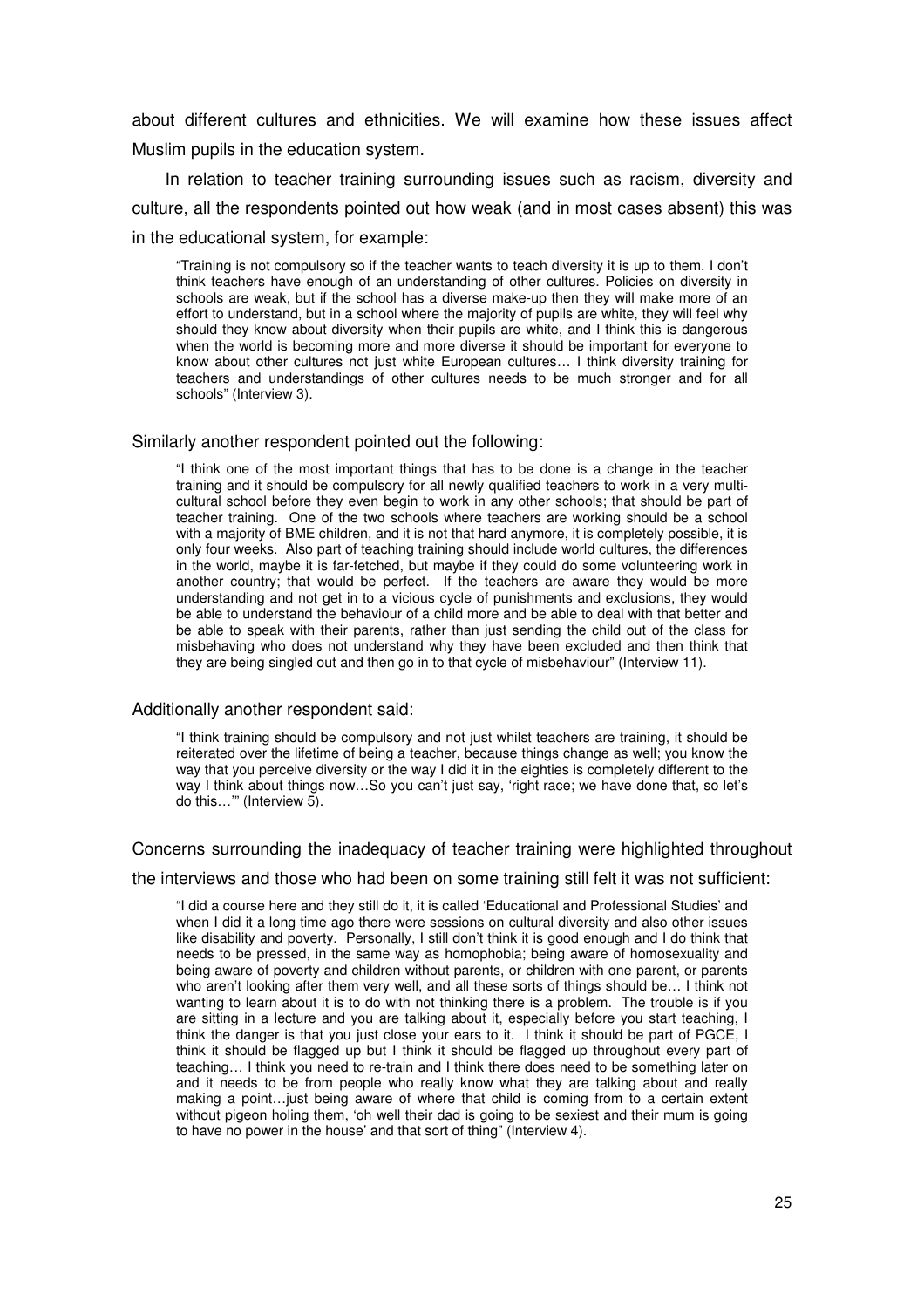about different cultures and ethnicities. We will examine how these issues affect Muslim pupils in the education system.

In relation to teacher training surrounding issues such as racism, diversity and culture, all the respondents pointed out how weak (and in most cases absent) this was in the educational system, for example:

> "Training is not compulsory so if the teacher wants to teach diversity it is up to them. I don't think teachers have enough of an understanding of other cultures. Policies on diversity in schools are weak, but if the school has a diverse make-up then they will make more of an effort to understand, but in a school where the majority of pupils are white, they will feel why should they know about diversity when their pupils are white, and I think this is dangerous when the world is becoming more and more diverse it should be important for everyone to know about other cultures not just white European cultures… I think diversity training for teachers and understandings of other cultures needs to be much stronger and for all schools" (Interview 3).

Similarly another respondent pointed out the following:

> "I think one of the most important things that has to be done is a change in the teacher training and it should be compulsory for all newly qualified teachers to work in a very multi-cultural school before they even begin to work in any other schools; that should be part of teacher training. One of the two schools where teachers are working should be a school with a majority of BME children, and it is not that hard anymore, it is completely possible, it is only four weeks. Also part of teaching training should include world cultures, the differences in the world, maybe it is far-fetched, but maybe if they could do some volunteering work in another country; that would be perfect. If the teachers are aware they would be more understanding and not get in to a vicious cycle of punishments and exclusions, they would be able to understand the behaviour of a child more and be able to deal with that better and be able to speak with their parents, rather than just sending the child out of the class for misbehaving who does not understand why they have been excluded and then think that they are being singled out and then go in to that cycle of misbehaviour" (Interview 11).

Additionally another respondent said:

> "I think training should be compulsory and not just whilst teachers are training, it should be reiterated over the lifetime of being a teacher, because things change as well; you know the way that you perceive diversity or the way I did it in the eighties is completely different to the way I think about things now…So you can't just say, 'right race; we have done that, so let's do this…'" (Interview 5).

Concerns surrounding the inadequacy of teacher training were highlighted throughout the interviews and those who had been on some training still felt it was not sufficient:

> "I did a course here and they still do it, it is called 'Educational and Professional Studies' and when I did it a long time ago there were sessions on cultural diversity and also other issues like disability and poverty. Personally, I still don't think it is good enough and I do think that needs to be pressed, in the same way as homophobia; being aware of homosexuality and being aware of poverty and children without parents, or children with one parent, or parents who aren't looking after them very well, and all these sorts of things should be… I think not wanting to learn about it is to do with not thinking there is a problem. The trouble is if you are sitting in a lecture and you are talking about it, especially before you start teaching, I think the danger is that you just close your ears to it. I think it should be part of PGCE, I think it should be flagged up but I think it should be flagged up throughout every part of teaching… I think you need to re-train and I think there does need to be something later on and it needs to be from people who really know what they are talking about and really making a point…just being aware of where that child is coming from to a certain extent without pigeon holing them, 'oh well their dad is going to be sexiest and their mum is going to have no power in the house' and that sort of thing" (Interview 4).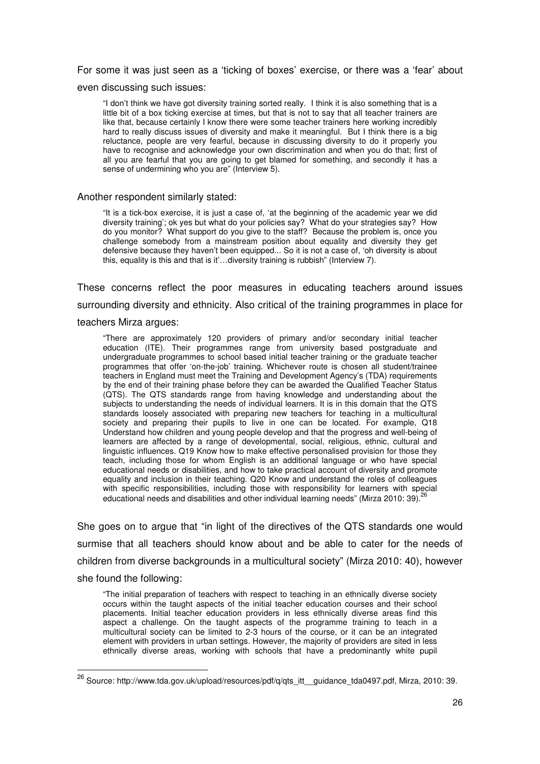For some it was just seen as a 'ticking of boxes' exercise, or there was a 'fear' about even discussing such issues:

> "I don't think we have got diversity training sorted really. I think it is also something that is a little bit of a box ticking exercise at times, but that is not to say that all teacher trainers are like that, because certainly I know there were some teacher trainers here working incredibly hard to really discuss issues of diversity and make it meaningful. But I think there is a big reluctance, people are very fearful, because in discussing diversity to do it properly you have to recognise and acknowledge your own discrimination and when you do that; first of all you are fearful that you are going to get blamed for something, and secondly it has a sense of undermining who you are" (Interview 5).

Another respondent similarly stated:

> "It is a tick-box exercise, it is just a case of, 'at the beginning of the academic year we did diversity training'; ok yes but what do your policies say? What do your strategies say? How do you monitor? What support do you give to the staff? Because the problem is, once you challenge somebody from a mainstream position about equality and diversity they get defensive because they haven't been equipped... So it is not a case of, 'oh diversity is about this, equality is this and that is it'…diversity training is rubbish" (Interview 7).

These concerns reflect the poor measures in educating teachers around issues surrounding diversity and ethnicity. Also critical of the training programmes in place for teachers Mirza argues:

> "There are approximately 120 providers of primary and/or secondary initial teacher education (ITE). Their programmes range from university based postgraduate and undergraduate programmes to school based initial teacher training or the graduate teacher programmes that offer 'on-the-job' training. Whichever route is chosen all student/trainee teachers in England must meet the Training and Development Agency's (TDA) requirements by the end of their training phase before they can be awarded the Qualified Teacher Status (QTS). The QTS standards range from having knowledge and understanding about the subjects to understanding the needs of individual learners. It is in this domain that the QTS standards loosely associated with preparing new teachers for teaching in a multicultural society and preparing their pupils to live in one can be located. For example, Q18 Understand how children and young people develop and that the progress and well-being of learners are affected by a range of developmental, social, religious, ethnic, cultural and linguistic influences. Q19 Know how to make effective personalised provision for those they teach, including those for whom English is an additional language or who have special educational needs or disabilities, and how to take practical account of diversity and promote equality and inclusion in their teaching. Q20 Know and understand the roles of colleagues with specific responsibilities, including those with responsibility for learners with special educational needs and disabilities and other individual learning needs" (Mirza 2010: 39).[26]

She goes on to argue that "in light of the directives of the QTS standards one would surmise that all teachers should know about and be able to cater for the needs of children from diverse backgrounds in a multicultural society" (Mirza 2010: 40), however she found the following:

> "The initial preparation of teachers with respect to teaching in an ethnically diverse society occurs within the taught aspects of the initial teacher education courses and their school placements. Initial teacher education providers in less ethnically diverse areas find this aspect a challenge. On the taught aspects of the programme training to teach in a multicultural society can be limited to 2-3 hours of the course, or it can be an integrated element with providers in urban settings. However, the majority of providers are sited in less ethnically diverse areas, working with schools that have a predominantly white pupil

---

[26] Source: http://www.tda.gov.uk/upload/resources/pdf/q/qts_itt__guidance_tda0497.pdf, Mirza, 2010: 39.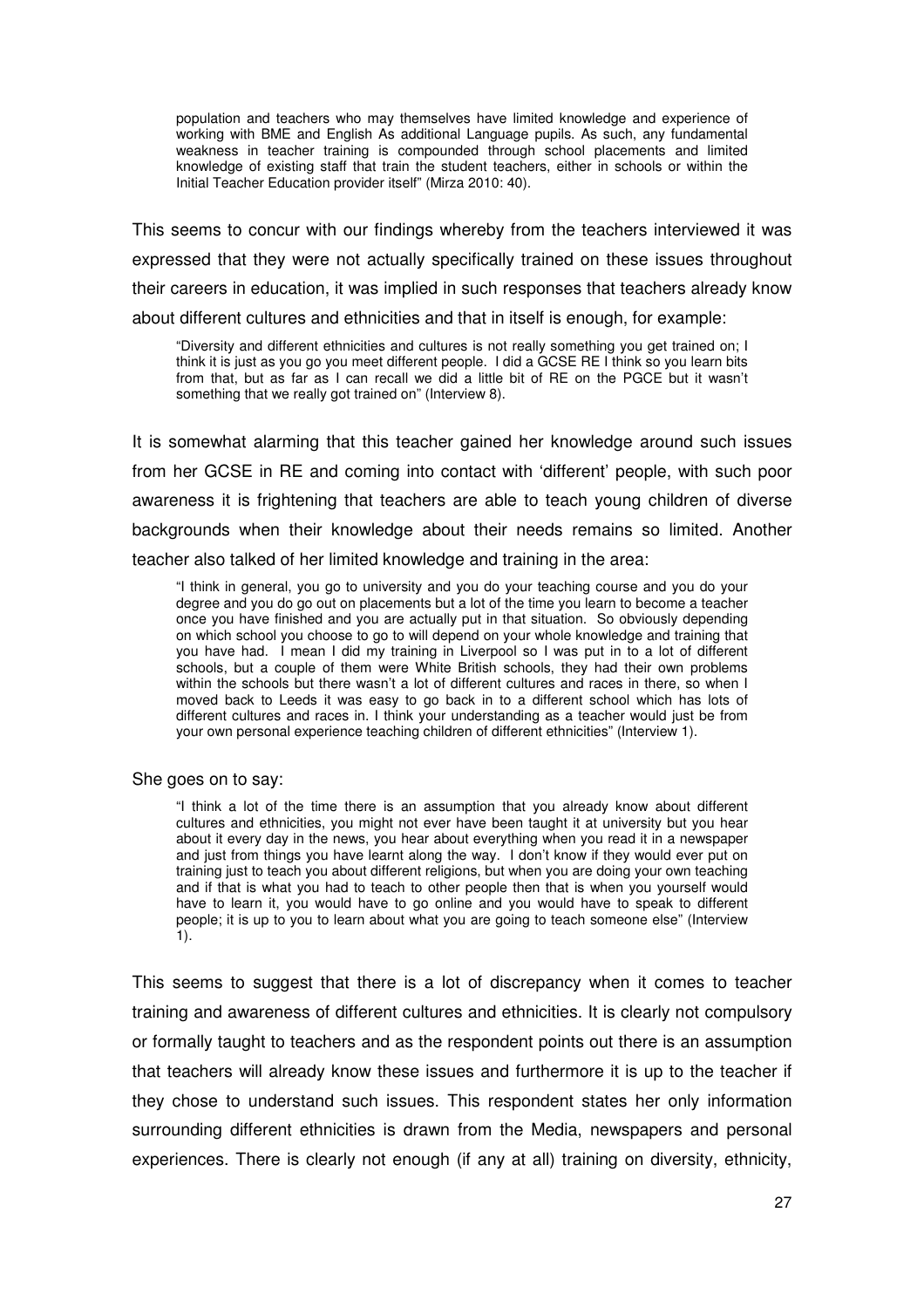> population and teachers who may themselves have limited knowledge and experience of working with BME and English As additional Language pupils. As such, any fundamental weakness in teacher training is compounded through school placements and limited knowledge of existing staff that train the student teachers, either in schools or within the Initial Teacher Education provider itself" (Mirza 2010: 40).

This seems to concur with our findings whereby from the teachers interviewed it was expressed that they were not actually specifically trained on these issues throughout their careers in education, it was implied in such responses that teachers already know about different cultures and ethnicities and that in itself is enough, for example:

> "Diversity and different ethnicities and cultures is not really something you get trained on; I think it is just as you go you meet different people. I did a GCSE RE I think so you learn bits from that, but as far as I can recall we did a little bit of RE on the PGCE but it wasn't something that we really got trained on" (Interview 8).

It is somewhat alarming that this teacher gained her knowledge around such issues from her GCSE in RE and coming into contact with 'different' people, with such poor awareness it is frightening that teachers are able to teach young children of diverse backgrounds when their knowledge about their needs remains so limited. Another teacher also talked of her limited knowledge and training in the area:

> "I think in general, you go to university and you do your teaching course and you do your degree and you do go out on placements but a lot of the time you learn to become a teacher once you have finished and you are actually put in that situation. So obviously depending on which school you choose to go to will depend on your whole knowledge and training that you have had. I mean I did my training in Liverpool so I was put in to a lot of different schools, but a couple of them were White British schools, they had their own problems within the schools but there wasn't a lot of different cultures and races in there, so when I moved back to Leeds it was easy to go back in to a different school which has lots of different cultures and races in. I think your understanding as a teacher would just be from your own personal experience teaching children of different ethnicities" (Interview 1).

She goes on to say:

> "I think a lot of the time there is an assumption that you already know about different cultures and ethnicities, you might not ever have been taught it at university but you hear about it every day in the news, you hear about everything when you read it in a newspaper and just from things you have learnt along the way. I don't know if they would ever put on training just to teach you about different religions, but when you are doing your own teaching and if that is what you had to teach to other people then that is when you yourself would have to learn it, you would have to go online and you would have to speak to different people; it is up to you to learn about what you are going to teach someone else" (Interview 1).

This seems to suggest that there is a lot of discrepancy when it comes to teacher training and awareness of different cultures and ethnicities. It is clearly not compulsory or formally taught to teachers and as the respondent points out there is an assumption that teachers will already know these issues and furthermore it is up to the teacher if they chose to understand such issues. This respondent states her only information surrounding different ethnicities is drawn from the Media, newspapers and personal experiences. There is clearly not enough (if any at all) training on diversity, ethnicity,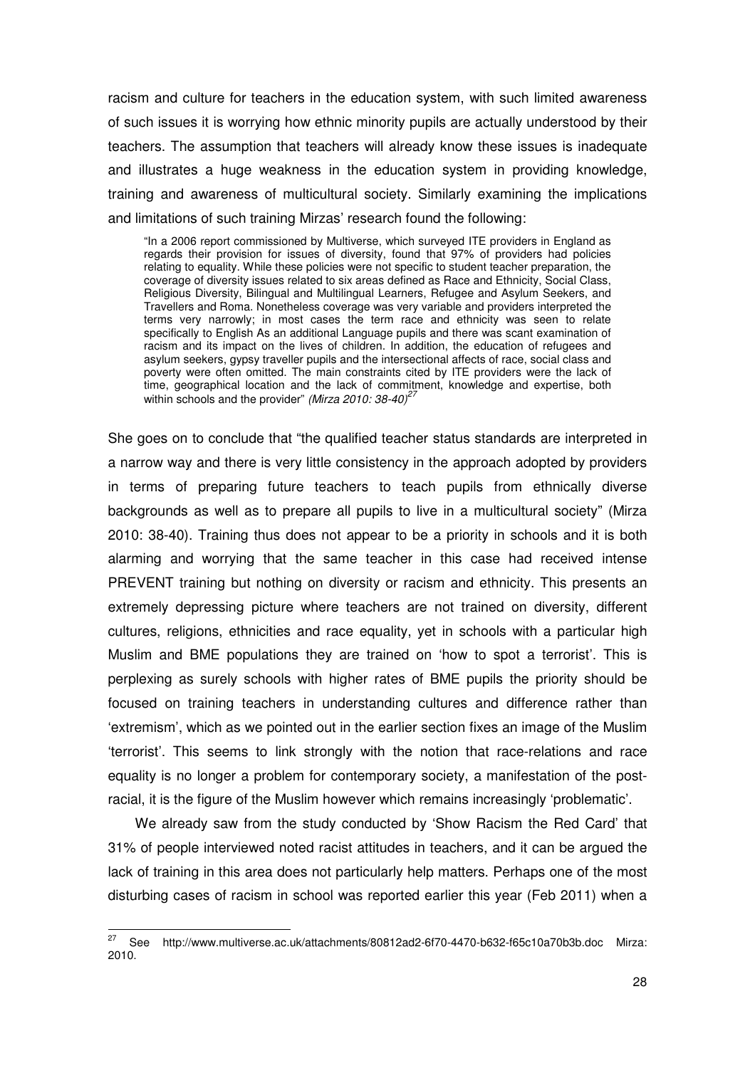racism and culture for teachers in the education system, with such limited awareness of such issues it is worrying how ethnic minority pupils are actually understood by their teachers. The assumption that teachers will already know these issues is inadequate and illustrates a huge weakness in the education system in providing knowledge, training and awareness of multicultural society. Similarly examining the implications and limitations of such training Mirzas' research found the following:

> "In a 2006 report commissioned by Multiverse, which surveyed ITE providers in England as regards their provision for issues of diversity, found that 97% of providers had policies relating to equality. While these policies were not specific to student teacher preparation, the coverage of diversity issues related to six areas defined as Race and Ethnicity, Social Class, Religious Diversity, Bilingual and Multilingual Learners, Refugee and Asylum Seekers, and Travellers and Roma. Nonetheless coverage was very variable and providers interpreted the terms very narrowly; in most cases the term race and ethnicity was seen to relate specifically to English As an additional Language pupils and there was scant examination of racism and its impact on the lives of children. In addition, the education of refugees and asylum seekers, gypsy traveller pupils and the intersectional affects of race, social class and poverty were often omitted. The main constraints cited by ITE providers were the lack of time, geographical location and the lack of commitment, knowledge and expertise, both within schools and the provider" *(Mirza 2010: 38-40)*[27]

She goes on to conclude that "the qualified teacher status standards are interpreted in a narrow way and there is very little consistency in the approach adopted by providers in terms of preparing future teachers to teach pupils from ethnically diverse backgrounds as well as to prepare all pupils to live in a multicultural society" (Mirza 2010: 38-40). Training thus does not appear to be a priority in schools and it is both alarming and worrying that the same teacher in this case had received intense PREVENT training but nothing on diversity or racism and ethnicity. This presents an extremely depressing picture where teachers are not trained on diversity, different cultures, religions, ethnicities and race equality, yet in schools with a particular high Muslim and BME populations they are trained on 'how to spot a terrorist'. This is perplexing as surely schools with higher rates of BME pupils the priority should be focused on training teachers in understanding cultures and difference rather than 'extremism', which as we pointed out in the earlier section fixes an image of the Muslim 'terrorist'. This seems to link strongly with the notion that race-relations and race equality is no longer a problem for contemporary society, a manifestation of the post-racial, it is the figure of the Muslim however which remains increasingly 'problematic'.

We already saw from the study conducted by 'Show Racism the Red Card' that 31% of people interviewed noted racist attitudes in teachers, and it can be argued the lack of training in this area does not particularly help matters. Perhaps one of the most disturbing cases of racism in school was reported earlier this year (Feb 2011) when a

---

[27] See http://www.multiverse.ac.uk/attachments/80812ad2-6f70-4470-b632-f65c10a70b3b.doc Mirza: 2010.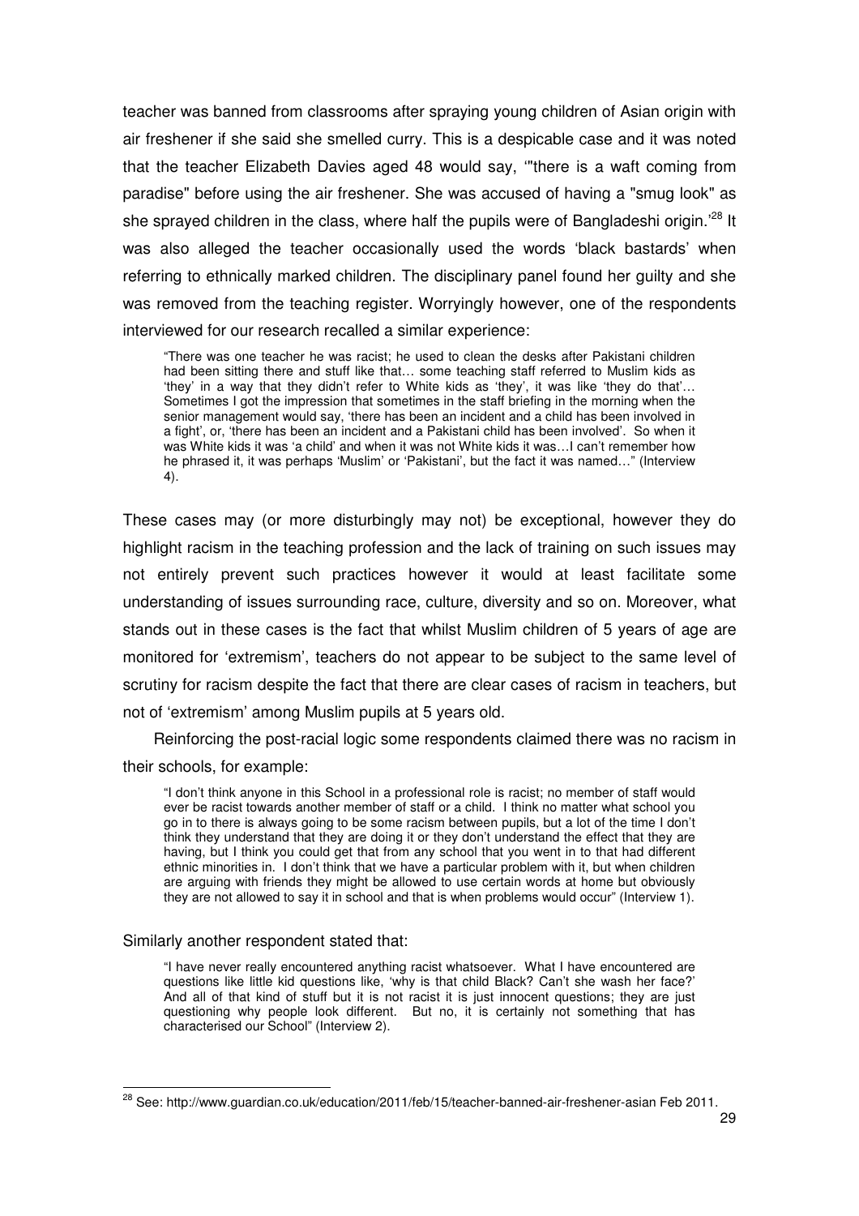teacher was banned from classrooms after spraying young children of Asian origin with air freshener if she said she smelled curry. This is a despicable case and it was noted that the teacher Elizabeth Davies aged 48 would say, '"there is a waft coming from paradise" before using the air freshener. She was accused of having a "smug look" as she sprayed children in the class, where half the pupils were of Bangladeshi origin.'[28] It was also alleged the teacher occasionally used the words 'black bastards' when referring to ethnically marked children. The disciplinary panel found her guilty and she was removed from the teaching register. Worryingly however, one of the respondents interviewed for our research recalled a similar experience:

> "There was one teacher he was racist; he used to clean the desks after Pakistani children had been sitting there and stuff like that… some teaching staff referred to Muslim kids as 'they' in a way that they didn't refer to White kids as 'they', it was like 'they do that'… Sometimes I got the impression that sometimes in the staff briefing in the morning when the senior management would say, 'there has been an incident and a child has been involved in a fight', or, 'there has been an incident and a Pakistani child has been involved'. So when it was White kids it was 'a child' and when it was not White kids it was…I can't remember how he phrased it, it was perhaps 'Muslim' or 'Pakistani', but the fact it was named…" (Interview 4).

These cases may (or more disturbingly may not) be exceptional, however they do highlight racism in the teaching profession and the lack of training on such issues may not entirely prevent such practices however it would at least facilitate some understanding of issues surrounding race, culture, diversity and so on. Moreover, what stands out in these cases is the fact that whilst Muslim children of 5 years of age are monitored for 'extremism', teachers do not appear to be subject to the same level of scrutiny for racism despite the fact that there are clear cases of racism in teachers, but not of 'extremism' among Muslim pupils at 5 years old.

Reinforcing the post-racial logic some respondents claimed there was no racism in their schools, for example:

> "I don't think anyone in this School in a professional role is racist; no member of staff would ever be racist towards another member of staff or a child. I think no matter what school you go in to there is always going to be some racism between pupils, but a lot of the time I don't think they understand that they are doing it or they don't understand the effect that they are having, but I think you could get that from any school that you went in to that had different ethnic minorities in. I don't think that we have a particular problem with it, but when children are arguing with friends they might be allowed to use certain words at home but obviously they are not allowed to say it in school and that is when problems would occur" (Interview 1).

Similarly another respondent stated that:

> "I have never really encountered anything racist whatsoever. What I have encountered are questions like little kid questions like, 'why is that child Black? Can't she wash her face?' And all of that kind of stuff but it is not racist it is just innocent questions; they are just questioning why people look different. But no, it is certainly not something that has characterised our School" (Interview 2).

---

[28] See: http://www.guardian.co.uk/education/2011/feb/15/teacher-banned-air-freshener-asian Feb 2011.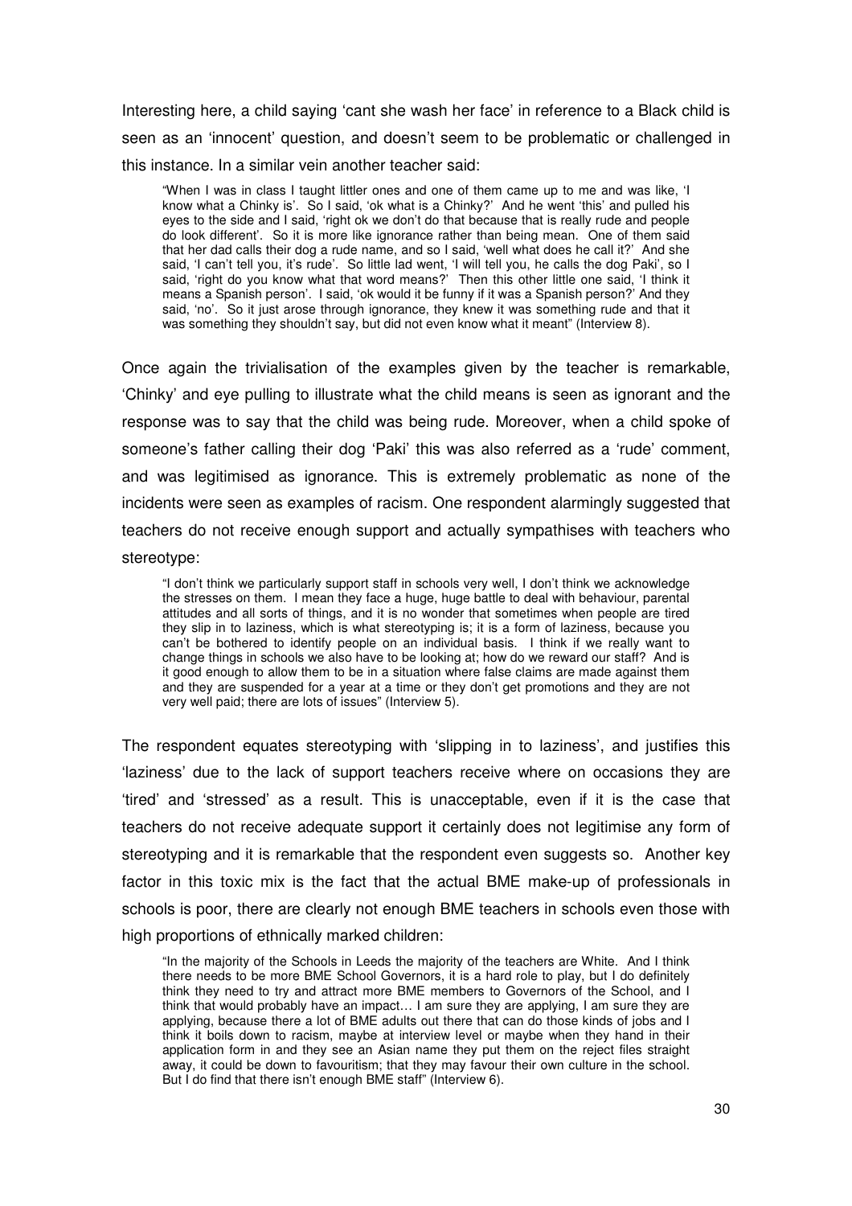Interesting here, a child saying 'cant she wash her face' in reference to a Black child is seen as an 'innocent' question, and doesn't seem to be problematic or challenged in this instance. In a similar vein another teacher said:

> "When I was in class I taught littler ones and one of them came up to me and was like, 'I know what a Chinky is'. So I said, 'ok what is a Chinky?' And he went 'this' and pulled his eyes to the side and I said, 'right ok we don't do that because that is really rude and people do look different'. So it is more like ignorance rather than being mean. One of them said that her dad calls their dog a rude name, and so I said, 'well what does he call it?' And she said, 'I can't tell you, it's rude'. So little lad went, 'I will tell you, he calls the dog Paki', so I said, 'right do you know what that word means?' Then this other little one said, 'I think it means a Spanish person'. I said, 'ok would it be funny if it was a Spanish person?' And they said, 'no'. So it just arose through ignorance, they knew it was something rude and that it was something they shouldn't say, but did not even know what it meant" (Interview 8).

Once again the trivialisation of the examples given by the teacher is remarkable, 'Chinky' and eye pulling to illustrate what the child means is seen as ignorant and the response was to say that the child was being rude. Moreover, when a child spoke of someone's father calling their dog 'Paki' this was also referred as a 'rude' comment, and was legitimised as ignorance. This is extremely problematic as none of the incidents were seen as examples of racism. One respondent alarmingly suggested that teachers do not receive enough support and actually sympathises with teachers who stereotype:

> "I don't think we particularly support staff in schools very well, I don't think we acknowledge the stresses on them. I mean they face a huge, huge battle to deal with behaviour, parental attitudes and all sorts of things, and it is no wonder that sometimes when people are tired they slip in to laziness, which is what stereotyping is; it is a form of laziness, because you can't be bothered to identify people on an individual basis. I think if we really want to change things in schools we also have to be looking at; how do we reward our staff? And is it good enough to allow them to be in a situation where false claims are made against them and they are suspended for a year at a time or they don't get promotions and they are not very well paid; there are lots of issues" (Interview 5).

The respondent equates stereotyping with 'slipping in to laziness', and justifies this 'laziness' due to the lack of support teachers receive where on occasions they are 'tired' and 'stressed' as a result. This is unacceptable, even if it is the case that teachers do not receive adequate support it certainly does not legitimise any form of stereotyping and it is remarkable that the respondent even suggests so. Another key factor in this toxic mix is the fact that the actual BME make-up of professionals in schools is poor, there are clearly not enough BME teachers in schools even those with high proportions of ethnically marked children:

> "In the majority of the Schools in Leeds the majority of the teachers are White. And I think there needs to be more BME School Governors, it is a hard role to play, but I do definitely think they need to try and attract more BME members to Governors of the School, and I think that would probably have an impact… I am sure they are applying, I am sure they are applying, because there a lot of BME adults out there that can do those kinds of jobs and I think it boils down to racism, maybe at interview level or maybe when they hand in their application form in and they see an Asian name they put them on the reject files straight away, it could be down to favouritism; that they may favour their own culture in the school. But I do find that there isn't enough BME staff" (Interview 6).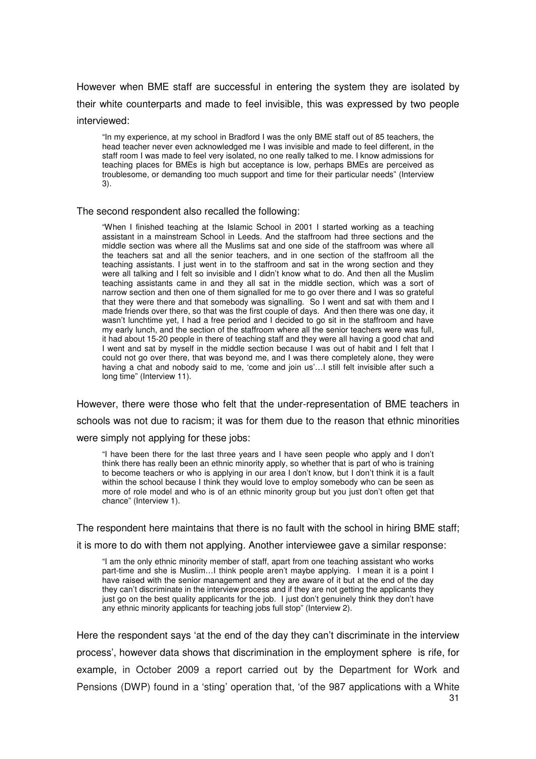However when BME staff are successful in entering the system they are isolated by their white counterparts and made to feel invisible, this was expressed by two people interviewed:

> "In my experience, at my school in Bradford I was the only BME staff out of 85 teachers, the head teacher never even acknowledged me I was invisible and made to feel different, in the staff room I was made to feel very isolated, no one really talked to me. I know admissions for teaching places for BMEs is high but acceptance is low, perhaps BMEs are perceived as troublesome, or demanding too much support and time for their particular needs" (Interview 3).

The second respondent also recalled the following:

> "When I finished teaching at the Islamic School in 2001 I started working as a teaching assistant in a mainstream School in Leeds. And the staffroom had three sections and the middle section was where all the Muslims sat and one side of the staffroom was where all the teachers sat and all the senior teachers, and in one section of the staffroom all the teaching assistants. I just went in to the staffroom and sat in the wrong section and they were all talking and I felt so invisible and I didn't know what to do. And then all the Muslim teaching assistants came in and they all sat in the middle section, which was a sort of narrow section and then one of them signalled for me to go over there and I was so grateful that they were there and that somebody was signalling. So I went and sat with them and I made friends over there, so that was the first couple of days. And then there was one day, it wasn't lunchtime yet, I had a free period and I decided to go sit in the staffroom and have my early lunch, and the section of the staffroom where all the senior teachers were was full, it had about 15-20 people in there of teaching staff and they were all having a good chat and I went and sat by myself in the middle section because I was out of habit and I felt that I could not go over there, that was beyond me, and I was there completely alone, they were having a chat and nobody said to me, 'come and join us'…I still felt invisible after such a long time" (Interview 11).

However, there were those who felt that the under-representation of BME teachers in schools was not due to racism; it was for them due to the reason that ethnic minorities were simply not applying for these jobs:

> "I have been there for the last three years and I have seen people who apply and I don't think there has really been an ethnic minority apply, so whether that is part of who is training to become teachers or who is applying in our area I don't know, but I don't think it is a fault within the school because I think they would love to employ somebody who can be seen as more of role model and who is of an ethnic minority group but you just don't often get that chance" (Interview 1).

The respondent here maintains that there is no fault with the school in hiring BME staff; it is more to do with them not applying. Another interviewee gave a similar response:

> "I am the only ethnic minority member of staff, apart from one teaching assistant who works part-time and she is Muslim…I think people aren't maybe applying. I mean it is a point I have raised with the senior management and they are aware of it but at the end of the day they can't discriminate in the interview process and if they are not getting the applicants they just go on the best quality applicants for the job. I just don't genuinely think they don't have any ethnic minority applicants for teaching jobs full stop" (Interview 2).

Here the respondent says 'at the end of the day they can't discriminate in the interview process', however data shows that discrimination in the employment sphere is rife, for example, in October 2009 a report carried out by the Department for Work and Pensions (DWP) found in a 'sting' operation that, 'of the 987 applications with a White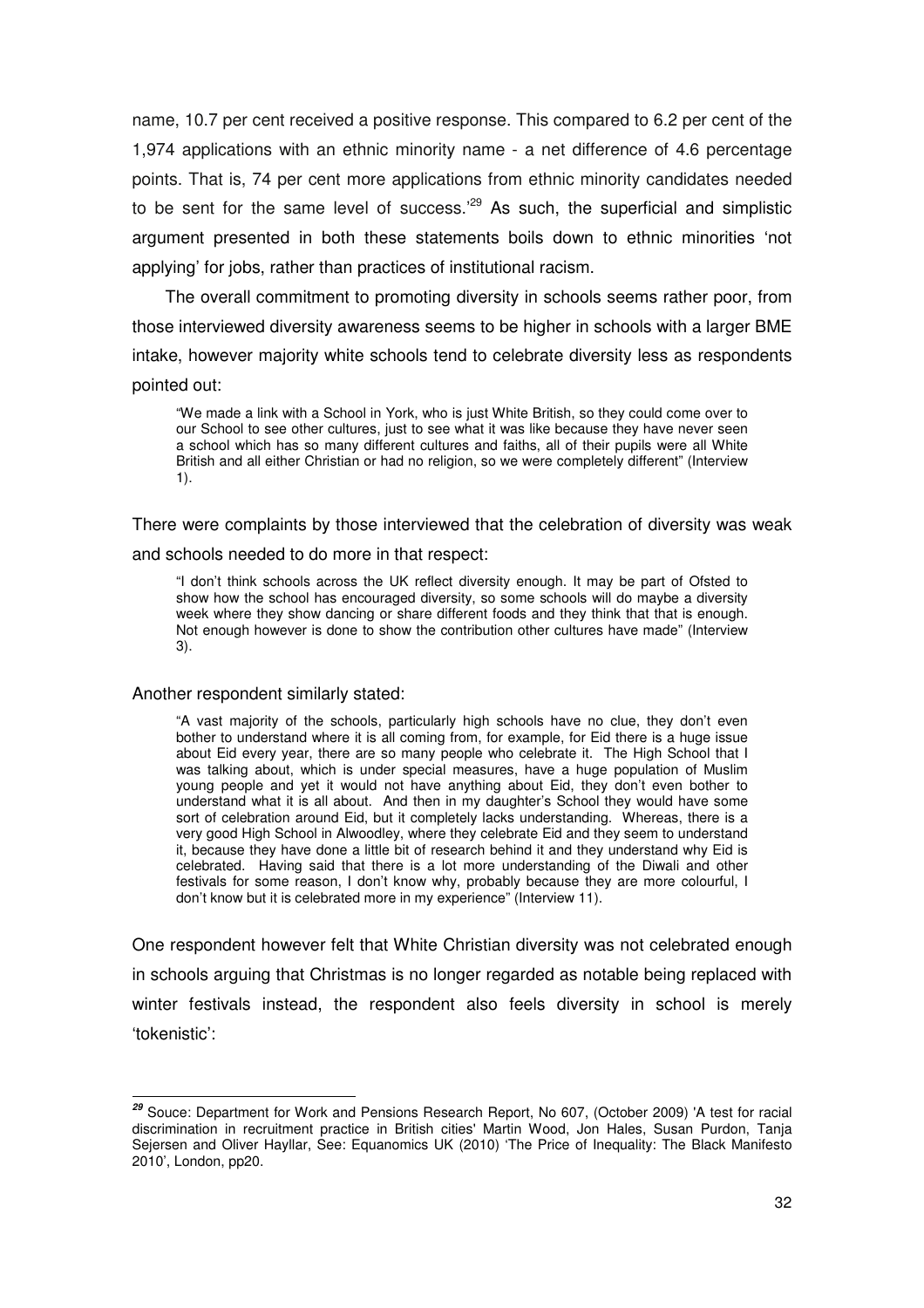name, 10.7 per cent received a positive response. This compared to 6.2 per cent of the 1,974 applications with an ethnic minority name - a net difference of 4.6 percentage points. That is, 74 per cent more applications from ethnic minority candidates needed to be sent for the same level of success.'[29] As such, the superficial and simplistic argument presented in both these statements boils down to ethnic minorities 'not applying' for jobs, rather than practices of institutional racism.

The overall commitment to promoting diversity in schools seems rather poor, from those interviewed diversity awareness seems to be higher in schools with a larger BME intake, however majority white schools tend to celebrate diversity less as respondents pointed out:

> "We made a link with a School in York, who is just White British, so they could come over to our School to see other cultures, just to see what it was like because they have never seen a school which has so many different cultures and faiths, all of their pupils were all White British and all either Christian or had no religion, so we were completely different" (Interview 1).

There were complaints by those interviewed that the celebration of diversity was weak and schools needed to do more in that respect:

> "I don't think schools across the UK reflect diversity enough. It may be part of Ofsted to show how the school has encouraged diversity, so some schools will do maybe a diversity week where they show dancing or share different foods and they think that that is enough. Not enough however is done to show the contribution other cultures have made" (Interview 3).

Another respondent similarly stated:

> "A vast majority of the schools, particularly high schools have no clue, they don't even bother to understand where it is all coming from, for example, for Eid there is a huge issue about Eid every year, there are so many people who celebrate it. The High School that I was talking about, which is under special measures, have a huge population of Muslim young people and yet it would not have anything about Eid, they don't even bother to understand what it is all about. And then in my daughter's School they would have some sort of celebration around Eid, but it completely lacks understanding. Whereas, there is a very good High School in Alwoodley, where they celebrate Eid and they seem to understand it, because they have done a little bit of research behind it and they understand why Eid is celebrated. Having said that there is a lot more understanding of the Diwali and other festivals for some reason, I don't know why, probably because they are more colourful, I don't know but it is celebrated more in my experience" (Interview 11).

One respondent however felt that White Christian diversity was not celebrated enough in schools arguing that Christmas is no longer regarded as notable being replaced with winter festivals instead, the respondent also feels diversity in school is merely 'tokenistic':

---

[29] Souce: Department for Work and Pensions Research Report, No 607, (October 2009) 'A test for racial discrimination in recruitment practice in British cities' Martin Wood, Jon Hales, Susan Purdon, Tanja Sejersen and Oliver Hayllar, See: Equanomics UK (2010) 'The Price of Inequality: The Black Manifesto 2010', London, pp20.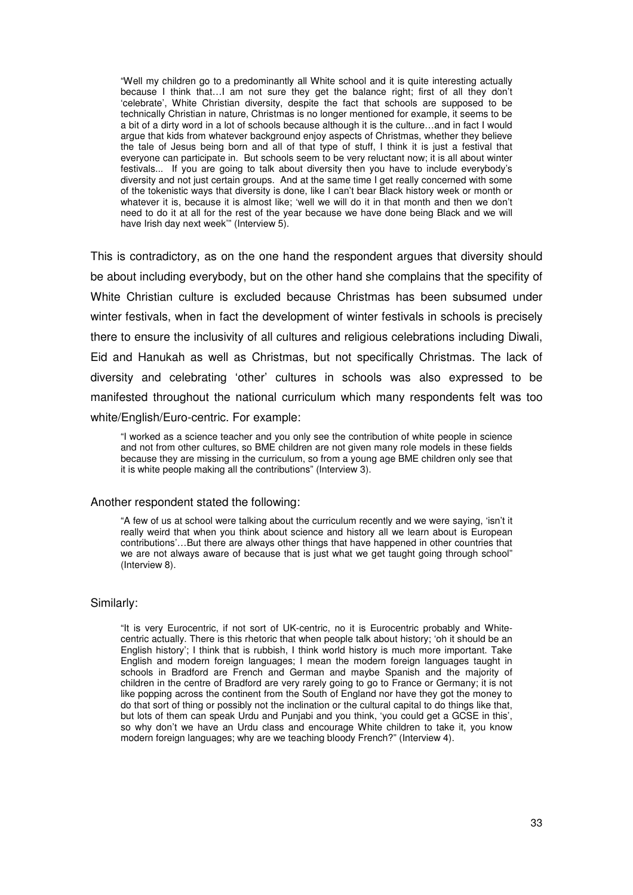> "Well my children go to a predominantly all White school and it is quite interesting actually because I think that…I am not sure they get the balance right; first of all they don't 'celebrate', White Christian diversity, despite the fact that schools are supposed to be technically Christian in nature, Christmas is no longer mentioned for example, it seems to be a bit of a dirty word in a lot of schools because although it is the culture…and in fact I would argue that kids from whatever background enjoy aspects of Christmas, whether they believe the tale of Jesus being born and all of that type of stuff, I think it is just a festival that everyone can participate in. But schools seem to be very reluctant now; it is all about winter festivals... If you are going to talk about diversity then you have to include everybody's diversity and not just certain groups. And at the same time I get really concerned with some of the tokenistic ways that diversity is done, like I can't bear Black history week or month or whatever it is, because it is almost like; 'well we will do it in that month and then we don't need to do it at all for the rest of the year because we have done being Black and we will have Irish day next week'" (Interview 5).

This is contradictory, as on the one hand the respondent argues that diversity should be about including everybody, but on the other hand she complains that the specifity of White Christian culture is excluded because Christmas has been subsumed under winter festivals, when in fact the development of winter festivals in schools is precisely there to ensure the inclusivity of all cultures and religious celebrations including Diwali, Eid and Hanukah as well as Christmas, but not specifically Christmas. The lack of diversity and celebrating 'other' cultures in schools was also expressed to be manifested throughout the national curriculum which many respondents felt was too white/English/Euro-centric. For example:

> "I worked as a science teacher and you only see the contribution of white people in science and not from other cultures, so BME children are not given many role models in these fields because they are missing in the curriculum, so from a young age BME children only see that it is white people making all the contributions" (Interview 3).

Another respondent stated the following:

> "A few of us at school were talking about the curriculum recently and we were saying, 'isn't it really weird that when you think about science and history all we learn about is European contributions'…But there are always other things that have happened in other countries that we are not always aware of because that is just what we get taught going through school" (Interview 8).

Similarly:

> "It is very Eurocentric, if not sort of UK-centric, no it is Eurocentric probably and White-centric actually. There is this rhetoric that when people talk about history; 'oh it should be an English history'; I think that is rubbish, I think world history is much more important. Take English and modern foreign languages; I mean the modern foreign languages taught in schools in Bradford are French and German and maybe Spanish and the majority of children in the centre of Bradford are very rarely going to go to France or Germany; it is not like popping across the continent from the South of England nor have they got the money to do that sort of thing or possibly not the inclination or the cultural capital to do things like that, but lots of them can speak Urdu and Punjabi and you think, 'you could get a GCSE in this', so why don't we have an Urdu class and encourage White children to take it, you know modern foreign languages; why are we teaching bloody French?" (Interview 4).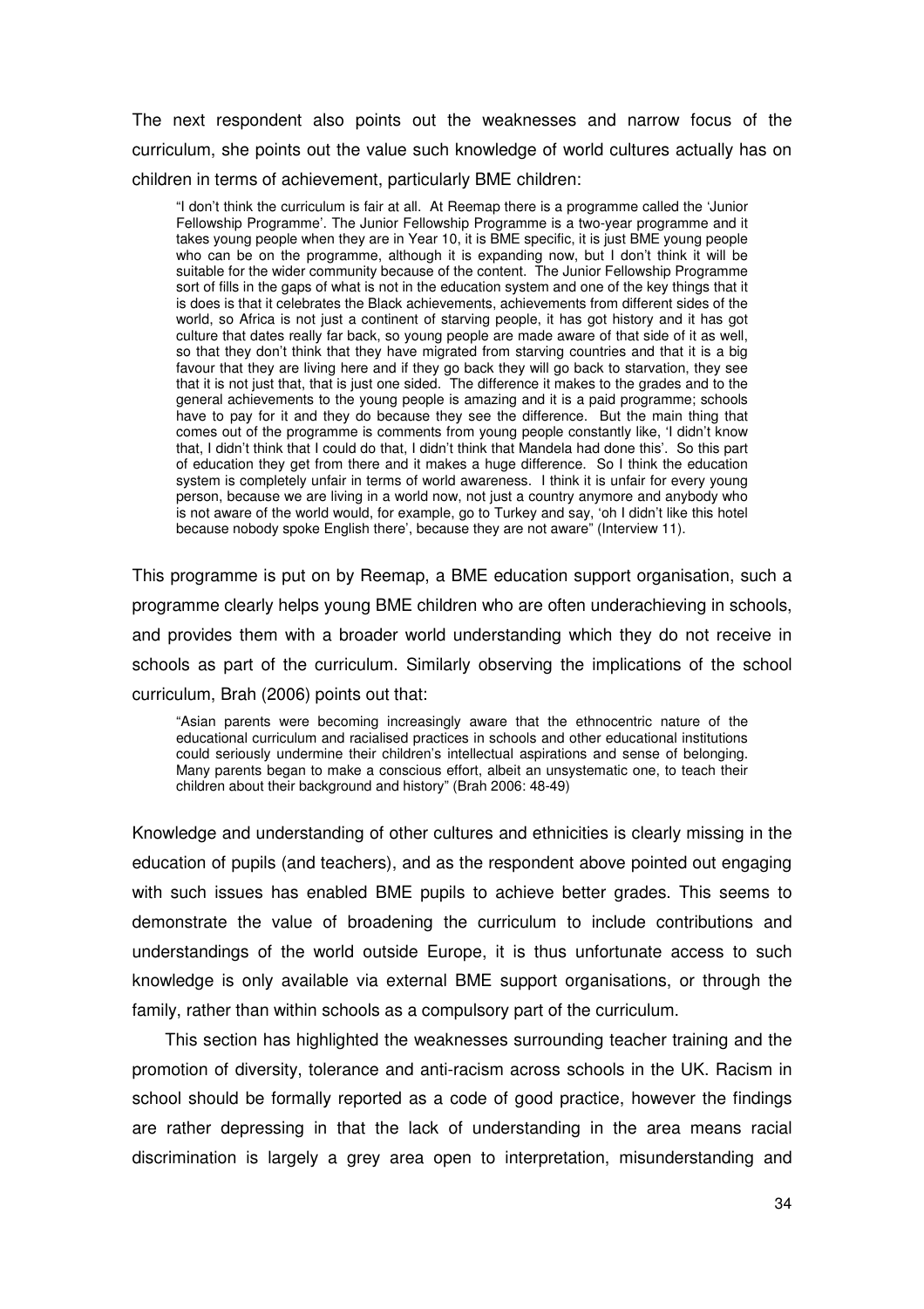The next respondent also points out the weaknesses and narrow focus of the curriculum, she points out the value such knowledge of world cultures actually has on children in terms of achievement, particularly BME children:

> "I don't think the curriculum is fair at all. At Reemap there is a programme called the 'Junior Fellowship Programme'. The Junior Fellowship Programme is a two-year programme and it takes young people when they are in Year 10, it is BME specific, it is just BME young people who can be on the programme, although it is expanding now, but I don't think it will be suitable for the wider community because of the content. The Junior Fellowship Programme sort of fills in the gaps of what is not in the education system and one of the key things that it is does is that it celebrates the Black achievements, achievements from different sides of the world, so Africa is not just a continent of starving people, it has got history and it has got culture that dates really far back, so young people are made aware of that side of it as well, so that they don't think that they have migrated from starving countries and that it is a big favour that they are living here and if they go back they will go back to starvation, they see that it is not just that, that is just one sided. The difference it makes to the grades and to the general achievements to the young people is amazing and it is a paid programme; schools have to pay for it and they do because they see the difference. But the main thing that comes out of the programme is comments from young people constantly like, 'I didn't know that, I didn't think that I could do that, I didn't think that Mandela had done this'. So this part of education they get from there and it makes a huge difference. So I think the education system is completely unfair in terms of world awareness. I think it is unfair for every young person, because we are living in a world now, not just a country anymore and anybody who is not aware of the world would, for example, go to Turkey and say, 'oh I didn't like this hotel because nobody spoke English there', because they are not aware" (Interview 11).

This programme is put on by Reemap, a BME education support organisation, such a programme clearly helps young BME children who are often underachieving in schools, and provides them with a broader world understanding which they do not receive in schools as part of the curriculum. Similarly observing the implications of the school curriculum, Brah (2006) points out that:

> "Asian parents were becoming increasingly aware that the ethnocentric nature of the educational curriculum and racialised practices in schools and other educational institutions could seriously undermine their children's intellectual aspirations and sense of belonging. Many parents began to make a conscious effort, albeit an unsystematic one, to teach their children about their background and history" (Brah 2006: 48-49)

Knowledge and understanding of other cultures and ethnicities is clearly missing in the education of pupils (and teachers), and as the respondent above pointed out engaging with such issues has enabled BME pupils to achieve better grades. This seems to demonstrate the value of broadening the curriculum to include contributions and understandings of the world outside Europe, it is thus unfortunate access to such knowledge is only available via external BME support organisations, or through the family, rather than within schools as a compulsory part of the curriculum.

This section has highlighted the weaknesses surrounding teacher training and the promotion of diversity, tolerance and anti-racism across schools in the UK. Racism in school should be formally reported as a code of good practice, however the findings are rather depressing in that the lack of understanding in the area means racial discrimination is largely a grey area open to interpretation, misunderstanding and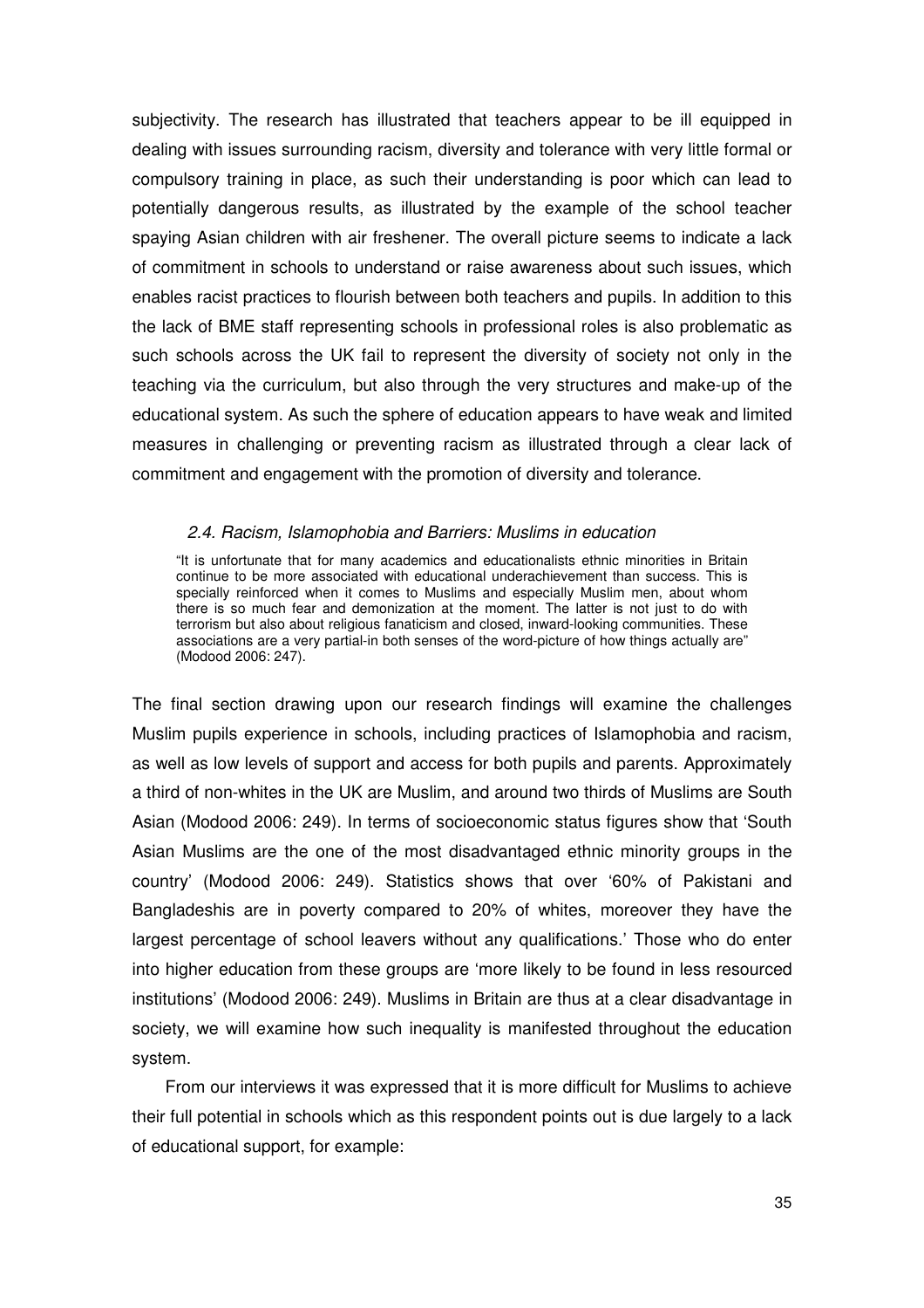subjectivity. The research has illustrated that teachers appear to be ill equipped in dealing with issues surrounding racism, diversity and tolerance with very little formal or compulsory training in place, as such their understanding is poor which can lead to potentially dangerous results, as illustrated by the example of the school teacher spaying Asian children with air freshener. The overall picture seems to indicate a lack of commitment in schools to understand or raise awareness about such issues, which enables racist practices to flourish between both teachers and pupils. In addition to this the lack of BME staff representing schools in professional roles is also problematic as such schools across the UK fail to represent the diversity of society not only in the teaching via the curriculum, but also through the very structures and make-up of the educational system. As such the sphere of education appears to have weak and limited measures in challenging or preventing racism as illustrated through a clear lack of commitment and engagement with the promotion of diversity and tolerance.

### *2.4. Racism, Islamophobia and Barriers: Muslims in education*

> "It is unfortunate that for many academics and educationalists ethnic minorities in Britain continue to be more associated with educational underachievement than success. This is specially reinforced when it comes to Muslims and especially Muslim men, about whom there is so much fear and demonization at the moment. The latter is not just to do with terrorism but also about religious fanaticism and closed, inward-looking communities. These associations are a very partial-in both senses of the word-picture of how things actually are" (Modood 2006: 247).

The final section drawing upon our research findings will examine the challenges Muslim pupils experience in schools, including practices of Islamophobia and racism, as well as low levels of support and access for both pupils and parents. Approximately a third of non-whites in the UK are Muslim, and around two thirds of Muslims are South Asian (Modood 2006: 249). In terms of socioeconomic status figures show that 'South Asian Muslims are the one of the most disadvantaged ethnic minority groups in the country' (Modood 2006: 249). Statistics shows that over '60% of Pakistani and Bangladeshis are in poverty compared to 20% of whites, moreover they have the largest percentage of school leavers without any qualifications.' Those who do enter into higher education from these groups are 'more likely to be found in less resourced institutions' (Modood 2006: 249). Muslims in Britain are thus at a clear disadvantage in society, we will examine how such inequality is manifested throughout the education system.

From our interviews it was expressed that it is more difficult for Muslims to achieve their full potential in schools which as this respondent points out is due largely to a lack of educational support, for example: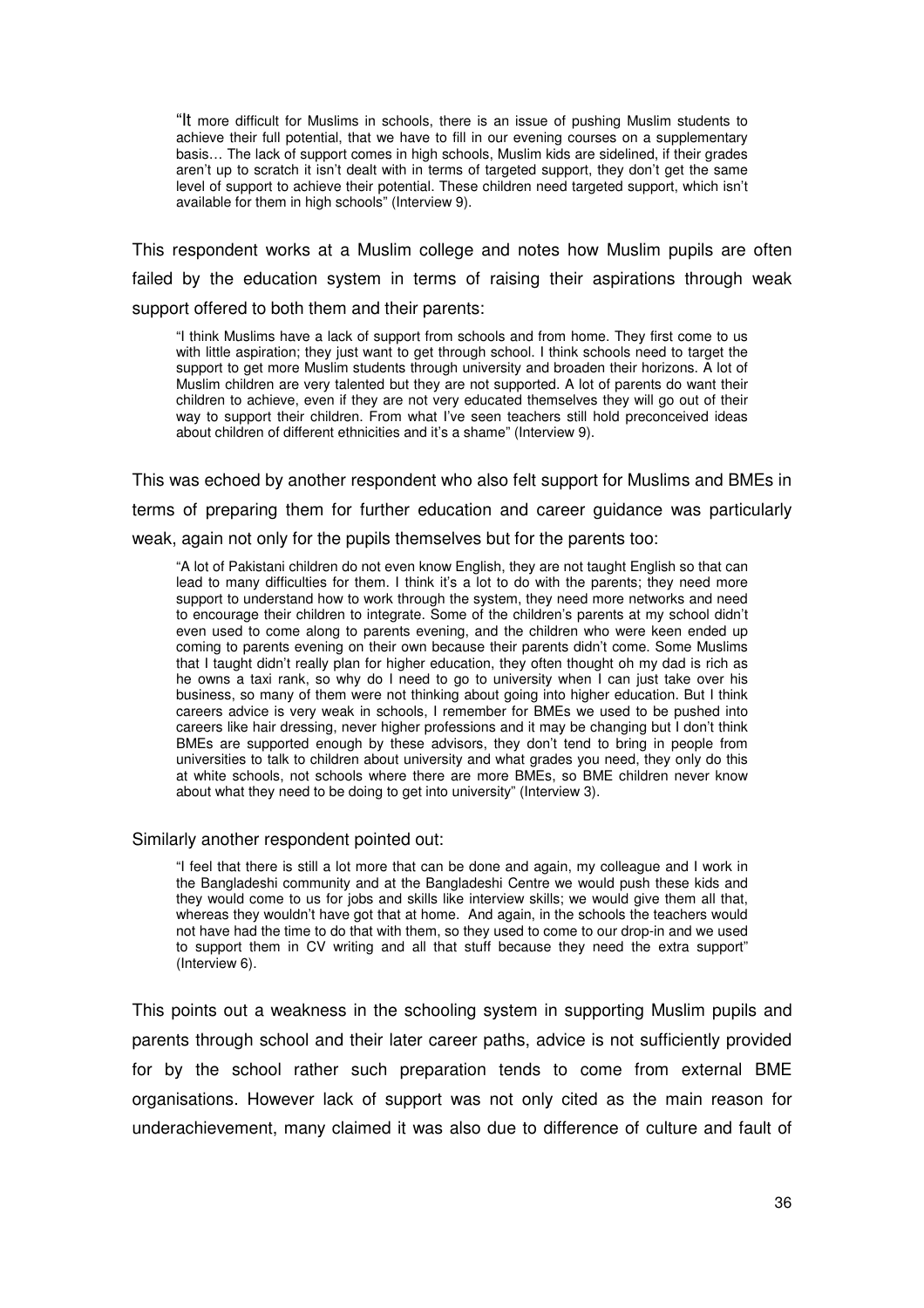> "It more difficult for Muslims in schools, there is an issue of pushing Muslim students to achieve their full potential, that we have to fill in our evening courses on a supplementary basis… The lack of support comes in high schools, Muslim kids are sidelined, if their grades aren't up to scratch it isn't dealt with in terms of targeted support, they don't get the same level of support to achieve their potential. These children need targeted support, which isn't available for them in high schools" (Interview 9).

This respondent works at a Muslim college and notes how Muslim pupils are often failed by the education system in terms of raising their aspirations through weak support offered to both them and their parents:

> "I think Muslims have a lack of support from schools and from home. They first come to us with little aspiration; they just want to get through school. I think schools need to target the support to get more Muslim students through university and broaden their horizons. A lot of Muslim children are very talented but they are not supported. A lot of parents do want their children to achieve, even if they are not very educated themselves they will go out of their way to support their children. From what I've seen teachers still hold preconceived ideas about children of different ethnicities and it's a shame" (Interview 9).

This was echoed by another respondent who also felt support for Muslims and BMEs in terms of preparing them for further education and career guidance was particularly weak, again not only for the pupils themselves but for the parents too:

> "A lot of Pakistani children do not even know English, they are not taught English so that can lead to many difficulties for them. I think it's a lot to do with the parents; they need more support to understand how to work through the system, they need more networks and need to encourage their children to integrate. Some of the children's parents at my school didn't even used to come along to parents evening, and the children who were keen ended up coming to parents evening on their own because their parents didn't come. Some Muslims that I taught didn't really plan for higher education, they often thought oh my dad is rich as he owns a taxi rank, so why do I need to go to university when I can just take over his business, so many of them were not thinking about going into higher education. But I think careers advice is very weak in schools, I remember for BMEs we used to be pushed into careers like hair dressing, never higher professions and it may be changing but I don't think BMEs are supported enough by these advisors, they don't tend to bring in people from universities to talk to children about university and what grades you need, they only do this at white schools, not schools where there are more BMEs, so BME children never know about what they need to be doing to get into university" (Interview 3).

Similarly another respondent pointed out:

> "I feel that there is still a lot more that can be done and again, my colleague and I work in the Bangladeshi community and at the Bangladeshi Centre we would push these kids and they would come to us for jobs and skills like interview skills; we would give them all that, whereas they wouldn't have got that at home. And again, in the schools the teachers would not have had the time to do that with them, so they used to come to our drop-in and we used to support them in CV writing and all that stuff because they need the extra support" (Interview 6).

This points out a weakness in the schooling system in supporting Muslim pupils and parents through school and their later career paths, advice is not sufficiently provided for by the school rather such preparation tends to come from external BME organisations. However lack of support was not only cited as the main reason for underachievement, many claimed it was also due to difference of culture and fault of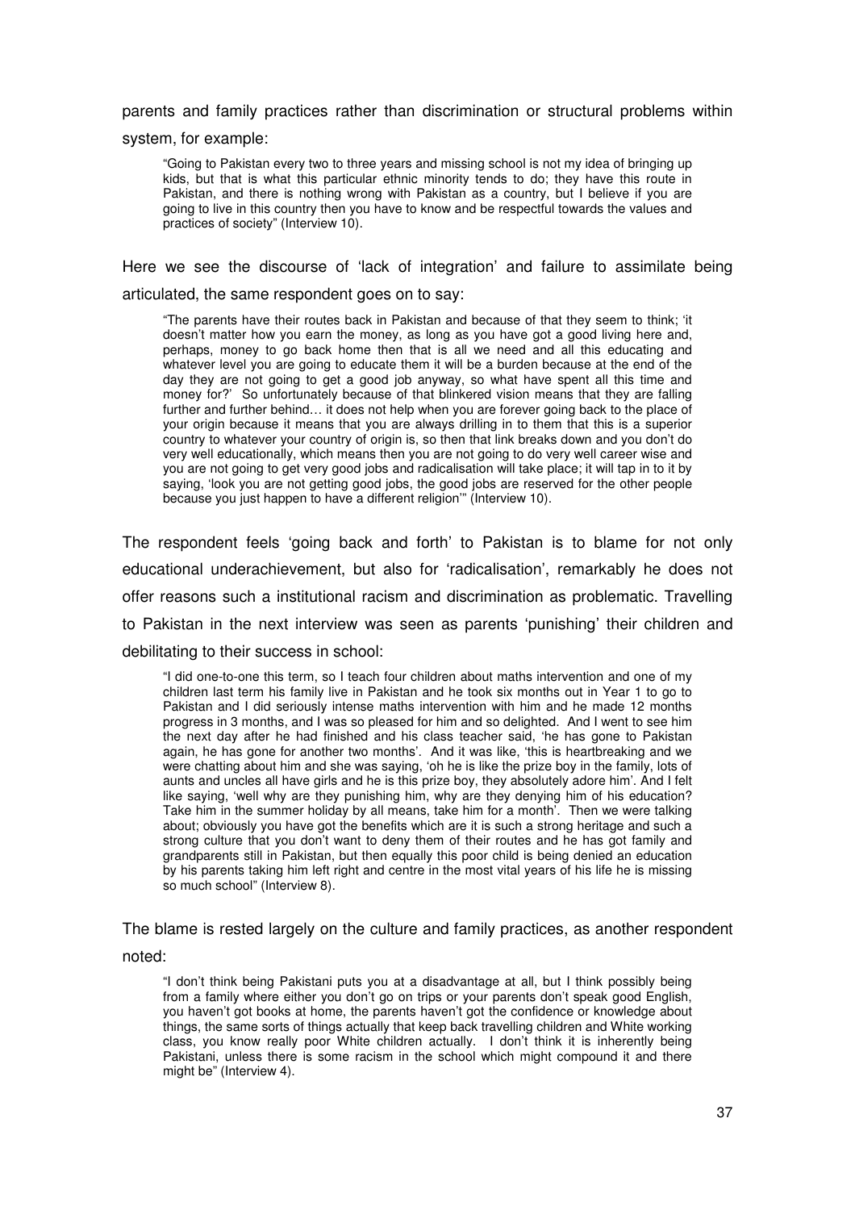parents and family practices rather than discrimination or structural problems within system, for example:

> "Going to Pakistan every two to three years and missing school is not my idea of bringing up kids, but that is what this particular ethnic minority tends to do; they have this route in Pakistan, and there is nothing wrong with Pakistan as a country, but I believe if you are going to live in this country then you have to know and be respectful towards the values and practices of society" (Interview 10).

Here we see the discourse of 'lack of integration' and failure to assimilate being articulated, the same respondent goes on to say:

> "The parents have their routes back in Pakistan and because of that they seem to think; 'it doesn't matter how you earn the money, as long as you have got a good living here and, perhaps, money to go back home then that is all we need and all this educating and whatever level you are going to educate them it will be a burden because at the end of the day they are not going to get a good job anyway, so what have spent all this time and money for?' So unfortunately because of that blinkered vision means that they are falling further and further behind… it does not help when you are forever going back to the place of your origin because it means that you are always drilling in to them that this is a superior country to whatever your country of origin is, so then that link breaks down and you don't do very well educationally, which means then you are not going to do very well career wise and you are not going to get very good jobs and radicalisation will take place; it will tap in to it by saying, 'look you are not getting good jobs, the good jobs are reserved for the other people because you just happen to have a different religion'" (Interview 10).

The respondent feels 'going back and forth' to Pakistan is to blame for not only educational underachievement, but also for 'radicalisation', remarkably he does not offer reasons such a institutional racism and discrimination as problematic. Travelling to Pakistan in the next interview was seen as parents 'punishing' their children and debilitating to their success in school:

> "I did one-to-one this term, so I teach four children about maths intervention and one of my children last term his family live in Pakistan and he took six months out in Year 1 to go to Pakistan and I did seriously intense maths intervention with him and he made 12 months progress in 3 months, and I was so pleased for him and so delighted. And I went to see him the next day after he had finished and his class teacher said, 'he has gone to Pakistan again, he has gone for another two months'. And it was like, 'this is heartbreaking and we were chatting about him and she was saying, 'oh he is like the prize boy in the family, lots of aunts and uncles all have girls and he is this prize boy, they absolutely adore him'. And I felt like saying, 'well why are they punishing him, why are they denying him of his education? Take him in the summer holiday by all means, take him for a month'. Then we were talking about; obviously you have got the benefits which are it is such a strong heritage and such a strong culture that you don't want to deny them of their routes and he has got family and grandparents still in Pakistan, but then equally this poor child is being denied an education by his parents taking him left right and centre in the most vital years of his life he is missing so much school" (Interview 8).

The blame is rested largely on the culture and family practices, as another respondent noted:

> "I don't think being Pakistani puts you at a disadvantage at all, but I think possibly being from a family where either you don't go on trips or your parents don't speak good English, you haven't got books at home, the parents haven't got the confidence or knowledge about things, the same sorts of things actually that keep back travelling children and White working class, you know really poor White children actually. I don't think it is inherently being Pakistani, unless there is some racism in the school which might compound it and there might be" (Interview 4).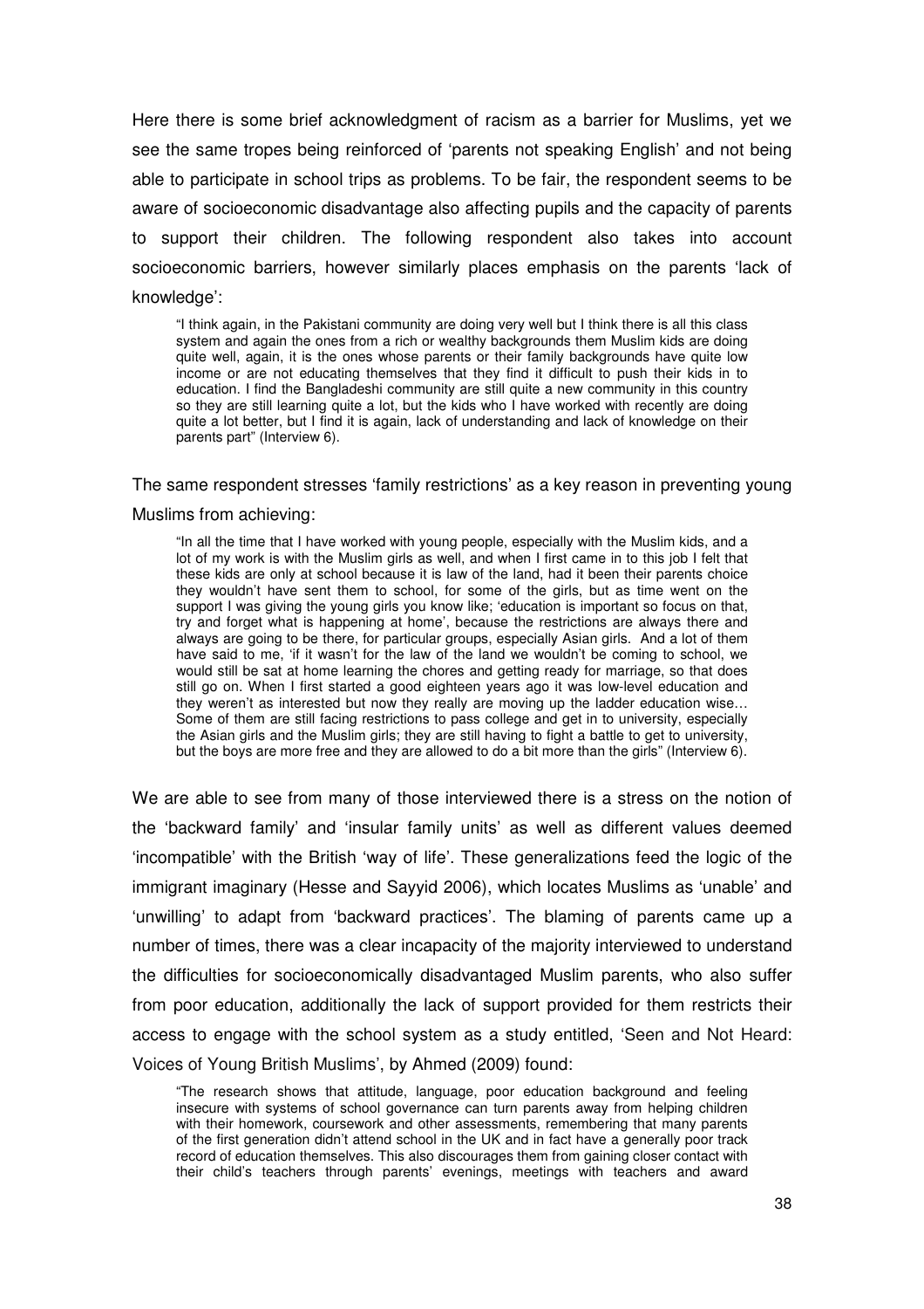Here there is some brief acknowledgment of racism as a barrier for Muslims, yet we see the same tropes being reinforced of 'parents not speaking English' and not being able to participate in school trips as problems. To be fair, the respondent seems to be aware of socioeconomic disadvantage also affecting pupils and the capacity of parents to support their children. The following respondent also takes into account socioeconomic barriers, however similarly places emphasis on the parents 'lack of knowledge':

> "I think again, in the Pakistani community are doing very well but I think there is all this class system and again the ones from a rich or wealthy backgrounds them Muslim kids are doing quite well, again, it is the ones whose parents or their family backgrounds have quite low income or are not educating themselves that they find it difficult to push their kids in to education. I find the Bangladeshi community are still quite a new community in this country so they are still learning quite a lot, but the kids who I have worked with recently are doing quite a lot better, but I find it is again, lack of understanding and lack of knowledge on their parents part" (Interview 6).

The same respondent stresses 'family restrictions' as a key reason in preventing young Muslims from achieving:

> "In all the time that I have worked with young people, especially with the Muslim kids, and a lot of my work is with the Muslim girls as well, and when I first came in to this job I felt that these kids are only at school because it is law of the land, had it been their parents choice they wouldn't have sent them to school, for some of the girls, but as time went on the support I was giving the young girls you know like; 'education is important so focus on that, try and forget what is happening at home', because the restrictions are always there and always are going to be there, for particular groups, especially Asian girls. And a lot of them have said to me, 'if it wasn't for the law of the land we wouldn't be coming to school, we would still be sat at home learning the chores and getting ready for marriage, so that does still go on. When I first started a good eighteen years ago it was low-level education and they weren't as interested but now they really are moving up the ladder education wise… Some of them are still facing restrictions to pass college and get in to university, especially the Asian girls and the Muslim girls; they are still having to fight a battle to get to university, but the boys are more free and they are allowed to do a bit more than the girls" (Interview 6).

We are able to see from many of those interviewed there is a stress on the notion of the 'backward family' and 'insular family units' as well as different values deemed 'incompatible' with the British 'way of life'. These generalizations feed the logic of the immigrant imaginary (Hesse and Sayyid 2006), which locates Muslims as 'unable' and 'unwilling' to adapt from 'backward practices'. The blaming of parents came up a number of times, there was a clear incapacity of the majority interviewed to understand the difficulties for socioeconomically disadvantaged Muslim parents, who also suffer from poor education, additionally the lack of support provided for them restricts their access to engage with the school system as a study entitled, 'Seen and Not Heard: Voices of Young British Muslims', by Ahmed (2009) found:

> "The research shows that attitude, language, poor education background and feeling insecure with systems of school governance can turn parents away from helping children with their homework, coursework and other assessments, remembering that many parents of the first generation didn't attend school in the UK and in fact have a generally poor track record of education themselves. This also discourages them from gaining closer contact with their child's teachers through parents' evenings, meetings with teachers and award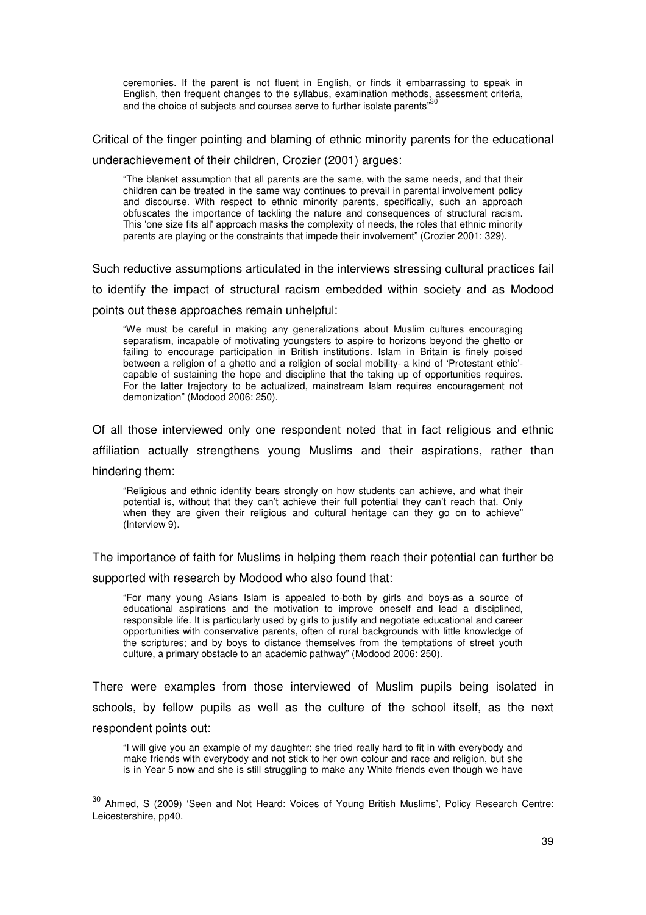ceremonies. If the parent is not fluent in English, or finds it embarrassing to speak in English, then frequent changes to the syllabus, examination methods, assessment criteria, and the choice of subjects and courses serve to further isolate parents"[30]

Critical of the finger pointing and blaming of ethnic minority parents for the educational underachievement of their children, Crozier (2001) argues:

> "The blanket assumption that all parents are the same, with the same needs, and that their children can be treated in the same way continues to prevail in parental involvement policy and discourse. With respect to ethnic minority parents, specifically, such an approach obfuscates the importance of tackling the nature and consequences of structural racism. This 'one size fits all' approach masks the complexity of needs, the roles that ethnic minority parents are playing or the constraints that impede their involvement" (Crozier 2001: 329).

Such reductive assumptions articulated in the interviews stressing cultural practices fail to identify the impact of structural racism embedded within society and as Modood points out these approaches remain unhelpful:

> "We must be careful in making any generalizations about Muslim cultures encouraging separatism, incapable of motivating youngsters to aspire to horizons beyond the ghetto or failing to encourage participation in British institutions. Islam in Britain is finely poised between a religion of a ghetto and a religion of social mobility- a kind of 'Protestant ethic'- capable of sustaining the hope and discipline that the taking up of opportunities requires. For the latter trajectory to be actualized, mainstream Islam requires encouragement not demonization" (Modood 2006: 250).

Of all those interviewed only one respondent noted that in fact religious and ethnic affiliation actually strengthens young Muslims and their aspirations, rather than hindering them:

> "Religious and ethnic identity bears strongly on how students can achieve, and what their potential is, without that they can't achieve their full potential they can't reach that. Only when they are given their religious and cultural heritage can they go on to achieve" (Interview 9).

The importance of faith for Muslims in helping them reach their potential can further be supported with research by Modood who also found that:

> "For many young Asians Islam is appealed to-both by girls and boys-as a source of educational aspirations and the motivation to improve oneself and lead a disciplined, responsible life. It is particularly used by girls to justify and negotiate educational and career opportunities with conservative parents, often of rural backgrounds with little knowledge of the scriptures; and by boys to distance themselves from the temptations of street youth culture, a primary obstacle to an academic pathway" (Modood 2006: 250).

There were examples from those interviewed of Muslim pupils being isolated in schools, by fellow pupils as well as the culture of the school itself, as the next respondent points out:

> "I will give you an example of my daughter; she tried really hard to fit in with everybody and make friends with everybody and not stick to her own colour and race and religion, but she is in Year 5 now and she is still struggling to make any White friends even though we have

---

[30] Ahmed, S (2009) 'Seen and Not Heard: Voices of Young British Muslims', Policy Research Centre: Leicestershire, pp40.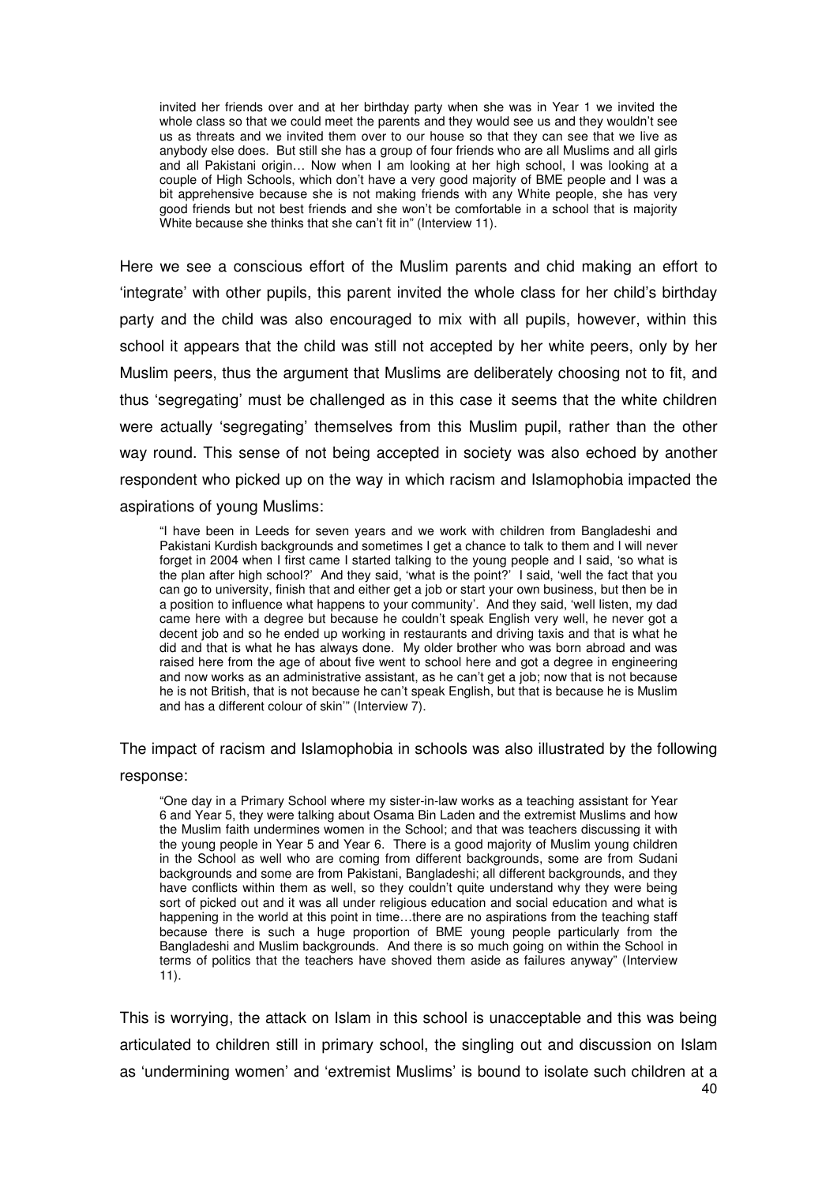> invited her friends over and at her birthday party when she was in Year 1 we invited the whole class so that we could meet the parents and they would see us and they wouldn't see us as threats and we invited them over to our house so that they can see that we live as anybody else does. But still she has a group of four friends who are all Muslims and all girls and all Pakistani origin… Now when I am looking at her high school, I was looking at a couple of High Schools, which don't have a very good majority of BME people and I was a bit apprehensive because she is not making friends with any White people, she has very good friends but not best friends and she won't be comfortable in a school that is majority White because she thinks that she can't fit in" (Interview 11).

Here we see a conscious effort of the Muslim parents and chid making an effort to 'integrate' with other pupils, this parent invited the whole class for her child's birthday party and the child was also encouraged to mix with all pupils, however, within this school it appears that the child was still not accepted by her white peers, only by her Muslim peers, thus the argument that Muslims are deliberately choosing not to fit, and thus 'segregating' must be challenged as in this case it seems that the white children were actually 'segregating' themselves from this Muslim pupil, rather than the other way round. This sense of not being accepted in society was also echoed by another respondent who picked up on the way in which racism and Islamophobia impacted the aspirations of young Muslims:

> "I have been in Leeds for seven years and we work with children from Bangladeshi and Pakistani Kurdish backgrounds and sometimes I get a chance to talk to them and I will never forget in 2004 when I first came I started talking to the young people and I said, 'so what is the plan after high school?' And they said, 'what is the point?' I said, 'well the fact that you can go to university, finish that and either get a job or start your own business, but then be in a position to influence what happens to your community'. And they said, 'well listen, my dad came here with a degree but because he couldn't speak English very well, he never got a decent job and so he ended up working in restaurants and driving taxis and that is what he did and that is what he has always done. My older brother who was born abroad and was raised here from the age of about five went to school here and got a degree in engineering and now works as an administrative assistant, as he can't get a job; now that is not because he is not British, that is not because he can't speak English, but that is because he is Muslim and has a different colour of skin'" (Interview 7).

The impact of racism and Islamophobia in schools was also illustrated by the following response:

> "One day in a Primary School where my sister-in-law works as a teaching assistant for Year 6 and Year 5, they were talking about Osama Bin Laden and the extremist Muslims and how the Muslim faith undermines women in the School; and that was teachers discussing it with the young people in Year 5 and Year 6. There is a good majority of Muslim young children in the School as well who are coming from different backgrounds, some are from Sudani backgrounds and some are from Pakistani, Bangladeshi; all different backgrounds, and they have conflicts within them as well, so they couldn't quite understand why they were being sort of picked out and it was all under religious education and social education and what is happening in the world at this point in time…there are no aspirations from the teaching staff because there is such a huge proportion of BME young people particularly from the Bangladeshi and Muslim backgrounds. And there is so much going on within the School in terms of politics that the teachers have shoved them aside as failures anyway" (Interview 11).

This is worrying, the attack on Islam in this school is unacceptable and this was being articulated to children still in primary school, the singling out and discussion on Islam as 'undermining women' and 'extremist Muslims' is bound to isolate such children at a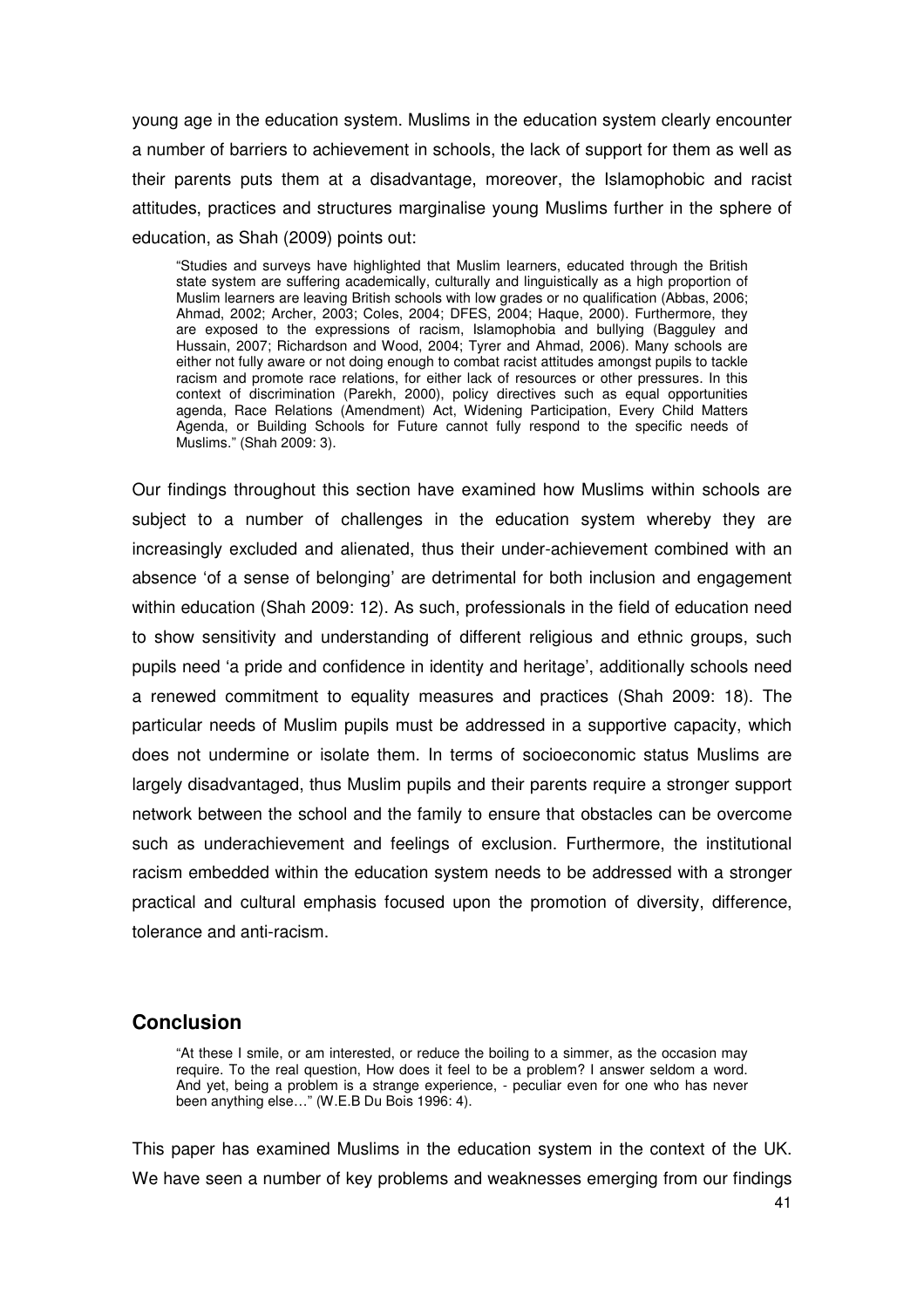young age in the education system. Muslims in the education system clearly encounter a number of barriers to achievement in schools, the lack of support for them as well as their parents puts them at a disadvantage, moreover, the Islamophobic and racist attitudes, practices and structures marginalise young Muslims further in the sphere of education, as Shah (2009) points out:

> "Studies and surveys have highlighted that Muslim learners, educated through the British state system are suffering academically, culturally and linguistically as a high proportion of Muslim learners are leaving British schools with low grades or no qualification (Abbas, 2006; Ahmad, 2002; Archer, 2003; Coles, 2004; DFES, 2004; Haque, 2000). Furthermore, they are exposed to the expressions of racism, Islamophobia and bullying (Bagguley and Hussain, 2007; Richardson and Wood, 2004; Tyrer and Ahmad, 2006). Many schools are either not fully aware or not doing enough to combat racist attitudes amongst pupils to tackle racism and promote race relations, for either lack of resources or other pressures. In this context of discrimination (Parekh, 2000), policy directives such as equal opportunities agenda, Race Relations (Amendment) Act, Widening Participation, Every Child Matters Agenda, or Building Schools for Future cannot fully respond to the specific needs of Muslims." (Shah 2009: 3).

Our findings throughout this section have examined how Muslims within schools are subject to a number of challenges in the education system whereby they are increasingly excluded and alienated, thus their under-achievement combined with an absence 'of a sense of belonging' are detrimental for both inclusion and engagement within education (Shah 2009: 12). As such, professionals in the field of education need to show sensitivity and understanding of different religious and ethnic groups, such pupils need 'a pride and confidence in identity and heritage', additionally schools need a renewed commitment to equality measures and practices (Shah 2009: 18). The particular needs of Muslim pupils must be addressed in a supportive capacity, which does not undermine or isolate them. In terms of socioeconomic status Muslims are largely disadvantaged, thus Muslim pupils and their parents require a stronger support network between the school and the family to ensure that obstacles can be overcome such as underachievement and feelings of exclusion. Furthermore, the institutional racism embedded within the education system needs to be addressed with a stronger practical and cultural emphasis focused upon the promotion of diversity, difference, tolerance and anti-racism.

## Conclusion

> "At these I smile, or am interested, or reduce the boiling to a simmer, as the occasion may require. To the real question, How does it feel to be a problem? I answer seldom a word. And yet, being a problem is a strange experience, - peculiar even for one who has never been anything else…" (W.E.B Du Bois 1996: 4).

This paper has examined Muslims in the education system in the context of the UK. We have seen a number of key problems and weaknesses emerging from our findings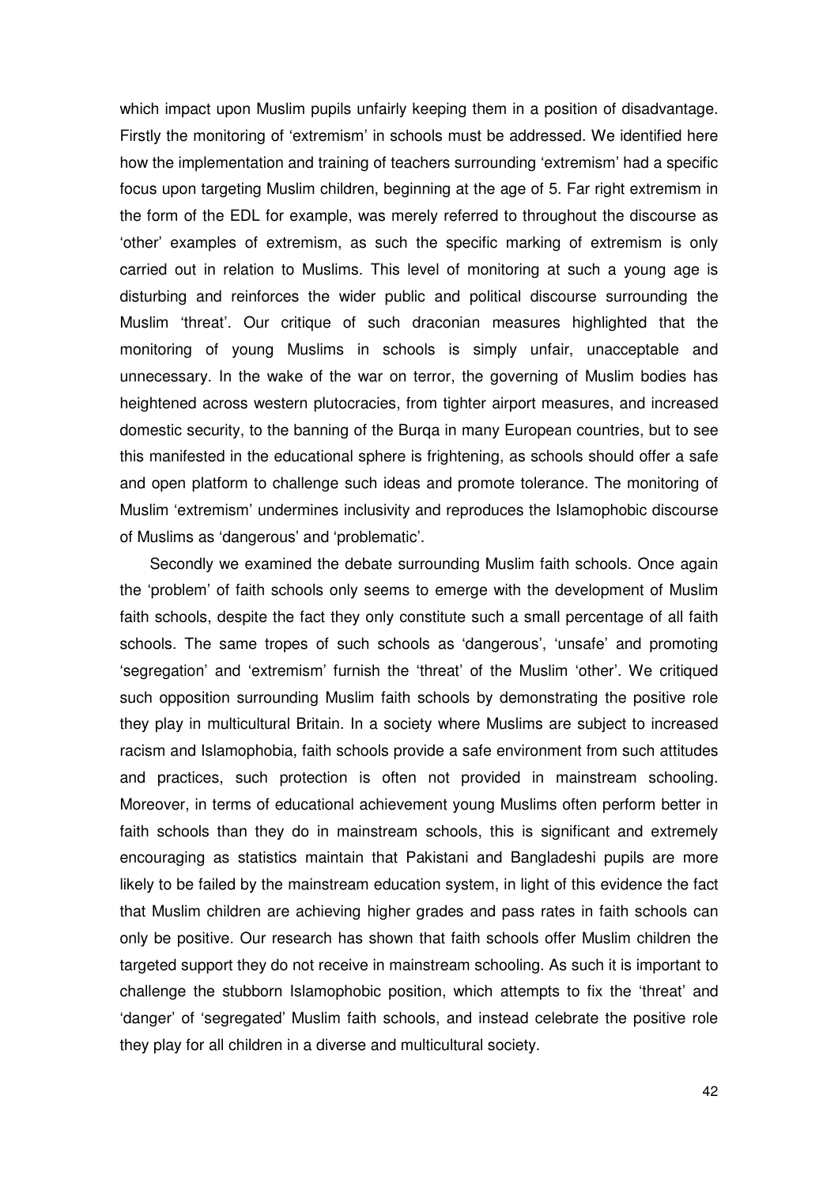which impact upon Muslim pupils unfairly keeping them in a position of disadvantage. Firstly the monitoring of 'extremism' in schools must be addressed. We identified here how the implementation and training of teachers surrounding 'extremism' had a specific focus upon targeting Muslim children, beginning at the age of 5. Far right extremism in the form of the EDL for example, was merely referred to throughout the discourse as 'other' examples of extremism, as such the specific marking of extremism is only carried out in relation to Muslims. This level of monitoring at such a young age is disturbing and reinforces the wider public and political discourse surrounding the Muslim 'threat'. Our critique of such draconian measures highlighted that the monitoring of young Muslims in schools is simply unfair, unacceptable and unnecessary. In the wake of the war on terror, the governing of Muslim bodies has heightened across western plutocracies, from tighter airport measures, and increased domestic security, to the banning of the Burqa in many European countries, but to see this manifested in the educational sphere is frightening, as schools should offer a safe and open platform to challenge such ideas and promote tolerance. The monitoring of Muslim 'extremism' undermines inclusivity and reproduces the Islamophobic discourse of Muslims as 'dangerous' and 'problematic'.

Secondly we examined the debate surrounding Muslim faith schools. Once again the 'problem' of faith schools only seems to emerge with the development of Muslim faith schools, despite the fact they only constitute such a small percentage of all faith schools. The same tropes of such schools as 'dangerous', 'unsafe' and promoting 'segregation' and 'extremism' furnish the 'threat' of the Muslim 'other'. We critiqued such opposition surrounding Muslim faith schools by demonstrating the positive role they play in multicultural Britain. In a society where Muslims are subject to increased racism and Islamophobia, faith schools provide a safe environment from such attitudes and practices, such protection is often not provided in mainstream schooling. Moreover, in terms of educational achievement young Muslims often perform better in faith schools than they do in mainstream schools, this is significant and extremely encouraging as statistics maintain that Pakistani and Bangladeshi pupils are more likely to be failed by the mainstream education system, in light of this evidence the fact that Muslim children are achieving higher grades and pass rates in faith schools can only be positive. Our research has shown that faith schools offer Muslim children the targeted support they do not receive in mainstream schooling. As such it is important to challenge the stubborn Islamophobic position, which attempts to fix the 'threat' and 'danger' of 'segregated' Muslim faith schools, and instead celebrate the positive role they play for all children in a diverse and multicultural society.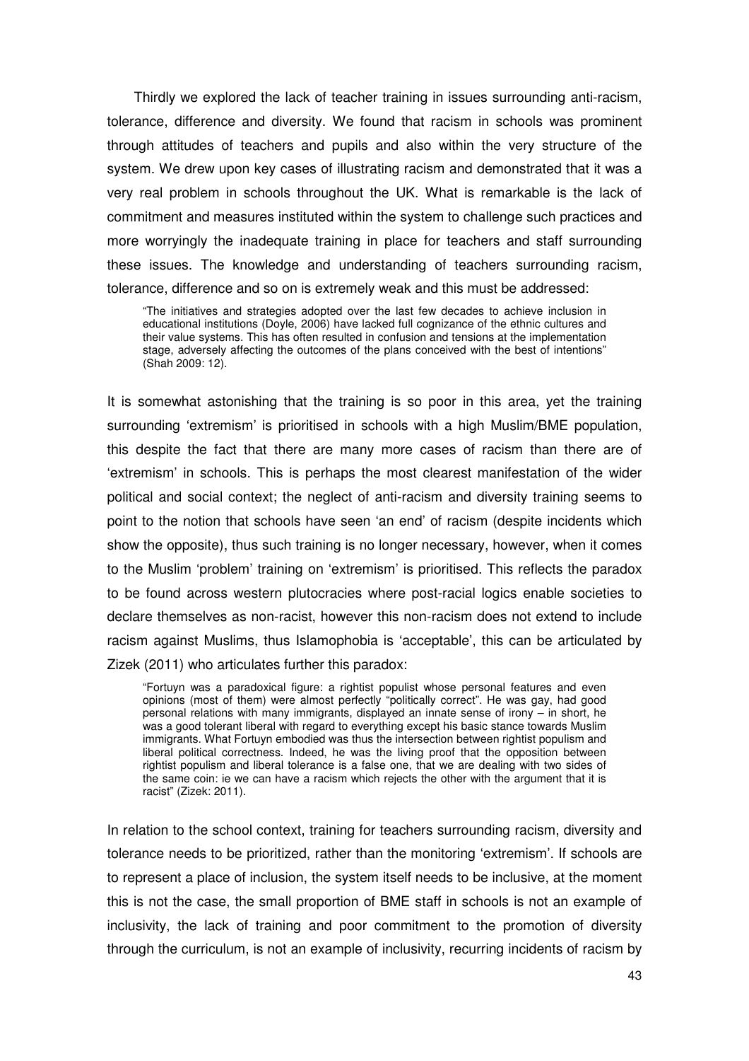Thirdly we explored the lack of teacher training in issues surrounding anti-racism, tolerance, difference and diversity. We found that racism in schools was prominent through attitudes of teachers and pupils and also within the very structure of the system. We drew upon key cases of illustrating racism and demonstrated that it was a very real problem in schools throughout the UK. What is remarkable is the lack of commitment and measures instituted within the system to challenge such practices and more worryingly the inadequate training in place for teachers and staff surrounding these issues. The knowledge and understanding of teachers surrounding racism, tolerance, difference and so on is extremely weak and this must be addressed:

> "The initiatives and strategies adopted over the last few decades to achieve inclusion in educational institutions (Doyle, 2006) have lacked full cognizance of the ethnic cultures and their value systems. This has often resulted in confusion and tensions at the implementation stage, adversely affecting the outcomes of the plans conceived with the best of intentions" (Shah 2009: 12).

It is somewhat astonishing that the training is so poor in this area, yet the training surrounding 'extremism' is prioritised in schools with a high Muslim/BME population, this despite the fact that there are many more cases of racism than there are of 'extremism' in schools. This is perhaps the most clearest manifestation of the wider political and social context; the neglect of anti-racism and diversity training seems to point to the notion that schools have seen 'an end' of racism (despite incidents which show the opposite), thus such training is no longer necessary, however, when it comes to the Muslim 'problem' training on 'extremism' is prioritised. This reflects the paradox to be found across western plutocracies where post-racial logics enable societies to declare themselves as non-racist, however this non-racism does not extend to include racism against Muslims, thus Islamophobia is 'acceptable', this can be articulated by Zizek (2011) who articulates further this paradox:

> "Fortuyn was a paradoxical figure: a rightist populist whose personal features and even opinions (most of them) were almost perfectly "politically correct". He was gay, had good personal relations with many immigrants, displayed an innate sense of irony – in short, he was a good tolerant liberal with regard to everything except his basic stance towards Muslim immigrants. What Fortuyn embodied was thus the intersection between rightist populism and liberal political correctness. Indeed, he was the living proof that the opposition between rightist populism and liberal tolerance is a false one, that we are dealing with two sides of the same coin: ie we can have a racism which rejects the other with the argument that it is racist" (Zizek: 2011).

In relation to the school context, training for teachers surrounding racism, diversity and tolerance needs to be prioritized, rather than the monitoring 'extremism'. If schools are to represent a place of inclusion, the system itself needs to be inclusive, at the moment this is not the case, the small proportion of BME staff in schools is not an example of inclusivity, the lack of training and poor commitment to the promotion of diversity through the curriculum, is not an example of inclusivity, recurring incidents of racism by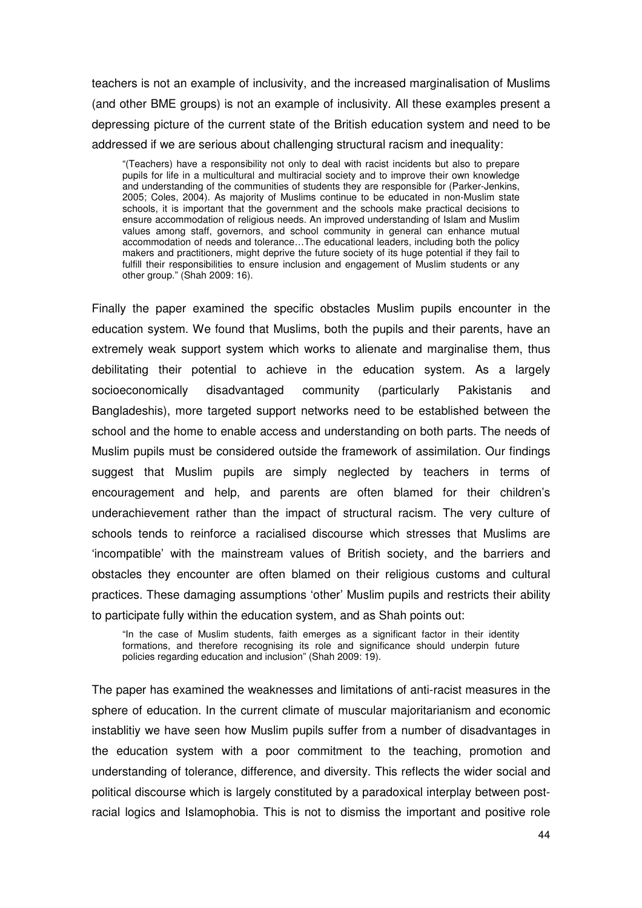teachers is not an example of inclusivity, and the increased marginalisation of Muslims (and other BME groups) is not an example of inclusivity. All these examples present a depressing picture of the current state of the British education system and need to be addressed if we are serious about challenging structural racism and inequality:

> "(Teachers) have a responsibility not only to deal with racist incidents but also to prepare pupils for life in a multicultural and multiracial society and to improve their own knowledge and understanding of the communities of students they are responsible for (Parker-Jenkins, 2005; Coles, 2004). As majority of Muslims continue to be educated in non-Muslim state schools, it is important that the government and the schools make practical decisions to ensure accommodation of religious needs. An improved understanding of Islam and Muslim values among staff, governors, and school community in general can enhance mutual accommodation of needs and tolerance…The educational leaders, including both the policy makers and practitioners, might deprive the future society of its huge potential if they fail to fulfill their responsibilities to ensure inclusion and engagement of Muslim students or any other group." (Shah 2009: 16).

Finally the paper examined the specific obstacles Muslim pupils encounter in the education system. We found that Muslims, both the pupils and their parents, have an extremely weak support system which works to alienate and marginalise them, thus debilitating their potential to achieve in the education system. As a largely socioeconomically disadvantaged community (particularly Pakistanis and Bangladeshis), more targeted support networks need to be established between the school and the home to enable access and understanding on both parts. The needs of Muslim pupils must be considered outside the framework of assimilation. Our findings suggest that Muslim pupils are simply neglected by teachers in terms of encouragement and help, and parents are often blamed for their children's underachievement rather than the impact of structural racism. The very culture of schools tends to reinforce a racialised discourse which stresses that Muslims are 'incompatible' with the mainstream values of British society, and the barriers and obstacles they encounter are often blamed on their religious customs and cultural practices. These damaging assumptions 'other' Muslim pupils and restricts their ability to participate fully within the education system, and as Shah points out:

> "In the case of Muslim students, faith emerges as a significant factor in their identity formations, and therefore recognising its role and significance should underpin future policies regarding education and inclusion" (Shah 2009: 19).

The paper has examined the weaknesses and limitations of anti-racist measures in the sphere of education. In the current climate of muscular majoritarianism and economic instablitiy we have seen how Muslim pupils suffer from a number of disadvantages in the education system with a poor commitment to the teaching, promotion and understanding of tolerance, difference, and diversity. This reflects the wider social and political discourse which is largely constituted by a paradoxical interplay between post-racial logics and Islamophobia. This is not to dismiss the important and positive role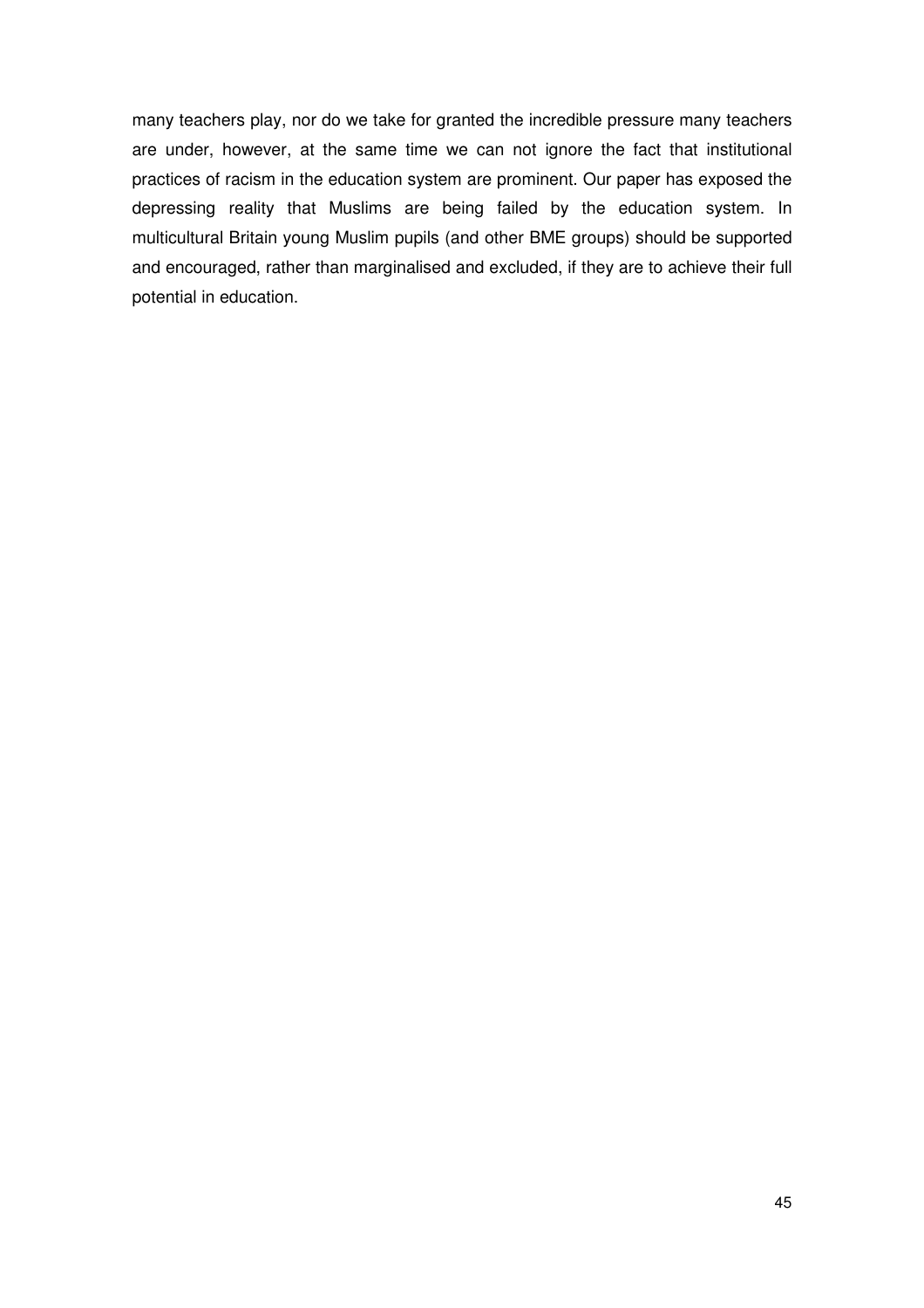many teachers play, nor do we take for granted the incredible pressure many teachers are under, however, at the same time we can not ignore the fact that institutional practices of racism in the education system are prominent. Our paper has exposed the depressing reality that Muslims are being failed by the education system. In multicultural Britain young Muslim pupils (and other BME groups) should be supported and encouraged, rather than marginalised and excluded, if they are to achieve their full potential in education.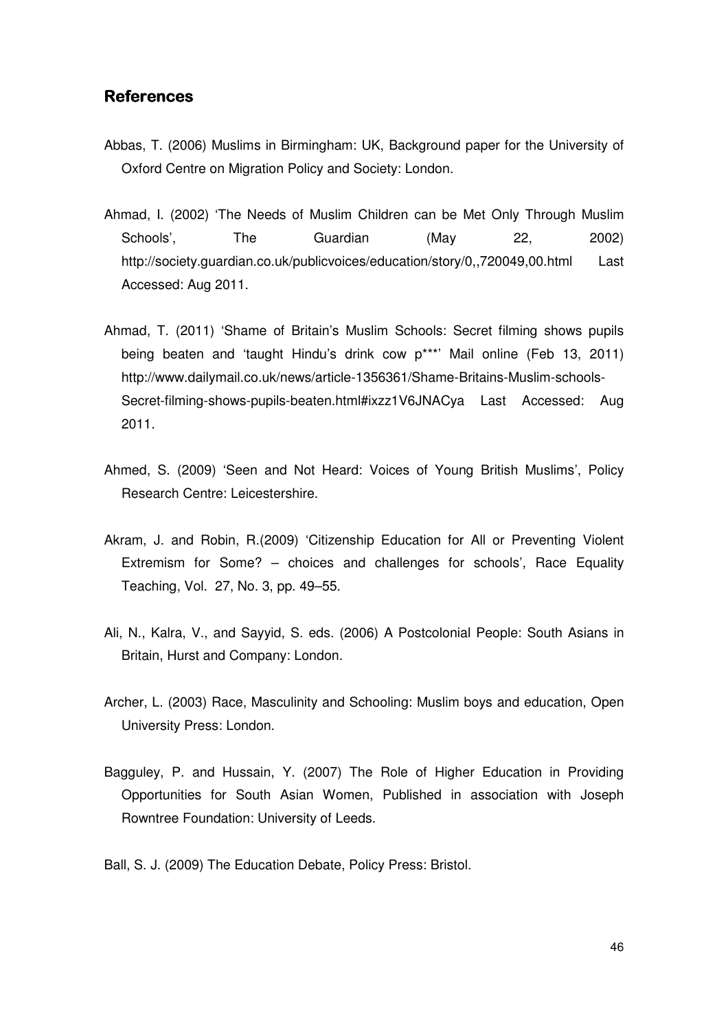## References

Abbas, T. (2006) Muslims in Birmingham: UK, Background paper for the University of Oxford Centre on Migration Policy and Society: London.

Ahmad, I. (2002) 'The Needs of Muslim Children can be Met Only Through Muslim Schools', The Guardian (May 22, 2002) http://society.guardian.co.uk/publicvoices/education/story/0,,720049,00.html Last Accessed: Aug 2011.

Ahmad, T. (2011) 'Shame of Britain's Muslim Schools: Secret filming shows pupils being beaten and 'taught Hindu's drink cow p***' Mail online (Feb 13, 2011) http://www.dailymail.co.uk/news/article-1356361/Shame-Britains-Muslim-schools-Secret-filming-shows-pupils-beaten.html#ixzz1V6JNACya Last Accessed: Aug 2011.

Ahmed, S. (2009) 'Seen and Not Heard: Voices of Young British Muslims', Policy Research Centre: Leicestershire.

Akram, J. and Robin, R.(2009) 'Citizenship Education for All or Preventing Violent Extremism for Some? – choices and challenges for schools', Race Equality Teaching, Vol. 27, No. 3, pp. 49–55.

Ali, N., Kalra, V., and Sayyid, S. eds. (2006) A Postcolonial People: South Asians in Britain, Hurst and Company: London.

Archer, L. (2003) Race, Masculinity and Schooling: Muslim boys and education, Open University Press: London.

Bagguley, P. and Hussain, Y. (2007) The Role of Higher Education in Providing Opportunities for South Asian Women, Published in association with Joseph Rowntree Foundation: University of Leeds.

Ball, S. J. (2009) The Education Debate, Policy Press: Bristol.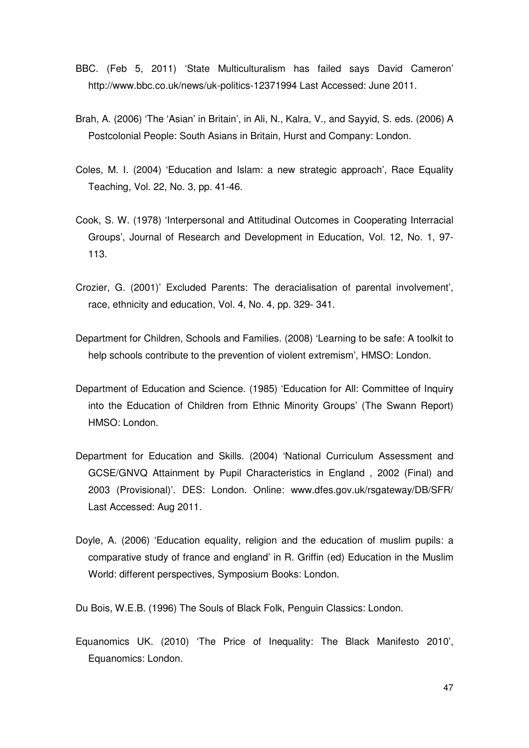BBC. (Feb 5, 2011) 'State Multiculturalism has failed says David Cameron' http://www.bbc.co.uk/news/uk-politics-12371994 Last Accessed: June 2011.

Brah, A. (2006) 'The 'Asian' in Britain', in Ali, N., Kalra, V., and Sayyid, S. eds. (2006) A Postcolonial People: South Asians in Britain, Hurst and Company: London.

Coles, M. I. (2004) 'Education and Islam: a new strategic approach', Race Equality Teaching, Vol. 22, No. 3, pp. 41-46.

Cook, S. W. (1978) 'Interpersonal and Attitudinal Outcomes in Cooperating Interracial Groups', Journal of Research and Development in Education, Vol. 12, No. 1, 97-113.

Crozier, G. (2001)' Excluded Parents: The deracialisation of parental involvement', race, ethnicity and education, Vol. 4, No. 4, pp. 329- 341.

Department for Children, Schools and Families. (2008) 'Learning to be safe: A toolkit to help schools contribute to the prevention of violent extremism', HMSO: London.

Department of Education and Science. (1985) 'Education for All: Committee of Inquiry into the Education of Children from Ethnic Minority Groups' (The Swann Report) HMSO: London.

Department for Education and Skills. (2004) 'National Curriculum Assessment and GCSE/GNVQ Attainment by Pupil Characteristics in England , 2002 (Final) and 2003 (Provisional)'. DES: London. Online: www.dfes.gov.uk/rsgateway/DB/SFR/ Last Accessed: Aug 2011.

Doyle, A. (2006) 'Education equality, religion and the education of muslim pupils: a comparative study of france and england' in R. Griffin (ed) Education in the Muslim World: different perspectives, Symposium Books: London.

Du Bois, W.E.B. (1996) The Souls of Black Folk, Penguin Classics: London.

Equanomics UK. (2010) 'The Price of Inequality: The Black Manifesto 2010', Equanomics: London.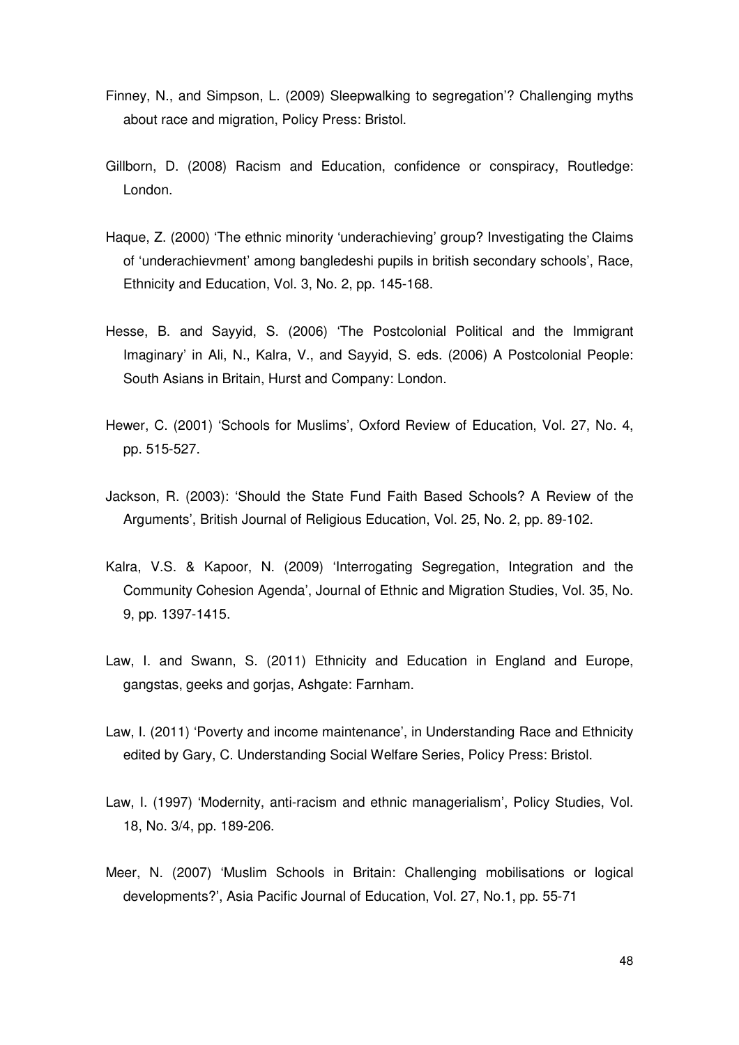Finney, N., and Simpson, L. (2009) Sleepwalking to segregation'? Challenging myths about race and migration, Policy Press: Bristol.

Gillborn, D. (2008) Racism and Education, confidence or conspiracy, Routledge: London.

Haque, Z. (2000) 'The ethnic minority 'underachieving' group? Investigating the Claims of 'underachievment' among bangledeshi pupils in british secondary schools', Race, Ethnicity and Education, Vol. 3, No. 2, pp. 145-168.

Hesse, B. and Sayyid, S. (2006) 'The Postcolonial Political and the Immigrant Imaginary' in Ali, N., Kalra, V., and Sayyid, S. eds. (2006) A Postcolonial People: South Asians in Britain, Hurst and Company: London.

Hewer, C. (2001) 'Schools for Muslims', Oxford Review of Education, Vol. 27, No. 4, pp. 515-527.

Jackson, R. (2003): 'Should the State Fund Faith Based Schools? A Review of the Arguments', British Journal of Religious Education, Vol. 25, No. 2, pp. 89-102.

Kalra, V.S. & Kapoor, N. (2009) 'Interrogating Segregation, Integration and the Community Cohesion Agenda', Journal of Ethnic and Migration Studies, Vol. 35, No. 9, pp. 1397-1415.

Law, I. and Swann, S. (2011) Ethnicity and Education in England and Europe, gangstas, geeks and gorjas, Ashgate: Farnham.

Law, I. (2011) 'Poverty and income maintenance', in Understanding Race and Ethnicity edited by Gary, C. Understanding Social Welfare Series, Policy Press: Bristol.

Law, I. (1997) 'Modernity, anti-racism and ethnic managerialism', Policy Studies, Vol. 18, No. 3/4, pp. 189-206.

Meer, N. (2007) 'Muslim Schools in Britain: Challenging mobilisations or logical developments?', Asia Pacific Journal of Education, Vol. 27, No.1, pp. 55-71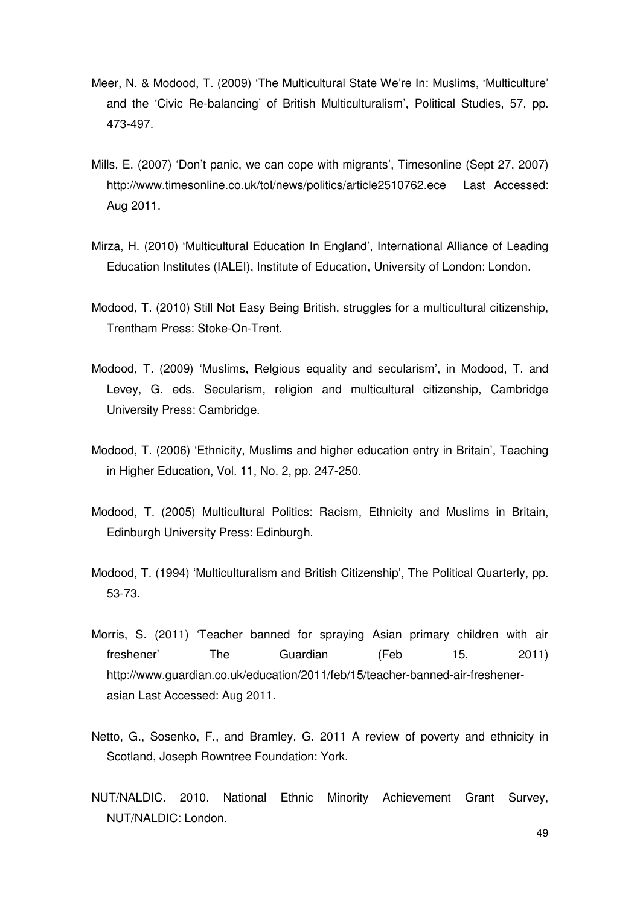Meer, N. & Modood, T. (2009) 'The Multicultural State We're In: Muslims, 'Multiculture' and the 'Civic Re-balancing' of British Multiculturalism', Political Studies, 57, pp. 473-497.

Mills, E. (2007) 'Don't panic, we can cope with migrants', Timesonline (Sept 27, 2007) http://www.timesonline.co.uk/tol/news/politics/article2510762.ece Last Accessed: Aug 2011.

Mirza, H. (2010) 'Multicultural Education In England', International Alliance of Leading Education Institutes (IALEI), Institute of Education, University of London: London.

Modood, T. (2010) Still Not Easy Being British, struggles for a multicultural citizenship, Trentham Press: Stoke-On-Trent.

Modood, T. (2009) 'Muslims, Relgious equality and secularism', in Modood, T. and Levey, G. eds. Secularism, religion and multicultural citizenship, Cambridge University Press: Cambridge.

Modood, T. (2006) 'Ethnicity, Muslims and higher education entry in Britain', Teaching in Higher Education, Vol. 11, No. 2, pp. 247-250.

Modood, T. (2005) Multicultural Politics: Racism, Ethnicity and Muslims in Britain, Edinburgh University Press: Edinburgh.

Modood, T. (1994) 'Multiculturalism and British Citizenship', The Political Quarterly, pp. 53-73.

Morris, S. (2011) 'Teacher banned for spraying Asian primary children with air freshener' The Guardian (Feb 15, 2011) http://www.guardian.co.uk/education/2011/feb/15/teacher-banned-air-freshener-asian Last Accessed: Aug 2011.

Netto, G., Sosenko, F., and Bramley, G. 2011 A review of poverty and ethnicity in Scotland, Joseph Rowntree Foundation: York.

NUT/NALDIC. 2010. National Ethnic Minority Achievement Grant Survey, NUT/NALDIC: London.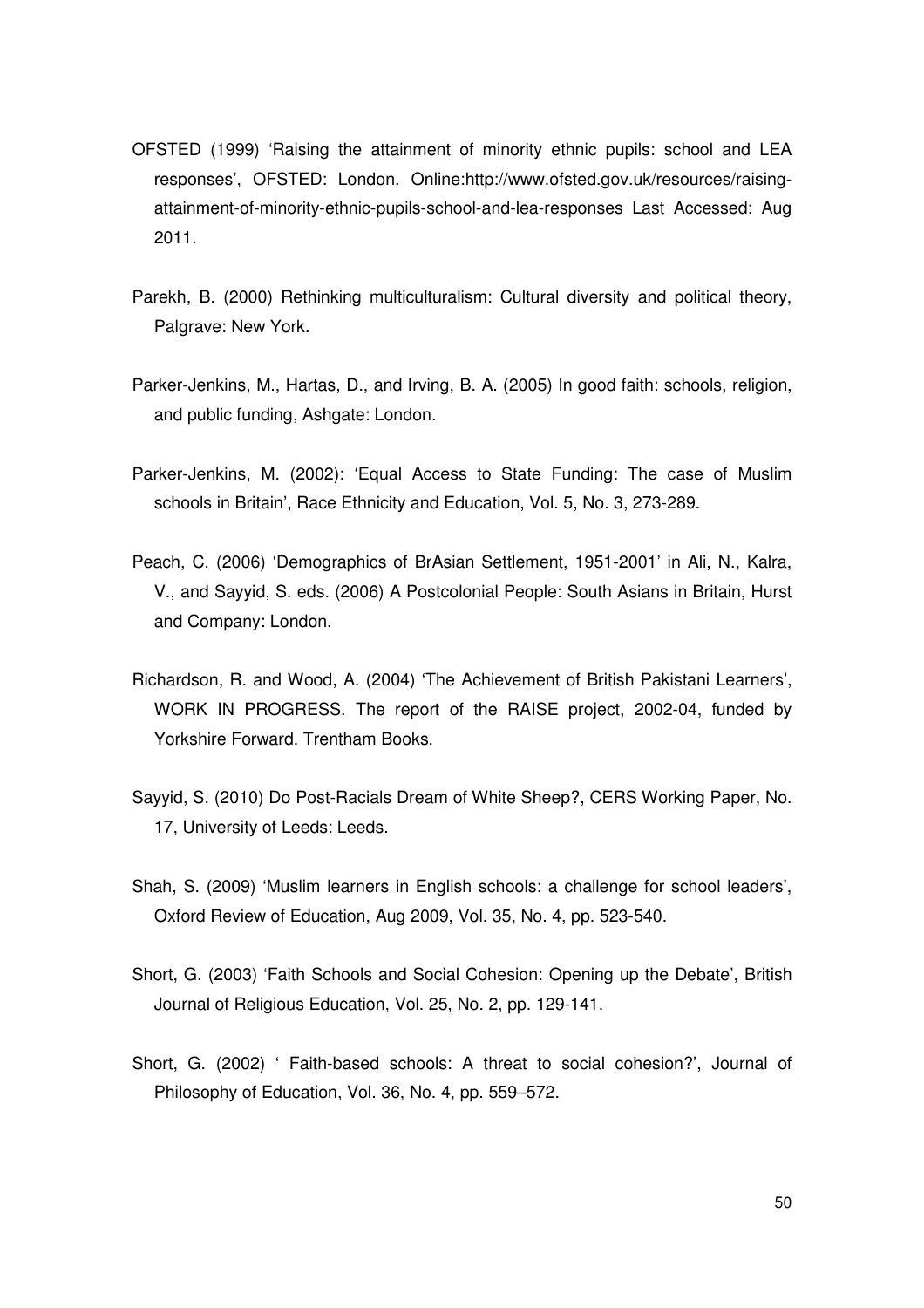OFSTED (1999) 'Raising the attainment of minority ethnic pupils: school and LEA responses', OFSTED: London. Online:http://www.ofsted.gov.uk/resources/raising-attainment-of-minority-ethnic-pupils-school-and-lea-responses Last Accessed: Aug 2011.

Parekh, B. (2000) Rethinking multiculturalism: Cultural diversity and political theory, Palgrave: New York.

Parker-Jenkins, M., Hartas, D., and Irving, B. A. (2005) In good faith: schools, religion, and public funding, Ashgate: London.

Parker-Jenkins, M. (2002): 'Equal Access to State Funding: The case of Muslim schools in Britain', Race Ethnicity and Education, Vol. 5, No. 3, 273-289.

Peach, C. (2006) 'Demographics of BrAsian Settlement, 1951-2001' in Ali, N., Kalra, V., and Sayyid, S. eds. (2006) A Postcolonial People: South Asians in Britain, Hurst and Company: London.

Richardson, R. and Wood, A. (2004) 'The Achievement of British Pakistani Learners', WORK IN PROGRESS. The report of the RAISE project, 2002-04, funded by Yorkshire Forward. Trentham Books.

Sayyid, S. (2010) Do Post-Racials Dream of White Sheep?, CERS Working Paper, No. 17, University of Leeds: Leeds.

Shah, S. (2009) 'Muslim learners in English schools: a challenge for school leaders', Oxford Review of Education, Aug 2009, Vol. 35, No. 4, pp. 523-540.

Short, G. (2003) 'Faith Schools and Social Cohesion: Opening up the Debate', British Journal of Religious Education, Vol. 25, No. 2, pp. 129-141.

Short, G. (2002) ' Faith-based schools: A threat to social cohesion?', Journal of Philosophy of Education, Vol. 36, No. 4, pp. 559–572.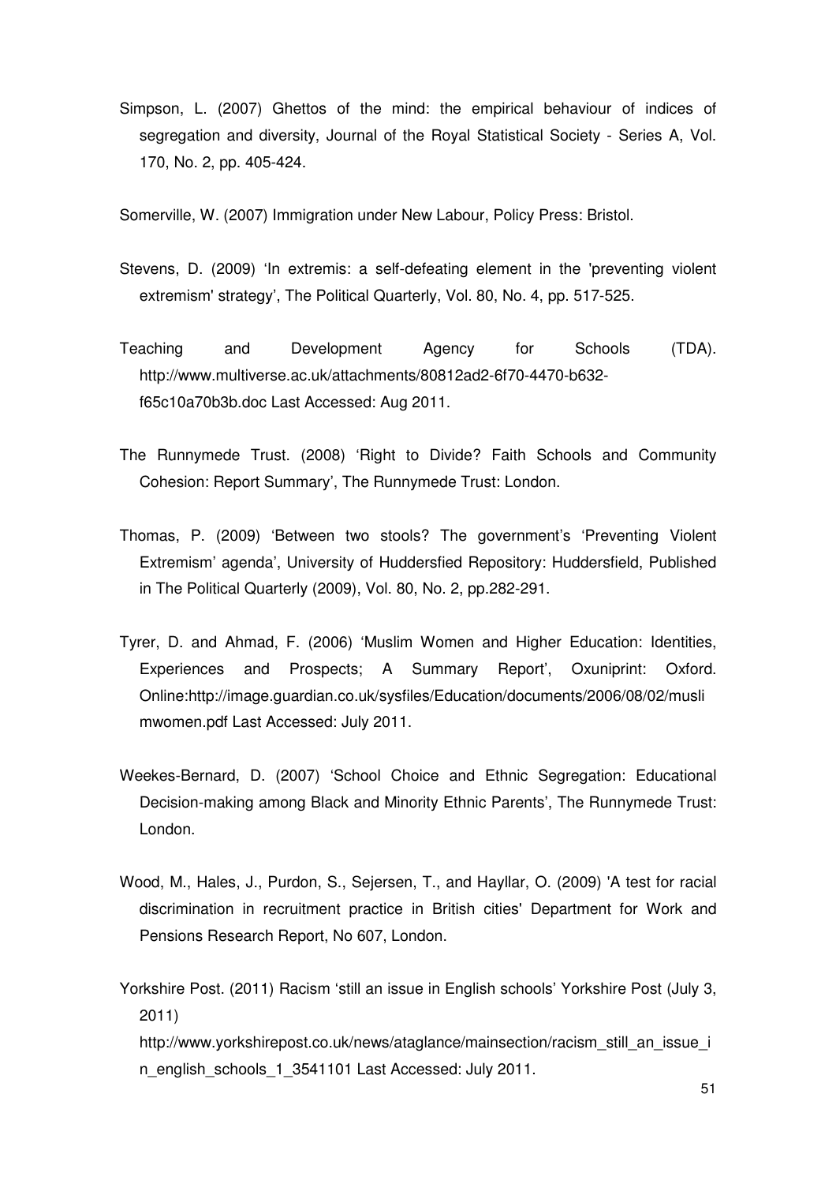Simpson, L. (2007) Ghettos of the mind: the empirical behaviour of indices of segregation and diversity, Journal of the Royal Statistical Society - Series A, Vol. 170, No. 2, pp. 405-424.

Somerville, W. (2007) Immigration under New Labour, Policy Press: Bristol.

Stevens, D. (2009) 'In extremis: a self-defeating element in the 'preventing violent extremism' strategy', The Political Quarterly, Vol. 80, No. 4, pp. 517-525.

Teaching and Development Agency for Schools (TDA). http://www.multiverse.ac.uk/attachments/80812ad2-6f70-4470-b632-f65c10a70b3b.doc Last Accessed: Aug 2011.

The Runnymede Trust. (2008) 'Right to Divide? Faith Schools and Community Cohesion: Report Summary', The Runnymede Trust: London.

Thomas, P. (2009) 'Between two stools? The government's 'Preventing Violent Extremism' agenda', University of Huddersfied Repository: Huddersfield, Published in The Political Quarterly (2009), Vol. 80, No. 2, pp.282-291.

Tyrer, D. and Ahmad, F. (2006) 'Muslim Women and Higher Education: Identities, Experiences and Prospects; A Summary Report', Oxuniprint: Oxford. Online:http://image.guardian.co.uk/sysfiles/Education/documents/2006/08/02/muslimwomen.pdf Last Accessed: July 2011.

Weekes-Bernard, D. (2007) 'School Choice and Ethnic Segregation: Educational Decision-making among Black and Minority Ethnic Parents', The Runnymede Trust: London.

Wood, M., Hales, J., Purdon, S., Sejersen, T., and Hayllar, O. (2009) 'A test for racial discrimination in recruitment practice in British cities' Department for Work and Pensions Research Report, No 607, London.

Yorkshire Post. (2011) Racism 'still an issue in English schools' Yorkshire Post (July 3, 2011) http://www.yorkshirepost.co.uk/news/ataglance/mainsection/racism_still_an_issue_in_english_schools_1_3541101 Last Accessed: July 2011.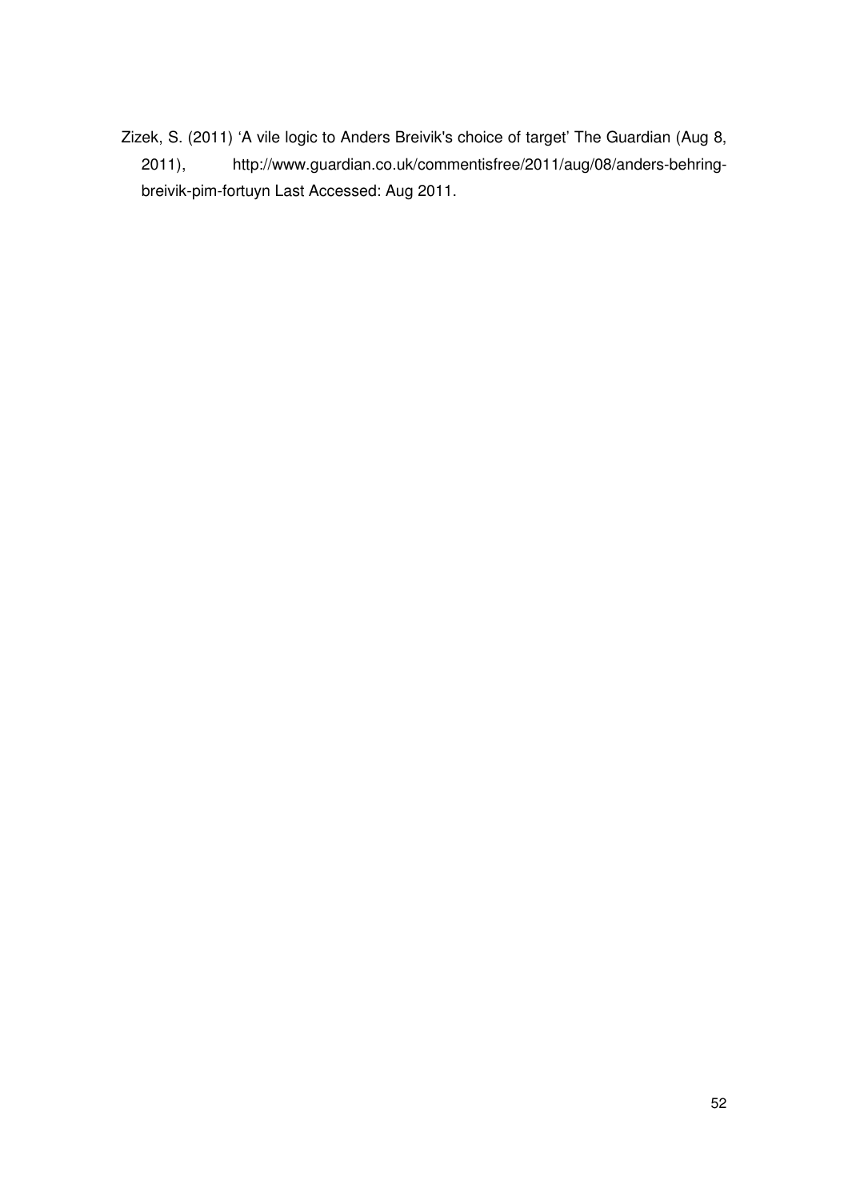Zizek, S. (2011) 'A vile logic to Anders Breivik's choice of target' The Guardian (Aug 8, 2011), http://www.guardian.co.uk/commentisfree/2011/aug/08/anders-behring-breivik-pim-fortuyn Last Accessed: Aug 2011.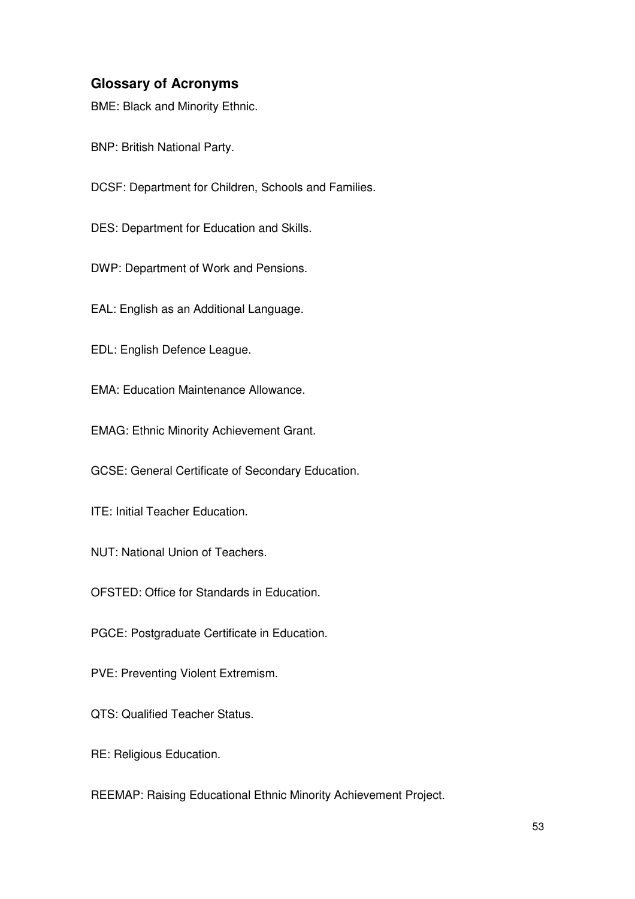## Glossary of Acronyms

BME: Black and Minority Ethnic.

BNP: British National Party.

DCSF: Department for Children, Schools and Families.

DES: Department for Education and Skills.

DWP: Department of Work and Pensions.

EAL: English as an Additional Language.

EDL: English Defence League.

EMA: Education Maintenance Allowance.

EMAG: Ethnic Minority Achievement Grant.

GCSE: General Certificate of Secondary Education.

ITE: Initial Teacher Education.

NUT: National Union of Teachers.

OFSTED: Office for Standards in Education.

PGCE: Postgraduate Certificate in Education.

PVE: Preventing Violent Extremism.

QTS: Qualified Teacher Status.

RE: Religious Education.

REEMAP: Raising Educational Ethnic Minority Achievement Project.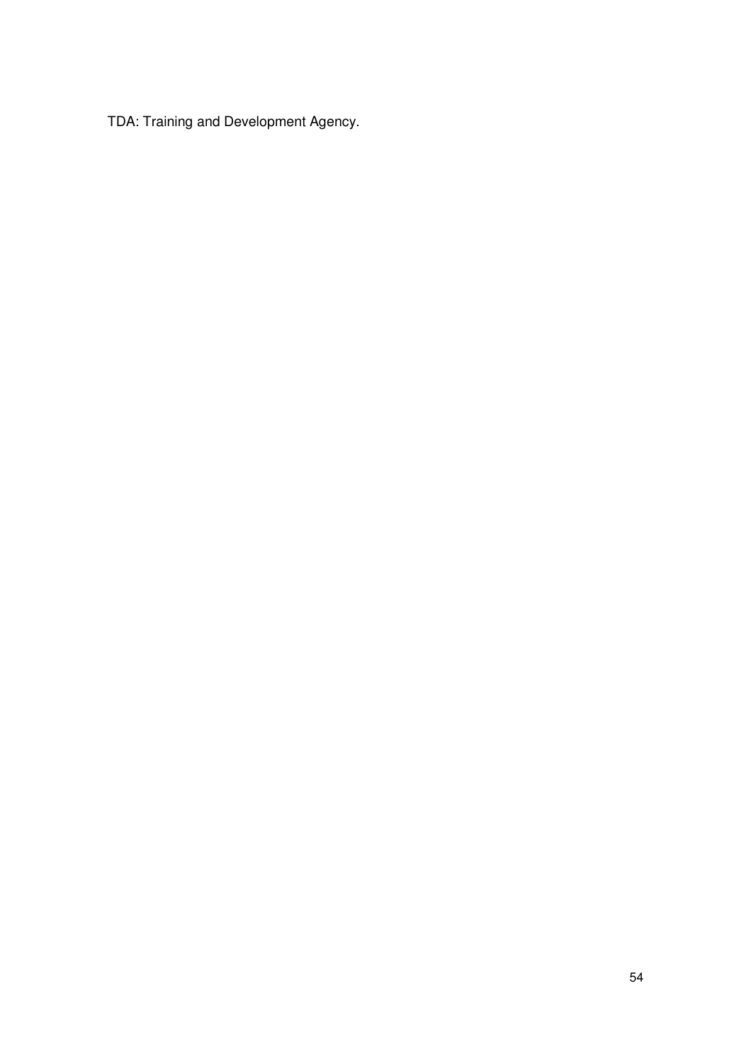TDA: Training and Development Agency.